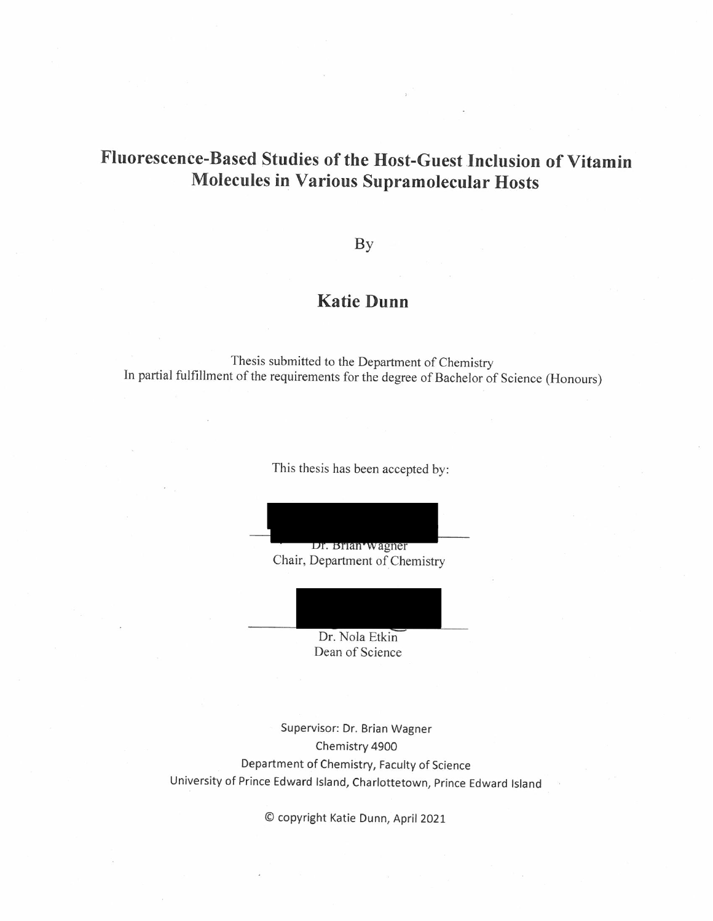# Fluorescence-Based Studies of the Host-Guest Inclusion of Vitamin Molecules in Various Supramolecular Hosts

By

## Katie Dunn

Thesis submitted to the Department of Chemistry
In partial fulfillment of the requirements for the degree of Bachelor of Science (Honours)

This thesis has been accepted by:

Dr. Brian Wagner
Chair, Department of Chemistry

Dr. Nola Etkin
Dean of Science

Supervisor: Dr. Brian Wagner
Chemistry 4900
Department of Chemistry, Faculty of Science
University of Prince Edward Island, Charlottetown, Prince Edward Island

© copyright Katie Dunn, April 2021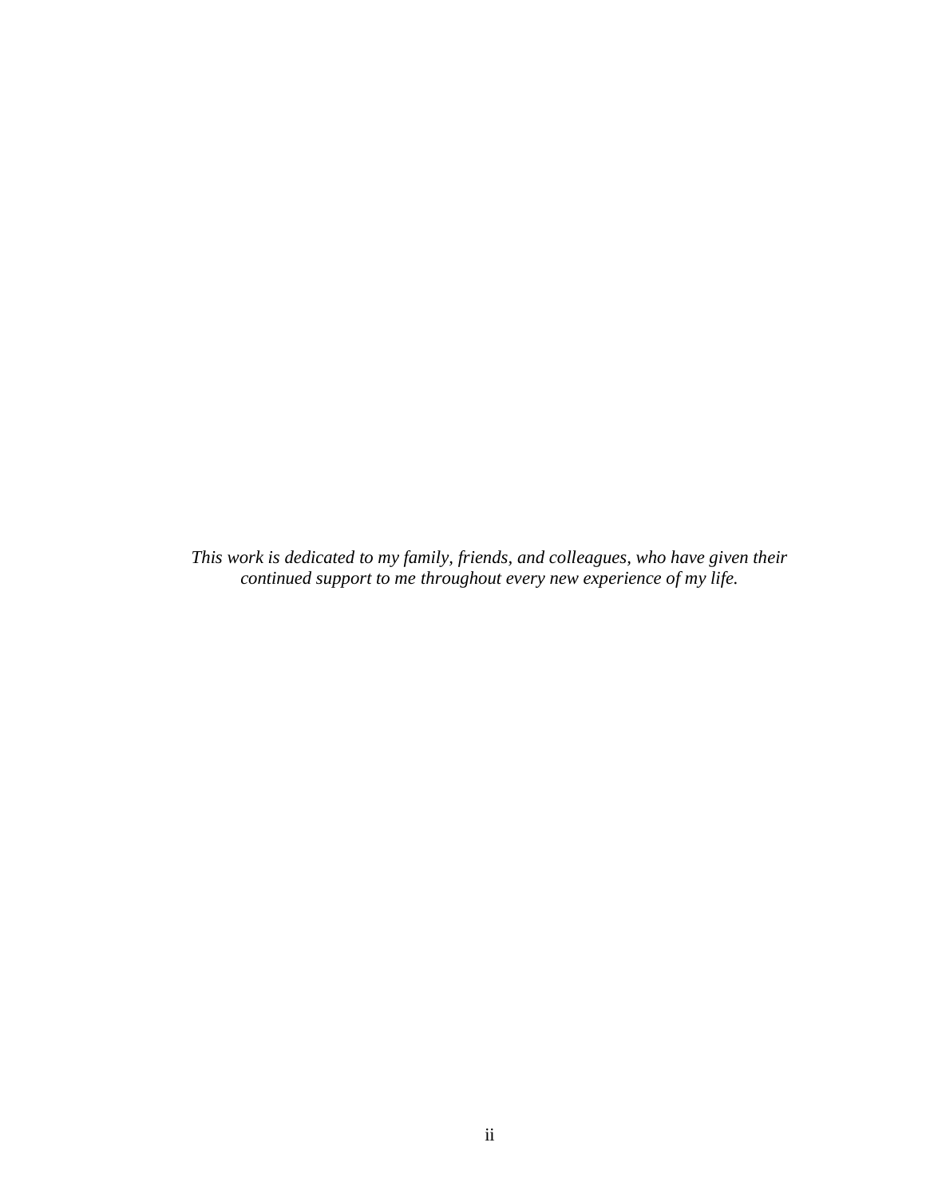*This work is dedicated to my family, friends, and colleagues, who have given their continued support to me throughout every new experience of my life.*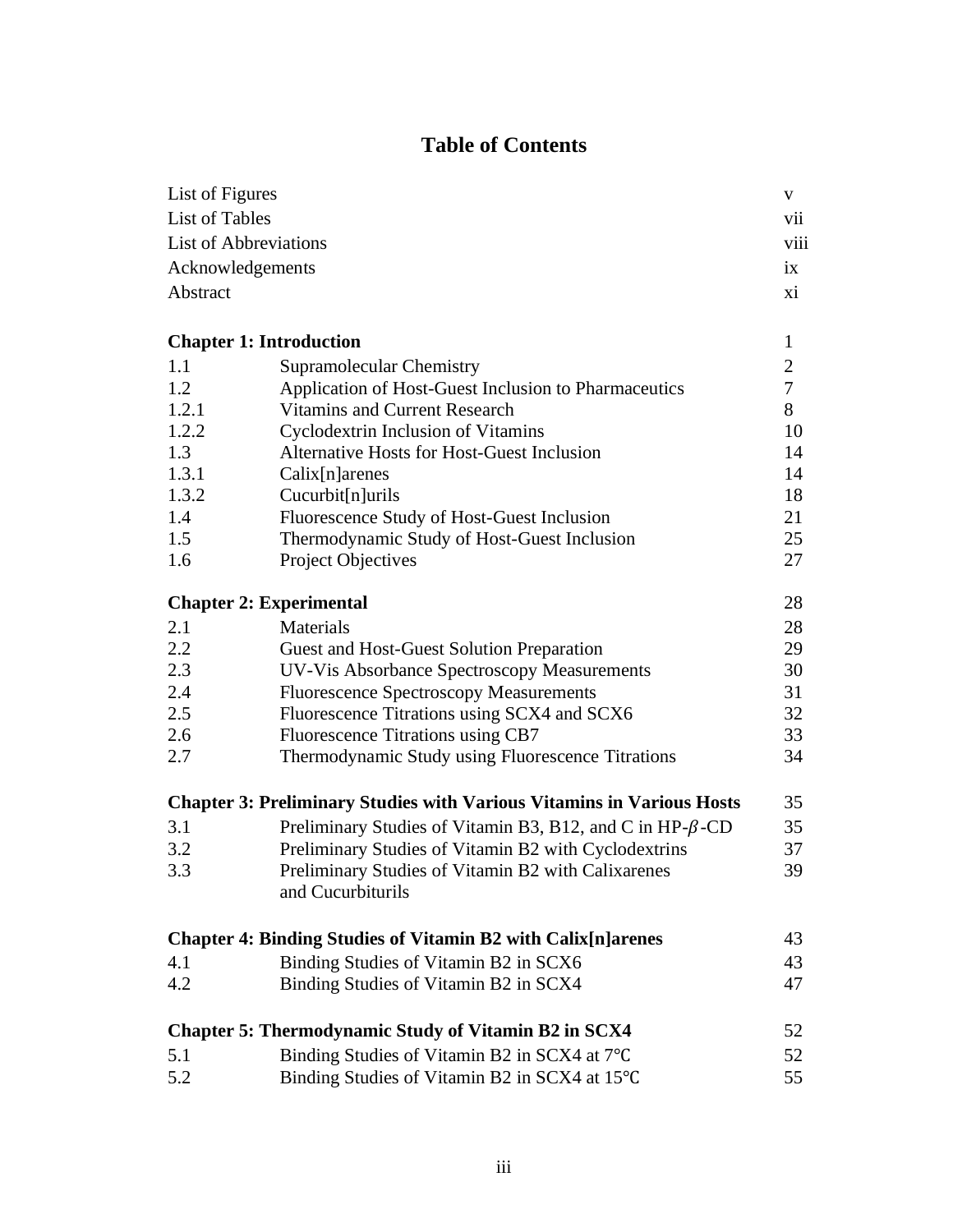# Table of Contents

| | | |
|---|---|---|
| List of Figures | | v |
| List of Tables | | vii |
| List of Abbreviations | | viii |
| Acknowledgements | | ix |
| Abstract | | xi |
| **Chapter 1: Introduction** | | 1 |
| 1.1 | Supramolecular Chemistry | 2 |
| 1.2 | Application of Host-Guest Inclusion to Pharmaceutics | 7 |
| 1.2.1 | Vitamins and Current Research | 8 |
| 1.2.2 | Cyclodextrin Inclusion of Vitamins | 10 |
| 1.3 | Alternative Hosts for Host-Guest Inclusion | 14 |
| 1.3.1 | Calix[n]arenes | 14 |
| 1.3.2 | Cucurbit[n]urils | 18 |
| 1.4 | Fluorescence Study of Host-Guest Inclusion | 21 |
| 1.5 | Thermodynamic Study of Host-Guest Inclusion | 25 |
| 1.6 | Project Objectives | 27 |
| **Chapter 2: Experimental** | | 28 |
| 2.1 | Materials | 28 |
| 2.2 | Guest and Host-Guest Solution Preparation | 29 |
| 2.3 | UV-Vis Absorbance Spectroscopy Measurements | 30 |
| 2.4 | Fluorescence Spectroscopy Measurements | 31 |
| 2.5 | Fluorescence Titrations using SCX4 and SCX6 | 32 |
| 2.6 | Fluorescence Titrations using CB7 | 33 |
| 2.7 | Thermodynamic Study using Fluorescence Titrations | 34 |
| **Chapter 3: Preliminary Studies with Various Vitamins in Various Hosts** | | 35 |
| 3.1 | Preliminary Studies of Vitamin B3, B12, and C in HP-$\beta$-CD | 35 |
| 3.2 | Preliminary Studies of Vitamin B2 with Cyclodextrins | 37 |
| 3.3 | Preliminary Studies of Vitamin B2 with Calixarenes and Cucurbiturils | 39 |
| **Chapter 4: Binding Studies of Vitamin B2 with Calix[n]arenes** | | 43 |
| 4.1 | Binding Studies of Vitamin B2 in SCX6 | 43 |
| 4.2 | Binding Studies of Vitamin B2 in SCX4 | 47 |
| **Chapter 5: Thermodynamic Study of Vitamin B2 in SCX4** | | 52 |
| 5.1 | Binding Studies of Vitamin B2 in SCX4 at 7℃ | 52 |
| 5.2 | Binding Studies of Vitamin B2 in SCX4 at 15℃ | 55 |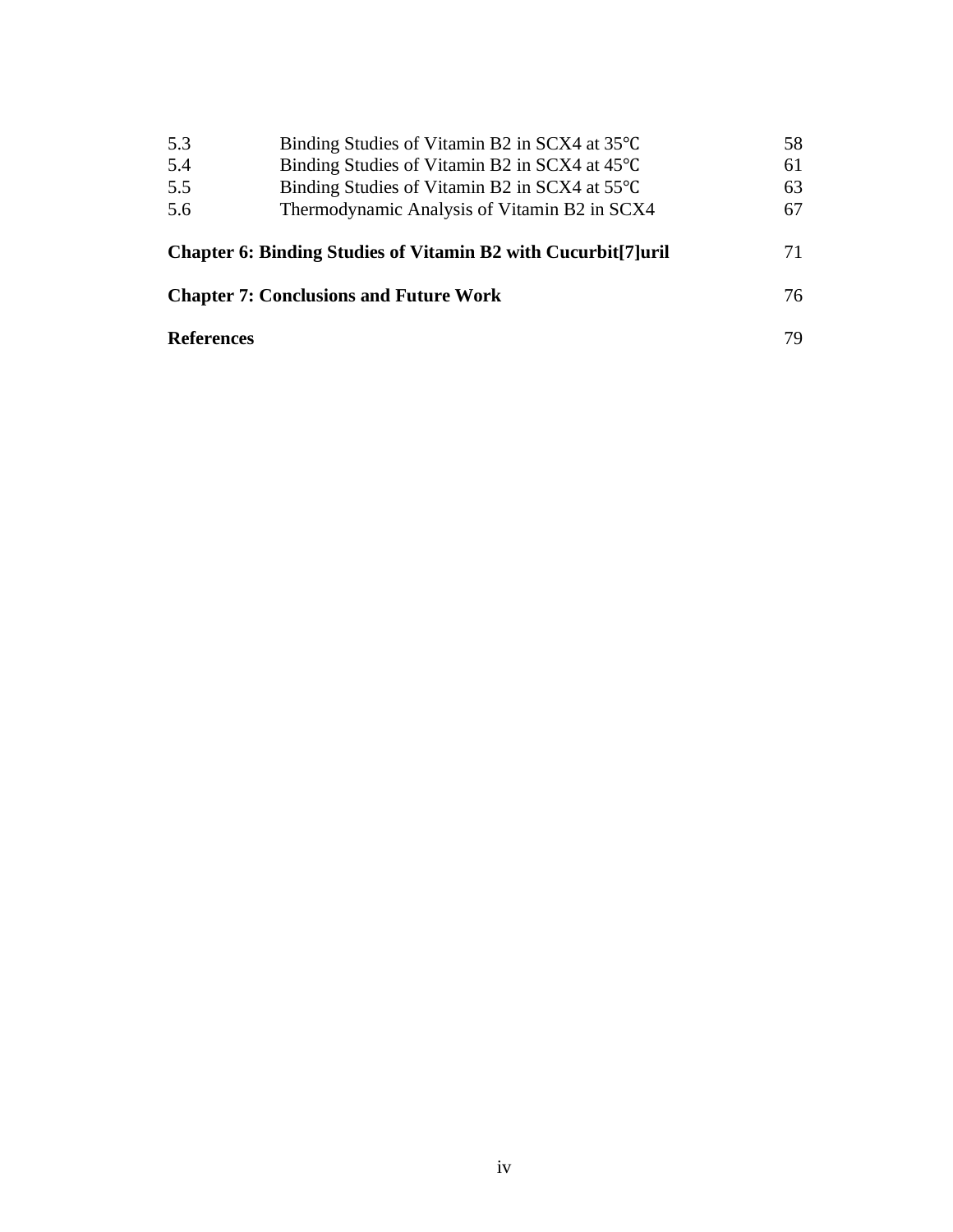| | | |
|---|---|---|
| 5.3 | Binding Studies of Vitamin B2 in SCX4 at 35℃ | 58 |
| 5.4 | Binding Studies of Vitamin B2 in SCX4 at 45℃ | 61 |
| 5.5 | Binding Studies of Vitamin B2 in SCX4 at 55℃ | 63 |
| 5.6 | Thermodynamic Analysis of Vitamin B2 in SCX4 | 67 |

**Chapter 6: Binding Studies of Vitamin B2 with Cucurbit[7]uril** 71

**Chapter 7: Conclusions and Future Work** 76

**References** 79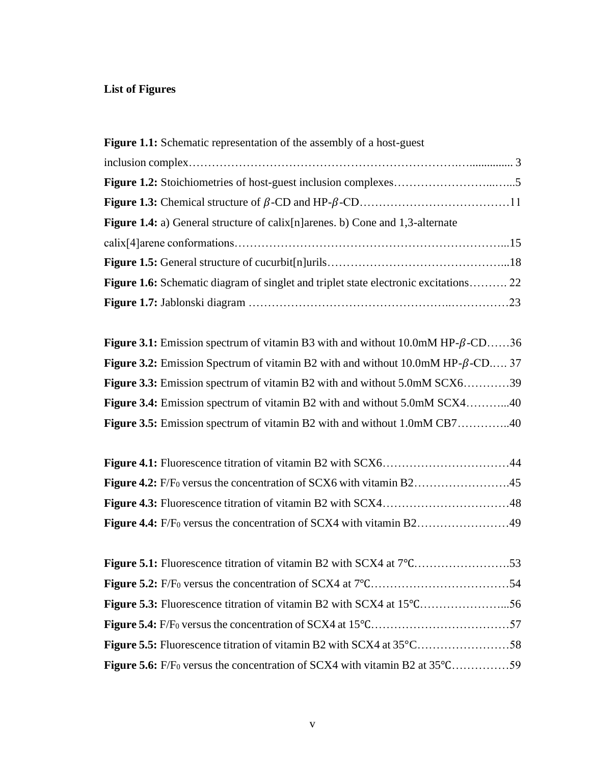**List of Figures**

**Figure 1.1:** Schematic representation of the assembly of a host-guest inclusion complex…………………………………………………………………................ 3

**Figure 1.2:** Stoichiometries of host-guest inclusion complexes……………………...…...5

**Figure 1.3:** Chemical structure of $\beta$-CD and HP-$\beta$-CD…………………………………11

**Figure 1.4:** a) General structure of calix[n]arenes. b) Cone and 1,3-alternate calix[4]arene conformations……………………………………………………………...15

**Figure 1.5:** General structure of cucurbit[n]urils………………………………………...18

**Figure 1.6:** Schematic diagram of singlet and triplet state electronic excitations………. 22

**Figure 1.7:** Jablonski diagram ……………………………………………..……………23

**Figure 3.1:** Emission spectrum of vitamin B3 with and without 10.0mM HP-$\beta$-CD……36

**Figure 3.2:** Emission Spectrum of vitamin B2 with and without 10.0mM HP-$\beta$-CD.…. 37

**Figure 3.3:** Emission spectrum of vitamin B2 with and without 5.0mM SCX6…………39

**Figure 3.4:** Emission spectrum of vitamin B2 with and without 5.0mM SCX4………...40

**Figure 3.5:** Emission spectrum of vitamin B2 with and without 1.0mM CB7…………..40

**Figure 4.1:** Fluorescence titration of vitamin B2 with SCX6……………………………44

**Figure 4.2:** $F/F_0$ versus the concentration of SCX6 with vitamin B2…………………….45

**Figure 4.3:** Fluorescence titration of vitamin B2 with SCX4……………………………48

**Figure 4.4:** $F/F_0$ versus the concentration of SCX4 with vitamin B2……………………49

**Figure 5.1:** Fluorescence titration of vitamin B2 with SCX4 at 7℃…………………….53

**Figure 5.2:** $F/F_0$ versus the concentration of SCX4 at 7℃………………………………54

**Figure 5.3:** Fluorescence titration of vitamin B2 with SCX4 at 15℃…………………...56

**Figure 5.4:** $F/F_0$ versus the concentration of SCX4 at 15℃………………………………57

**Figure 5.5:** Fluorescence titration of vitamin B2 with SCX4 at 35°C……………………58

**Figure 5.6:** $F/F_0$ versus the concentration of SCX4 with vitamin B2 at 35℃……………59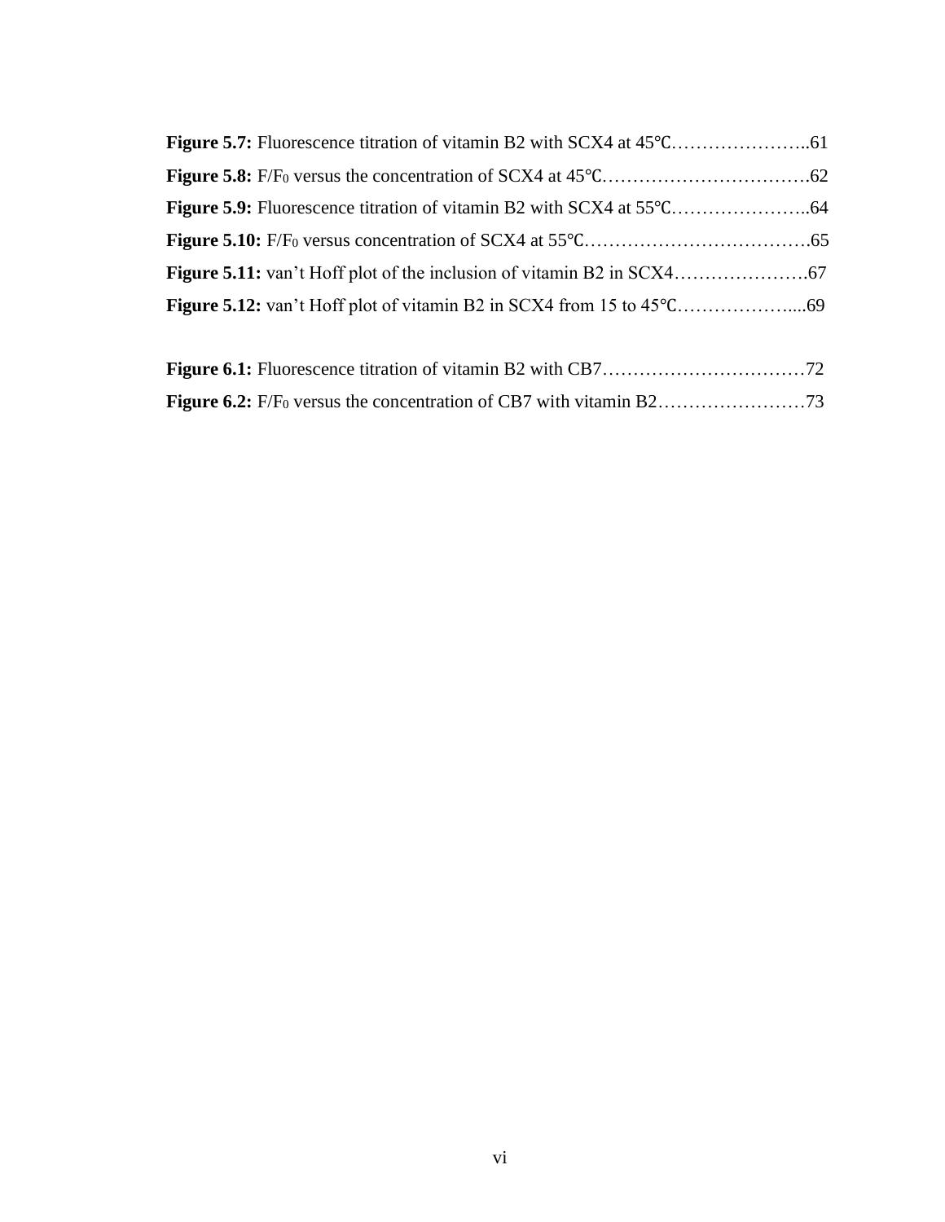**Figure 5.7:** Fluorescence titration of vitamin B2 with SCX4 at 45℃…………………..61

**Figure 5.8:** $F/F_0$ versus the concentration of SCX4 at 45℃…………………………….62

**Figure 5.9:** Fluorescence titration of vitamin B2 with SCX4 at 55℃…………………..64

**Figure 5.10:** $F/F_0$ versus concentration of SCX4 at 55℃……………………………….65

**Figure 5.11:** van't Hoff plot of the inclusion of vitamin B2 in SCX4………………….67

**Figure 5.12:** van't Hoff plot of vitamin B2 in SCX4 from 15 to 45℃………………....69

**Figure 6.1:** Fluorescence titration of vitamin B2 with CB7……………………………72

**Figure 6.2:** $F/F_0$ versus the concentration of CB7 with vitamin B2……………………73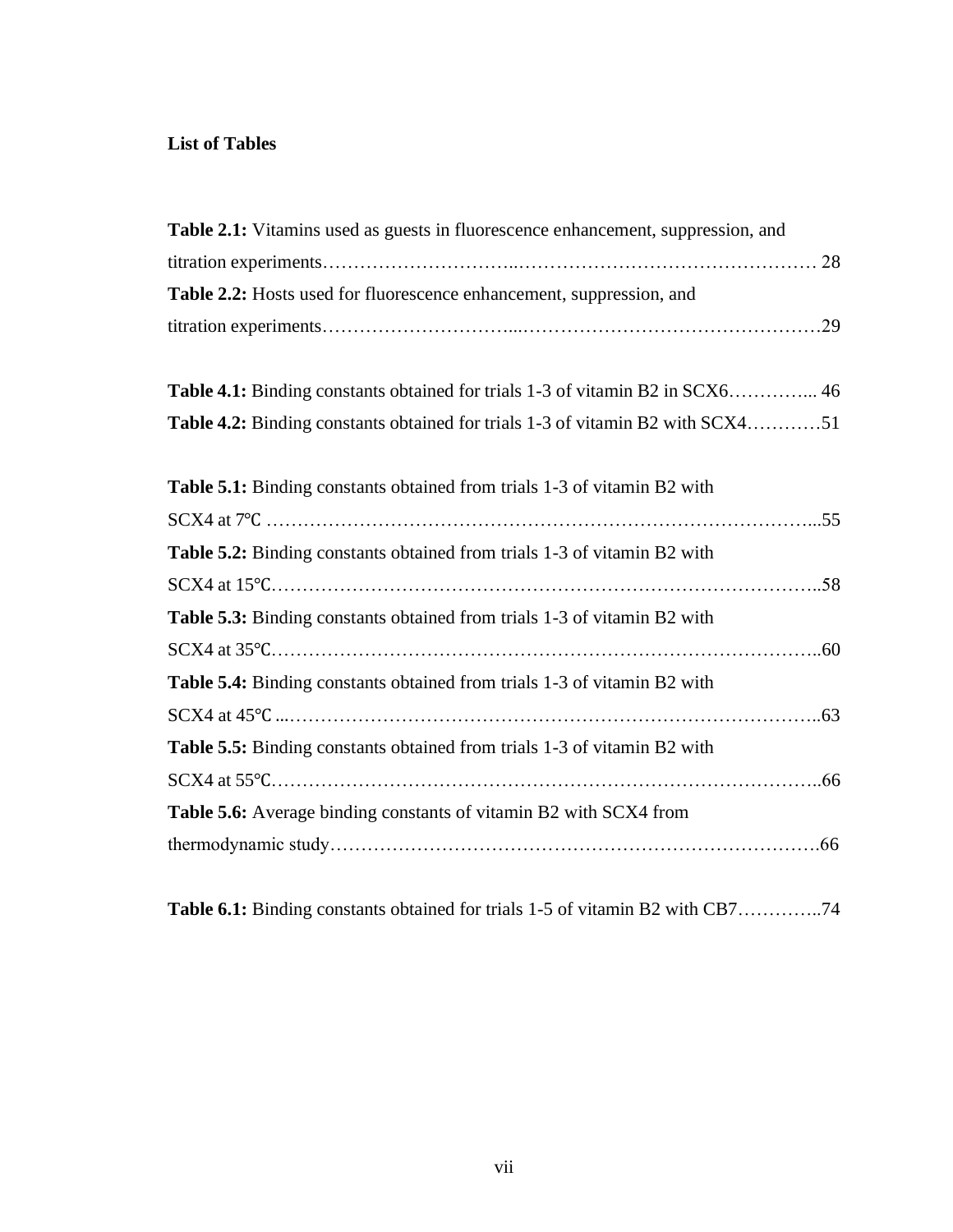**List of Tables**

**Table 2.1:** Vitamins used as guests in fluorescence enhancement, suppression, and titration experiments………………………...………………………………………… 28

**Table 2.2:** Hosts used for fluorescence enhancement, suppression, and titration experiments………………………...…………………………………………29

**Table 4.1:** Binding constants obtained for trials 1-3 of vitamin B2 in SCX6…………... 46

**Table 4.2:** Binding constants obtained for trials 1-3 of vitamin B2 with SCX4…………51

**Table 5.1:** Binding constants obtained from trials 1-3 of vitamin B2 with SCX4 at 7℃ …………………………………………………………………………...55

**Table 5.2:** Binding constants obtained from trials 1-3 of vitamin B2 with SCX4 at 15℃…………………………………………………………………………..58

**Table 5.3:** Binding constants obtained from trials 1-3 of vitamin B2 with SCX4 at 35℃…………………………………………………………………………..60

**Table 5.4:** Binding constants obtained from trials 1-3 of vitamin B2 with SCX4 at 45℃...………………………………………………………………………..63

**Table 5.5:** Binding constants obtained from trials 1-3 of vitamin B2 with SCX4 at 55℃…………………………………………………………………………..66

**Table 5.6:** Average binding constants of vitamin B2 with SCX4 from thermodynamic study…………………………………………………………………….66

**Table 6.1:** Binding constants obtained for trials 1-5 of vitamin B2 with CB7…………..74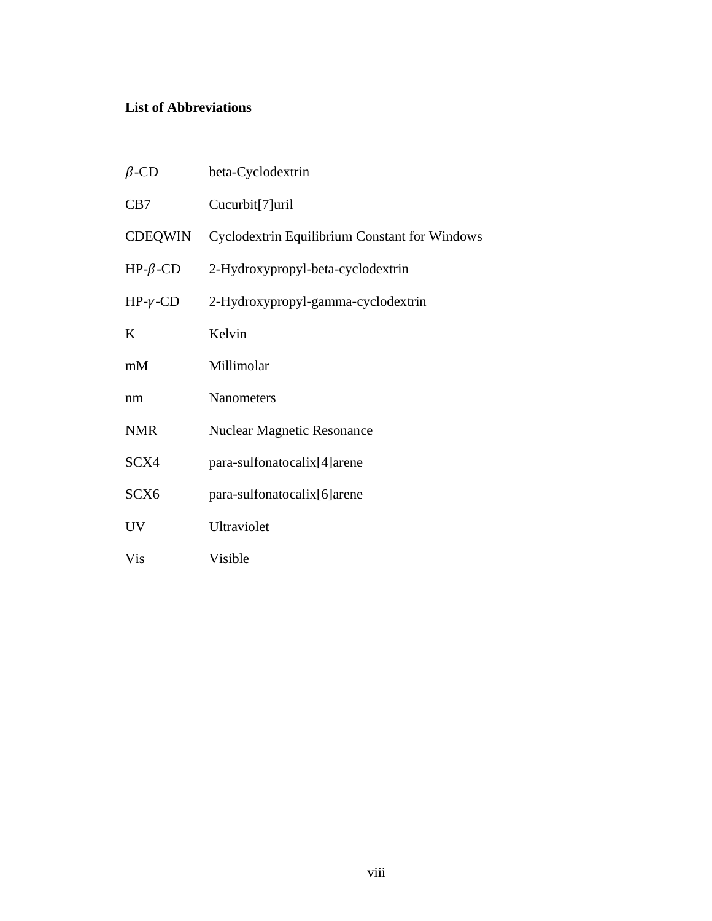## List of Abbreviations

| | |
|---|---|
| $\beta$-CD | beta-Cyclodextrin |
| CB7 | Cucurbit[7]uril |
| CDEQWIN | Cyclodextrin Equilibrium Constant for Windows |
| HP-$\beta$-CD | 2-Hydroxypropyl-beta-cyclodextrin |
| HP-$\gamma$-CD | 2-Hydroxypropyl-gamma-cyclodextrin |
| K | Kelvin |
| mM | Millimolar |
| nm | Nanometers |
| NMR | Nuclear Magnetic Resonance |
| SCX4 | para-sulfonatocalix[4]arene |
| SCX6 | para-sulfonatocalix[6]arene |
| UV | Ultraviolet |
| Vis | Visible |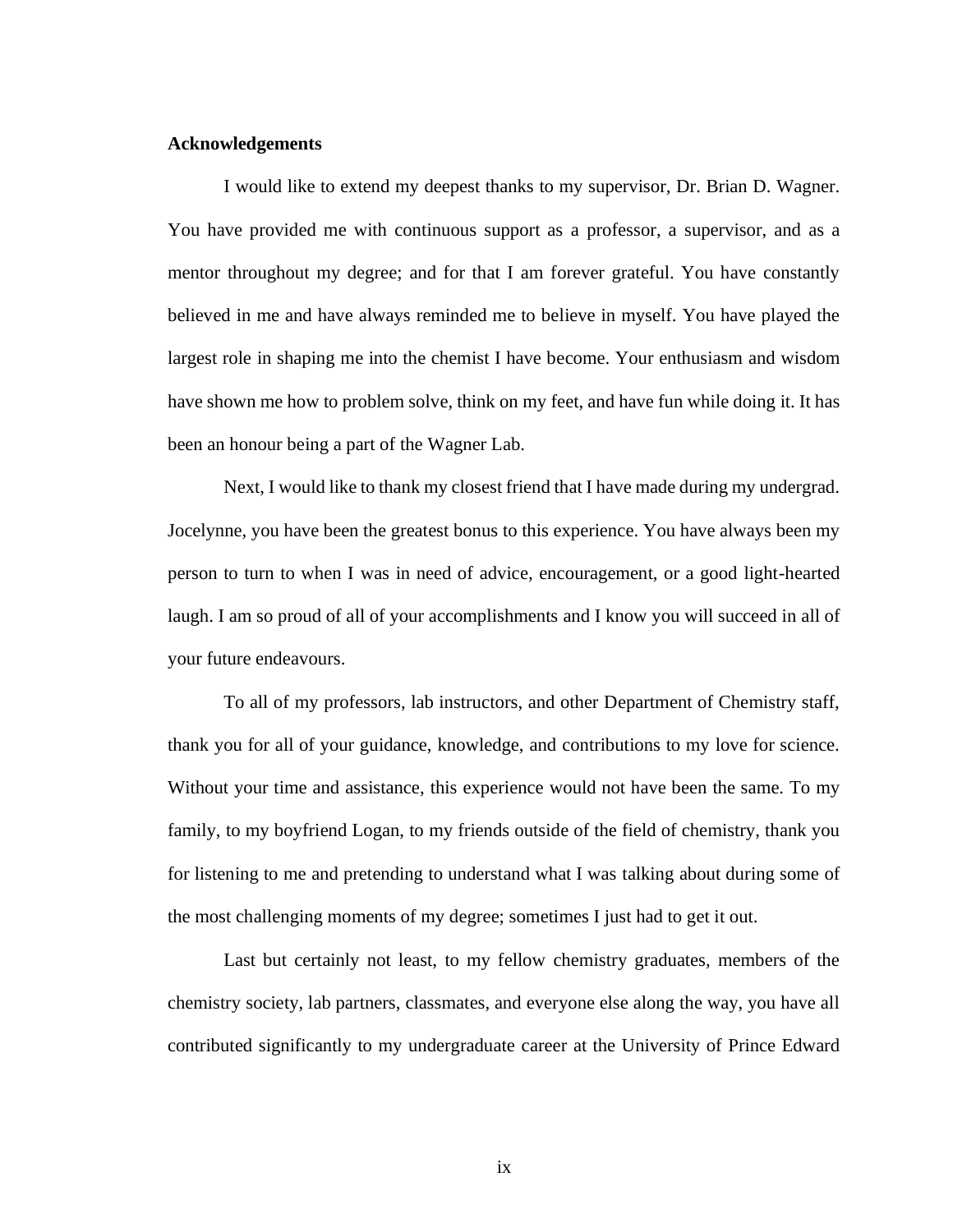## Acknowledgements

I would like to extend my deepest thanks to my supervisor, Dr. Brian D. Wagner. You have provided me with continuous support as a professor, a supervisor, and as a mentor throughout my degree; and for that I am forever grateful. You have constantly believed in me and have always reminded me to believe in myself. You have played the largest role in shaping me into the chemist I have become. Your enthusiasm and wisdom have shown me how to problem solve, think on my feet, and have fun while doing it. It has been an honour being a part of the Wagner Lab.

Next, I would like to thank my closest friend that I have made during my undergrad. Jocelynne, you have been the greatest bonus to this experience. You have always been my person to turn to when I was in need of advice, encouragement, or a good light-hearted laugh. I am so proud of all of your accomplishments and I know you will succeed in all of your future endeavours.

To all of my professors, lab instructors, and other Department of Chemistry staff, thank you for all of your guidance, knowledge, and contributions to my love for science. Without your time and assistance, this experience would not have been the same. To my family, to my boyfriend Logan, to my friends outside of the field of chemistry, thank you for listening to me and pretending to understand what I was talking about during some of the most challenging moments of my degree; sometimes I just had to get it out.

Last but certainly not least, to my fellow chemistry graduates, members of the chemistry society, lab partners, classmates, and everyone else along the way, you have all contributed significantly to my undergraduate career at the University of Prince Edward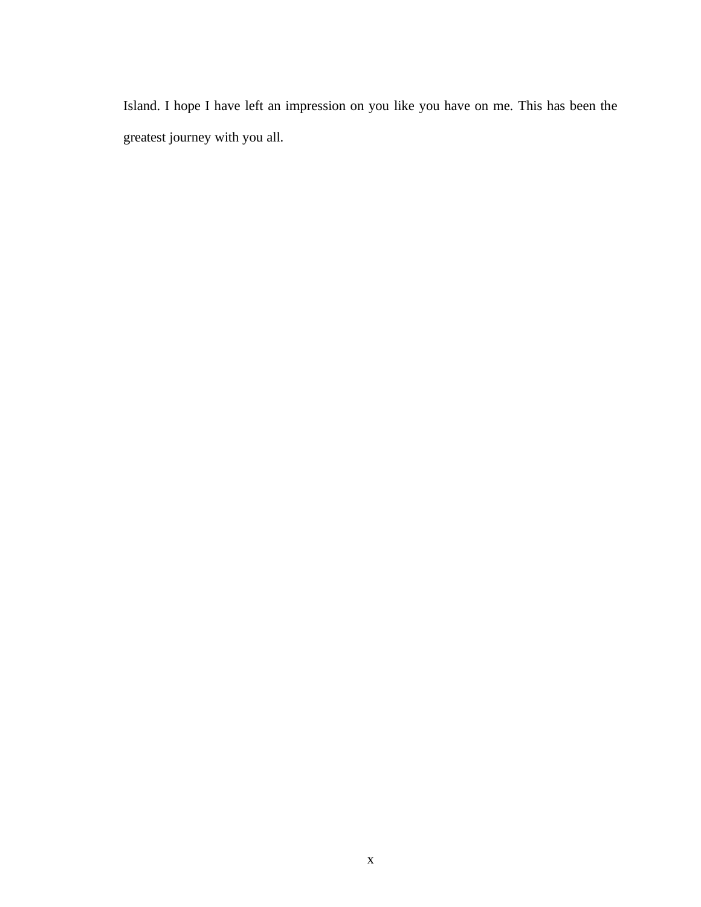Island. I hope I have left an impression on you like you have on me. This has been the greatest journey with you all.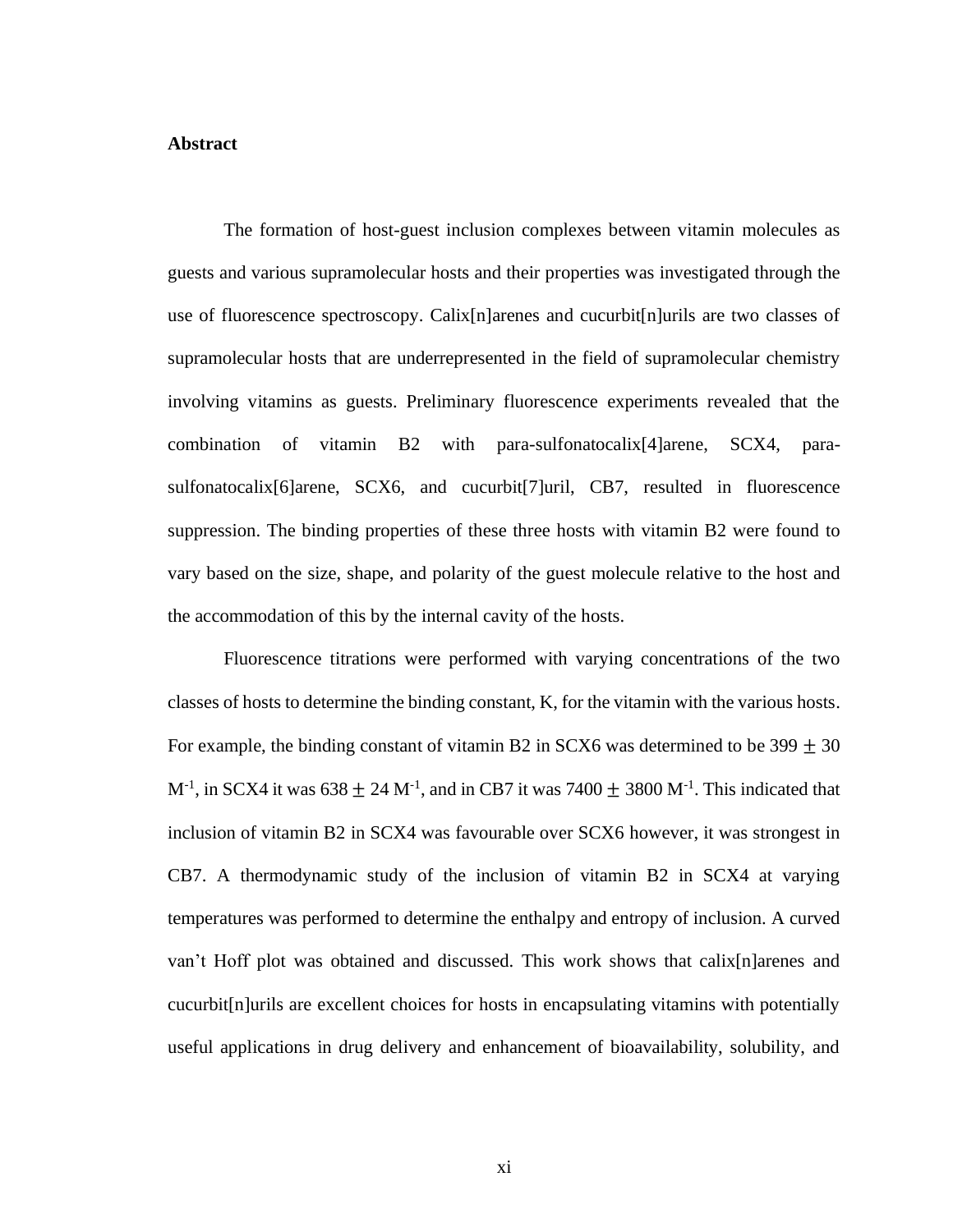**Abstract**

The formation of host-guest inclusion complexes between vitamin molecules as guests and various supramolecular hosts and their properties was investigated through the use of fluorescence spectroscopy. Calix[n]arenes and cucurbit[n]urils are two classes of supramolecular hosts that are underrepresented in the field of supramolecular chemistry involving vitamins as guests. Preliminary fluorescence experiments revealed that the combination of vitamin B2 with para-sulfonatocalix[4]arene, SCX4, para-sulfonatocalix[6]arene, SCX6, and cucurbit[7]uril, CB7, resulted in fluorescence suppression. The binding properties of these three hosts with vitamin B2 were found to vary based on the size, shape, and polarity of the guest molecule relative to the host and the accommodation of this by the internal cavity of the hosts.

Fluorescence titrations were performed with varying concentrations of the two classes of hosts to determine the binding constant, K, for the vitamin with the various hosts. For example, the binding constant of vitamin B2 in SCX6 was determined to be $399 \pm 30$ $M^{-1}$, in SCX4 it was $638 \pm 24$ $M^{-1}$, and in CB7 it was $7400 \pm 3800$ $M^{-1}$. This indicated that inclusion of vitamin B2 in SCX4 was favourable over SCX6 however, it was strongest in CB7. A thermodynamic study of the inclusion of vitamin B2 in SCX4 at varying temperatures was performed to determine the enthalpy and entropy of inclusion. A curved van't Hoff plot was obtained and discussed. This work shows that calix[n]arenes and cucurbit[n]urils are excellent choices for hosts in encapsulating vitamins with potentially useful applications in drug delivery and enhancement of bioavailability, solubility, and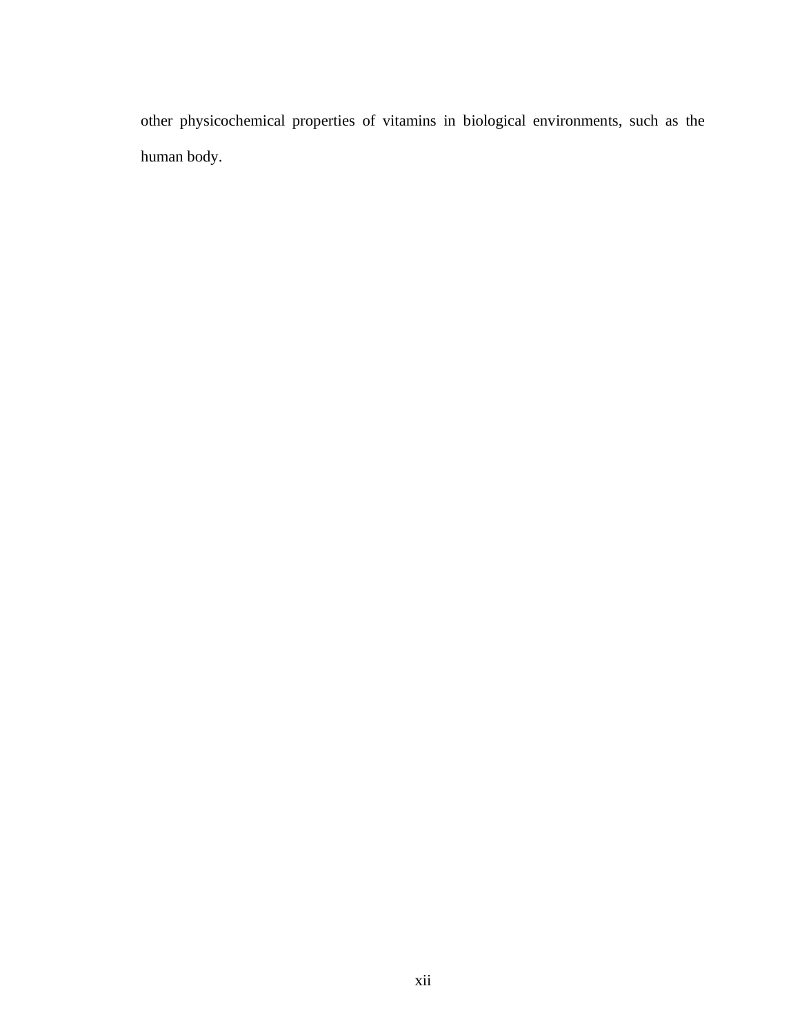other physicochemical properties of vitamins in biological environments, such as the human body.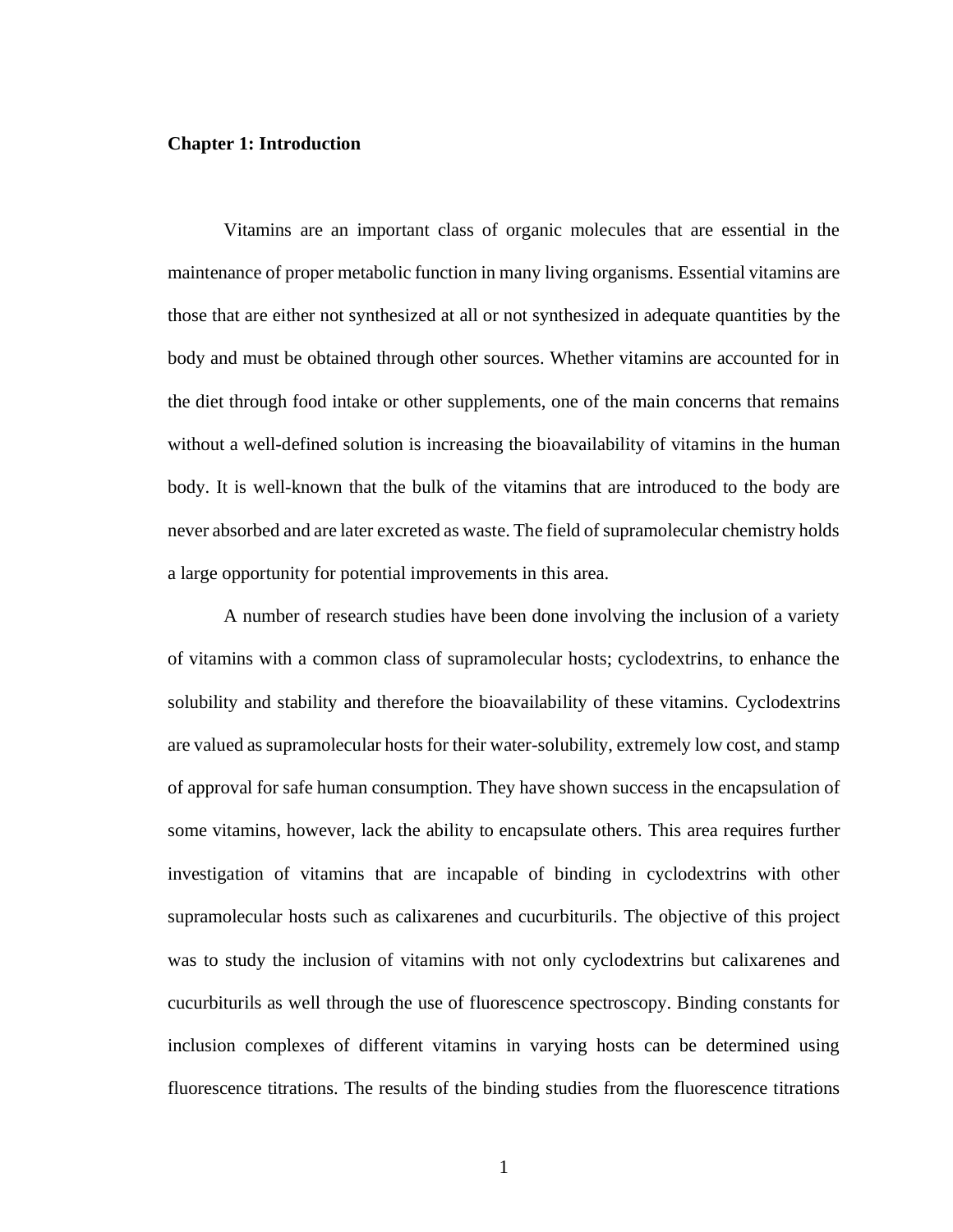# Chapter 1: Introduction

Vitamins are an important class of organic molecules that are essential in the maintenance of proper metabolic function in many living organisms. Essential vitamins are those that are either not synthesized at all or not synthesized in adequate quantities by the body and must be obtained through other sources. Whether vitamins are accounted for in the diet through food intake or other supplements, one of the main concerns that remains without a well-defined solution is increasing the bioavailability of vitamins in the human body. It is well-known that the bulk of the vitamins that are introduced to the body are never absorbed and are later excreted as waste. The field of supramolecular chemistry holds a large opportunity for potential improvements in this area.

A number of research studies have been done involving the inclusion of a variety of vitamins with a common class of supramolecular hosts; cyclodextrins, to enhance the solubility and stability and therefore the bioavailability of these vitamins. Cyclodextrins are valued as supramolecular hosts for their water-solubility, extremely low cost, and stamp of approval for safe human consumption. They have shown success in the encapsulation of some vitamins, however, lack the ability to encapsulate others. This area requires further investigation of vitamins that are incapable of binding in cyclodextrins with other supramolecular hosts such as calixarenes and cucurbiturils. The objective of this project was to study the inclusion of vitamins with not only cyclodextrins but calixarenes and cucurbiturils as well through the use of fluorescence spectroscopy. Binding constants for inclusion complexes of different vitamins in varying hosts can be determined using fluorescence titrations. The results of the binding studies from the fluorescence titrations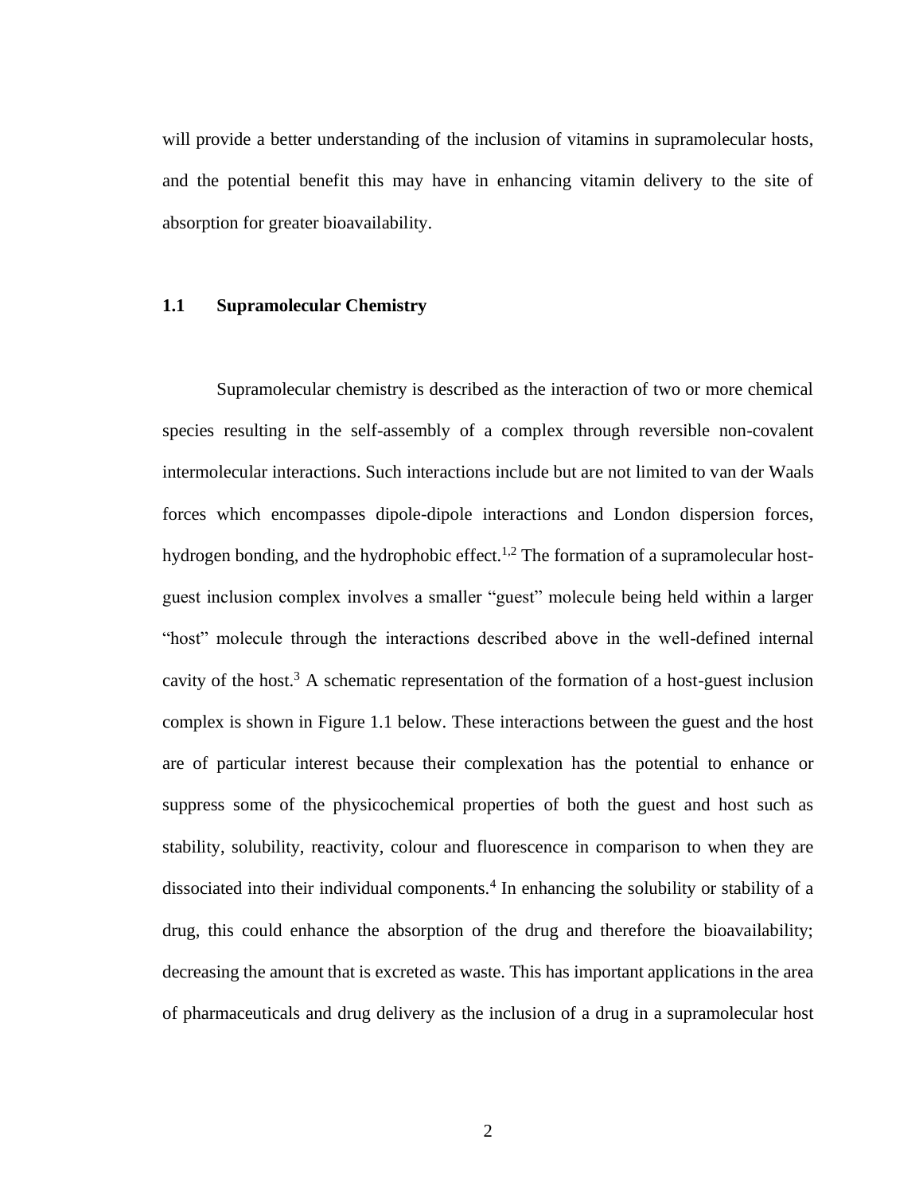will provide a better understanding of the inclusion of vitamins in supramolecular hosts, and the potential benefit this may have in enhancing vitamin delivery to the site of absorption for greater bioavailability.

## 1.1 Supramolecular Chemistry

Supramolecular chemistry is described as the interaction of two or more chemical species resulting in the self-assembly of a complex through reversible non-covalent intermolecular interactions. Such interactions include but are not limited to van der Waals forces which encompasses dipole-dipole interactions and London dispersion forces, hydrogen bonding, and the hydrophobic effect.[1,2] The formation of a supramolecular host-guest inclusion complex involves a smaller "guest" molecule being held within a larger "host" molecule through the interactions described above in the well-defined internal cavity of the host.[3] A schematic representation of the formation of a host-guest inclusion complex is shown in Figure 1.1 below. These interactions between the guest and the host are of particular interest because their complexation has the potential to enhance or suppress some of the physicochemical properties of both the guest and host such as stability, solubility, reactivity, colour and fluorescence in comparison to when they are dissociated into their individual components.[4] In enhancing the solubility or stability of a drug, this could enhance the absorption of the drug and therefore the bioavailability; decreasing the amount that is excreted as waste. This has important applications in the area of pharmaceuticals and drug delivery as the inclusion of a drug in a supramolecular host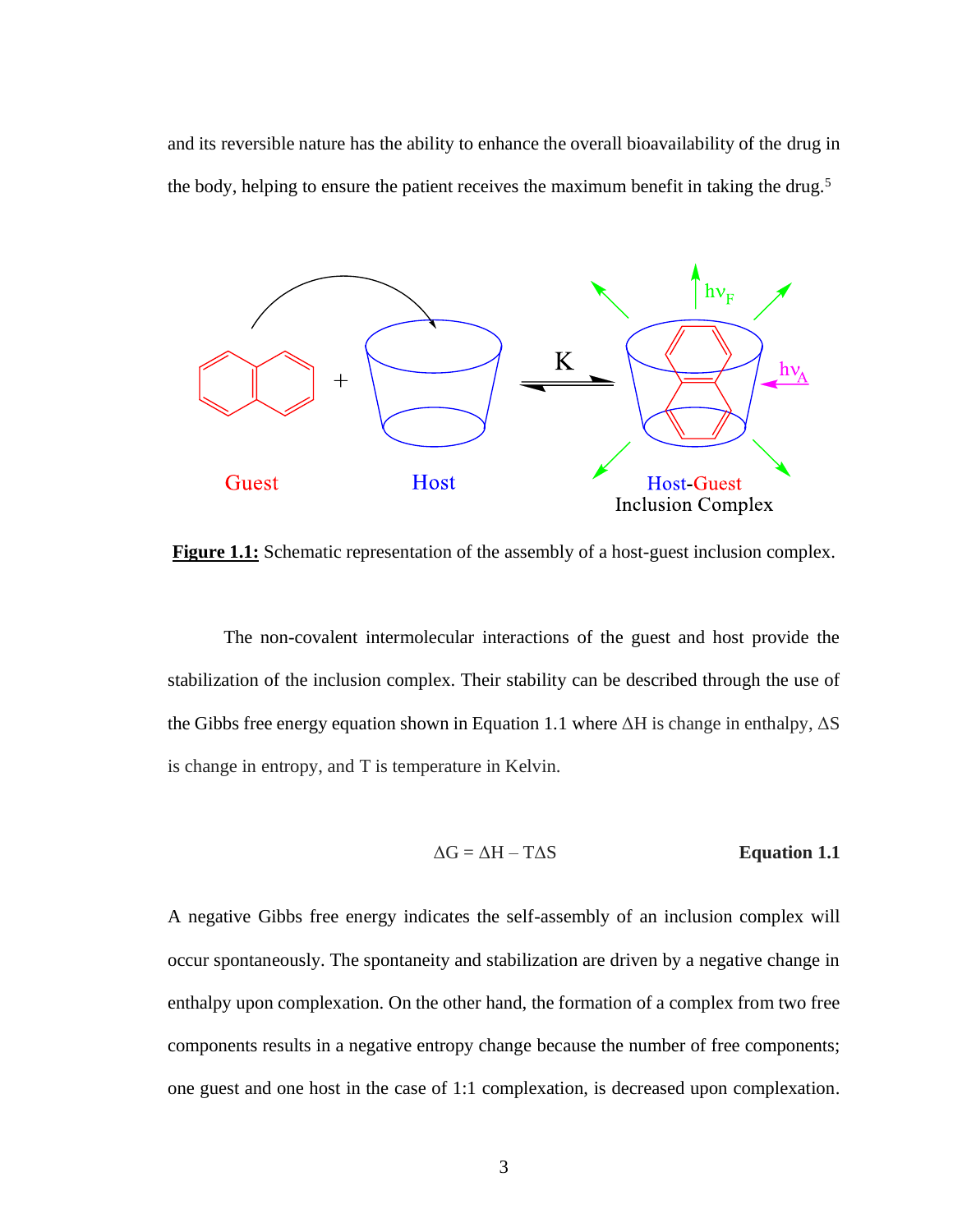and its reversible nature has the ability to enhance the overall bioavailability of the drug in the body, helping to ensure the patient receives the maximum benefit in taking the drug.[5]

**Figure 1.1:** Schematic representation of the assembly of a host-guest inclusion complex.

The non-covalent intermolecular interactions of the guest and host provide the stabilization of the inclusion complex. Their stability can be described through the use of the Gibbs free energy equation shown in Equation 1.1 where ΔH is change in enthalpy, ΔS is change in entropy, and T is temperature in Kelvin.

$$\Delta G = \Delta H - T\Delta S \qquad \textbf{Equation 1.1}$$

A negative Gibbs free energy indicates the self-assembly of an inclusion complex will occur spontaneously. The spontaneity and stabilization are driven by a negative change in enthalpy upon complexation. On the other hand, the formation of a complex from two free components results in a negative entropy change because the number of free components; one guest and one host in the case of 1:1 complexation, is decreased upon complexation.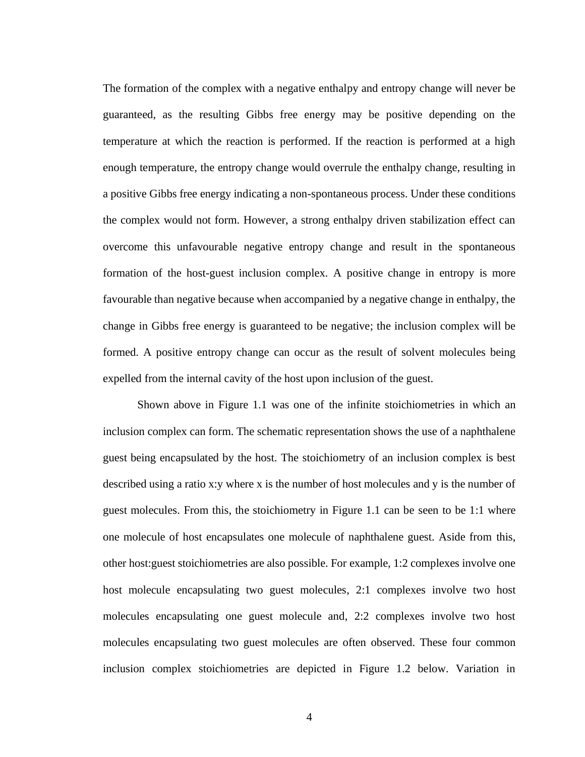The formation of the complex with a negative enthalpy and entropy change will never be guaranteed, as the resulting Gibbs free energy may be positive depending on the temperature at which the reaction is performed. If the reaction is performed at a high enough temperature, the entropy change would overrule the enthalpy change, resulting in a positive Gibbs free energy indicating a non-spontaneous process. Under these conditions the complex would not form. However, a strong enthalpy driven stabilization effect can overcome this unfavourable negative entropy change and result in the spontaneous formation of the host-guest inclusion complex. A positive change in entropy is more favourable than negative because when accompanied by a negative change in enthalpy, the change in Gibbs free energy is guaranteed to be negative; the inclusion complex will be formed. A positive entropy change can occur as the result of solvent molecules being expelled from the internal cavity of the host upon inclusion of the guest.

Shown above in Figure 1.1 was one of the infinite stoichiometries in which an inclusion complex can form. The schematic representation shows the use of a naphthalene guest being encapsulated by the host. The stoichiometry of an inclusion complex is best described using a ratio x:y where x is the number of host molecules and y is the number of guest molecules. From this, the stoichiometry in Figure 1.1 can be seen to be 1:1 where one molecule of host encapsulates one molecule of naphthalene guest. Aside from this, other host:guest stoichiometries are also possible. For example, 1:2 complexes involve one host molecule encapsulating two guest molecules, 2:1 complexes involve two host molecules encapsulating one guest molecule and, 2:2 complexes involve two host molecules encapsulating two guest molecules are often observed. These four common inclusion complex stoichiometries are depicted in Figure 1.2 below. Variation in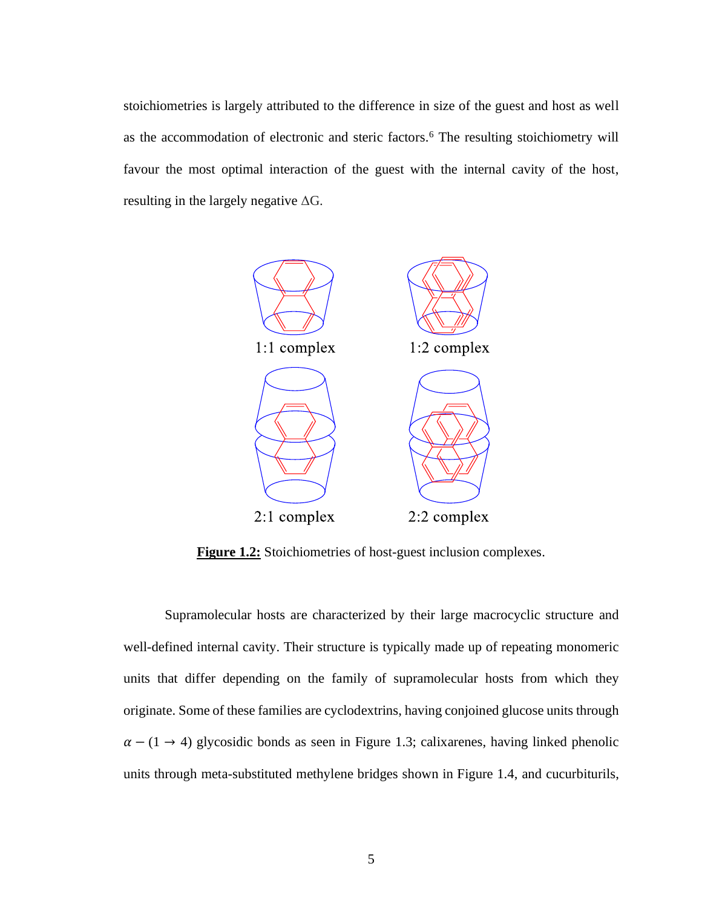stoichiometries is largely attributed to the difference in size of the guest and host as well as the accommodation of electronic and steric factors.[6] The resulting stoichiometry will favour the most optimal interaction of the guest with the internal cavity of the host, resulting in the largely negative ΔG.

1:1 complex

1:2 complex

2:1 complex

2:2 complex

**Figure 1.2:** Stoichiometries of host-guest inclusion complexes.

Supramolecular hosts are characterized by their large macrocyclic structure and well-defined internal cavity. Their structure is typically made up of repeating monomeric units that differ depending on the family of supramolecular hosts from which they originate. Some of these families are cyclodextrins, having conjoined glucose units through $\alpha - (1 \rightarrow 4)$ glycosidic bonds as seen in Figure 1.3; calixarenes, having linked phenolic units through meta-substituted methylene bridges shown in Figure 1.4, and cucurbiturils,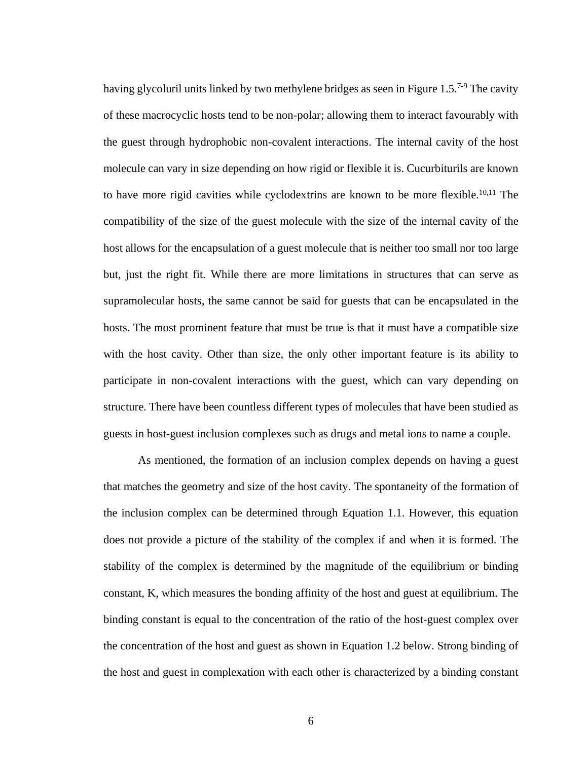having glycoluril units linked by two methylene bridges as seen in Figure 1.5.[7-9] The cavity of these macrocyclic hosts tend to be non-polar; allowing them to interact favourably with the guest through hydrophobic non-covalent interactions. The internal cavity of the host molecule can vary in size depending on how rigid or flexible it is. Cucurbiturils are known to have more rigid cavities while cyclodextrins are known to be more flexible.[10,11] The compatibility of the size of the guest molecule with the size of the internal cavity of the host allows for the encapsulation of a guest molecule that is neither too small nor too large but, just the right fit. While there are more limitations in structures that can serve as supramolecular hosts, the same cannot be said for guests that can be encapsulated in the hosts. The most prominent feature that must be true is that it must have a compatible size with the host cavity. Other than size, the only other important feature is its ability to participate in non-covalent interactions with the guest, which can vary depending on structure. There have been countless different types of molecules that have been studied as guests in host-guest inclusion complexes such as drugs and metal ions to name a couple.

As mentioned, the formation of an inclusion complex depends on having a guest that matches the geometry and size of the host cavity. The spontaneity of the formation of the inclusion complex can be determined through Equation 1.1. However, this equation does not provide a picture of the stability of the complex if and when it is formed. The stability of the complex is determined by the magnitude of the equilibrium or binding constant, K, which measures the bonding affinity of the host and guest at equilibrium. The binding constant is equal to the concentration of the ratio of the host-guest complex over the concentration of the host and guest as shown in Equation 1.2 below. Strong binding of the host and guest in complexation with each other is characterized by a binding constant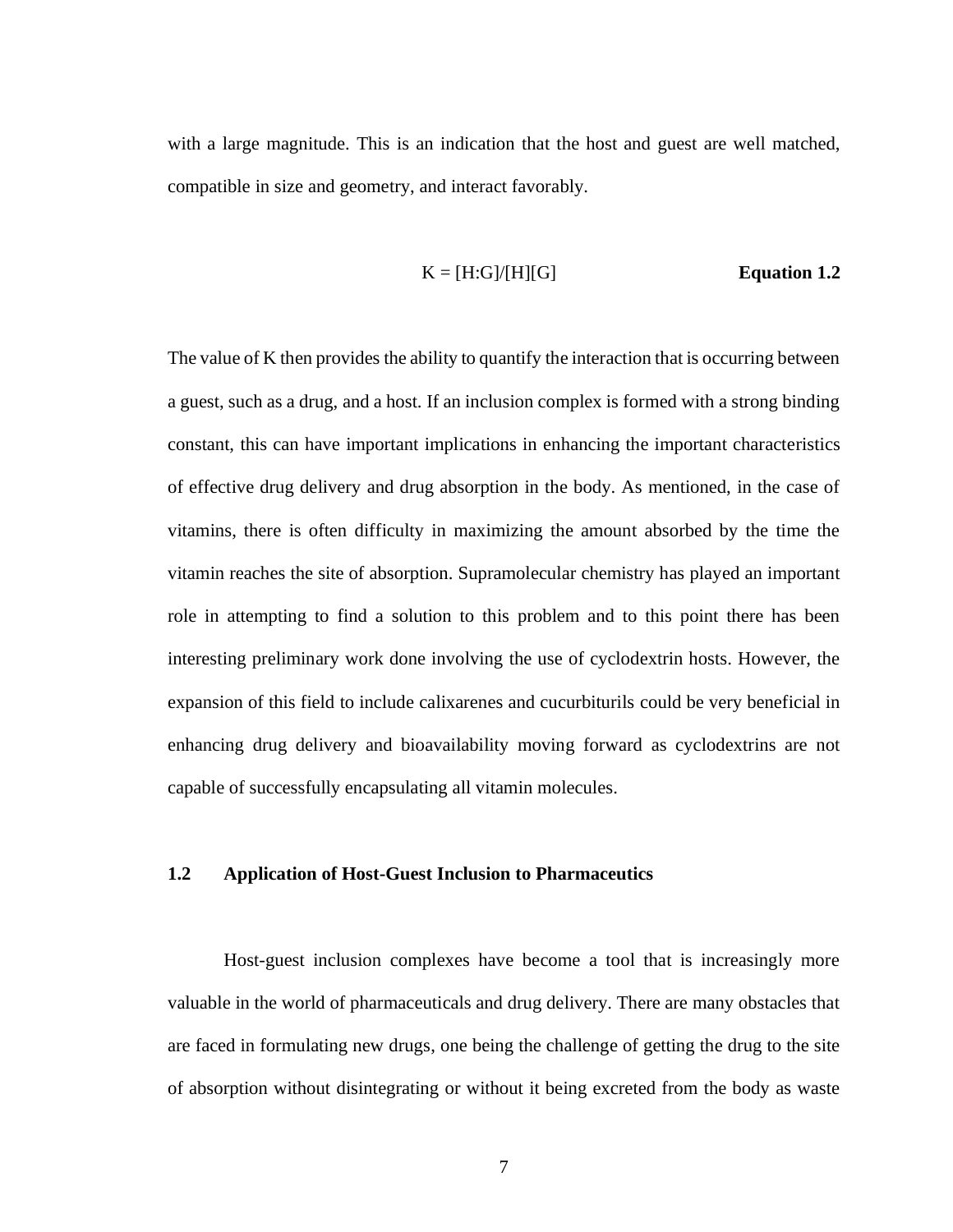with a large magnitude. This is an indication that the host and guest are well matched, compatible in size and geometry, and interact favorably.

$$K = [H{:}G]/[H][G] \qquad \textbf{Equation 1.2}$$

The value of K then provides the ability to quantify the interaction that is occurring between a guest, such as a drug, and a host. If an inclusion complex is formed with a strong binding constant, this can have important implications in enhancing the important characteristics of effective drug delivery and drug absorption in the body. As mentioned, in the case of vitamins, there is often difficulty in maximizing the amount absorbed by the time the vitamin reaches the site of absorption. Supramolecular chemistry has played an important role in attempting to find a solution to this problem and to this point there has been interesting preliminary work done involving the use of cyclodextrin hosts. However, the expansion of this field to include calixarenes and cucurbiturils could be very beneficial in enhancing drug delivery and bioavailability moving forward as cyclodextrins are not capable of successfully encapsulating all vitamin molecules.

## 1.2 Application of Host-Guest Inclusion to Pharmaceutics

Host-guest inclusion complexes have become a tool that is increasingly more valuable in the world of pharmaceuticals and drug delivery. There are many obstacles that are faced in formulating new drugs, one being the challenge of getting the drug to the site of absorption without disintegrating or without it being excreted from the body as waste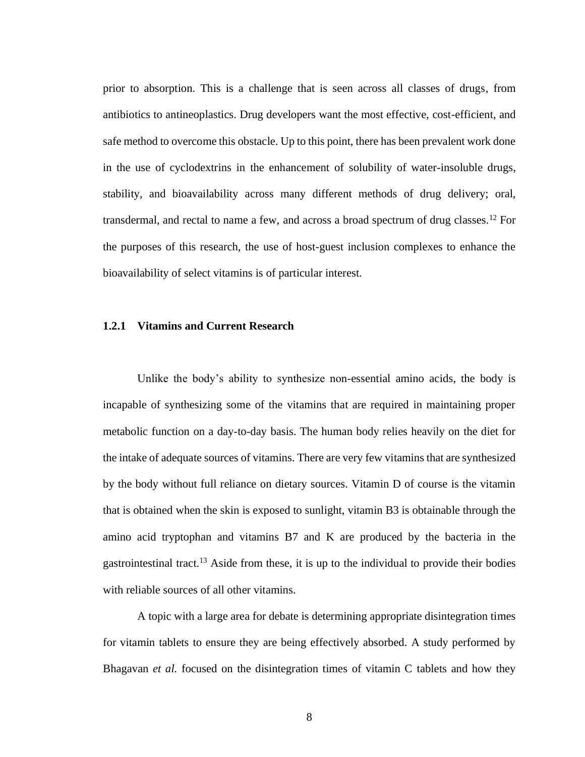prior to absorption. This is a challenge that is seen across all classes of drugs, from antibiotics to antineoplastics. Drug developers want the most effective, cost-efficient, and safe method to overcome this obstacle. Up to this point, there has been prevalent work done in the use of cyclodextrins in the enhancement of solubility of water-insoluble drugs, stability, and bioavailability across many different methods of drug delivery; oral, transdermal, and rectal to name a few, and across a broad spectrum of drug classes.[12] For the purposes of this research, the use of host-guest inclusion complexes to enhance the bioavailability of select vitamins is of particular interest.

### 1.2.1 Vitamins and Current Research

Unlike the body's ability to synthesize non-essential amino acids, the body is incapable of synthesizing some of the vitamins that are required in maintaining proper metabolic function on a day-to-day basis. The human body relies heavily on the diet for the intake of adequate sources of vitamins. There are very few vitamins that are synthesized by the body without full reliance on dietary sources. Vitamin D of course is the vitamin that is obtained when the skin is exposed to sunlight, vitamin B3 is obtainable through the amino acid tryptophan and vitamins B7 and K are produced by the bacteria in the gastrointestinal tract.[13] Aside from these, it is up to the individual to provide their bodies with reliable sources of all other vitamins.

A topic with a large area for debate is determining appropriate disintegration times for vitamin tablets to ensure they are being effectively absorbed. A study performed by Bhagavan *et al.* focused on the disintegration times of vitamin C tablets and how they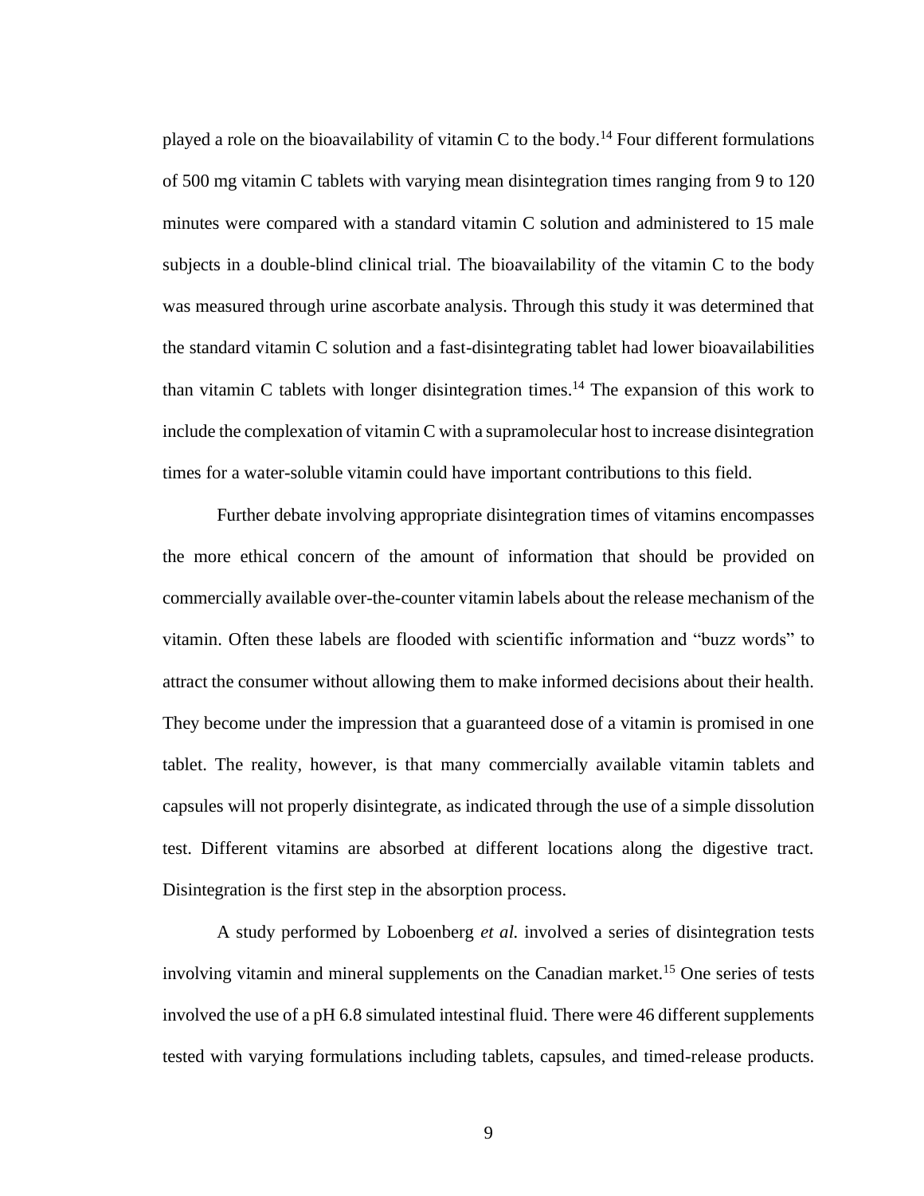played a role on the bioavailability of vitamin C to the body.[14] Four different formulations of 500 mg vitamin C tablets with varying mean disintegration times ranging from 9 to 120 minutes were compared with a standard vitamin C solution and administered to 15 male subjects in a double-blind clinical trial. The bioavailability of the vitamin C to the body was measured through urine ascorbate analysis. Through this study it was determined that the standard vitamin C solution and a fast-disintegrating tablet had lower bioavailabilities than vitamin C tablets with longer disintegration times.[14] The expansion of this work to include the complexation of vitamin C with a supramolecular host to increase disintegration times for a water-soluble vitamin could have important contributions to this field.

Further debate involving appropriate disintegration times of vitamins encompasses the more ethical concern of the amount of information that should be provided on commercially available over-the-counter vitamin labels about the release mechanism of the vitamin. Often these labels are flooded with scientific information and "buzz words" to attract the consumer without allowing them to make informed decisions about their health. They become under the impression that a guaranteed dose of a vitamin is promised in one tablet. The reality, however, is that many commercially available vitamin tablets and capsules will not properly disintegrate, as indicated through the use of a simple dissolution test. Different vitamins are absorbed at different locations along the digestive tract. Disintegration is the first step in the absorption process.

A study performed by Loboenberg *et al.* involved a series of disintegration tests involving vitamin and mineral supplements on the Canadian market.[15] One series of tests involved the use of a pH 6.8 simulated intestinal fluid. There were 46 different supplements tested with varying formulations including tablets, capsules, and timed-release products.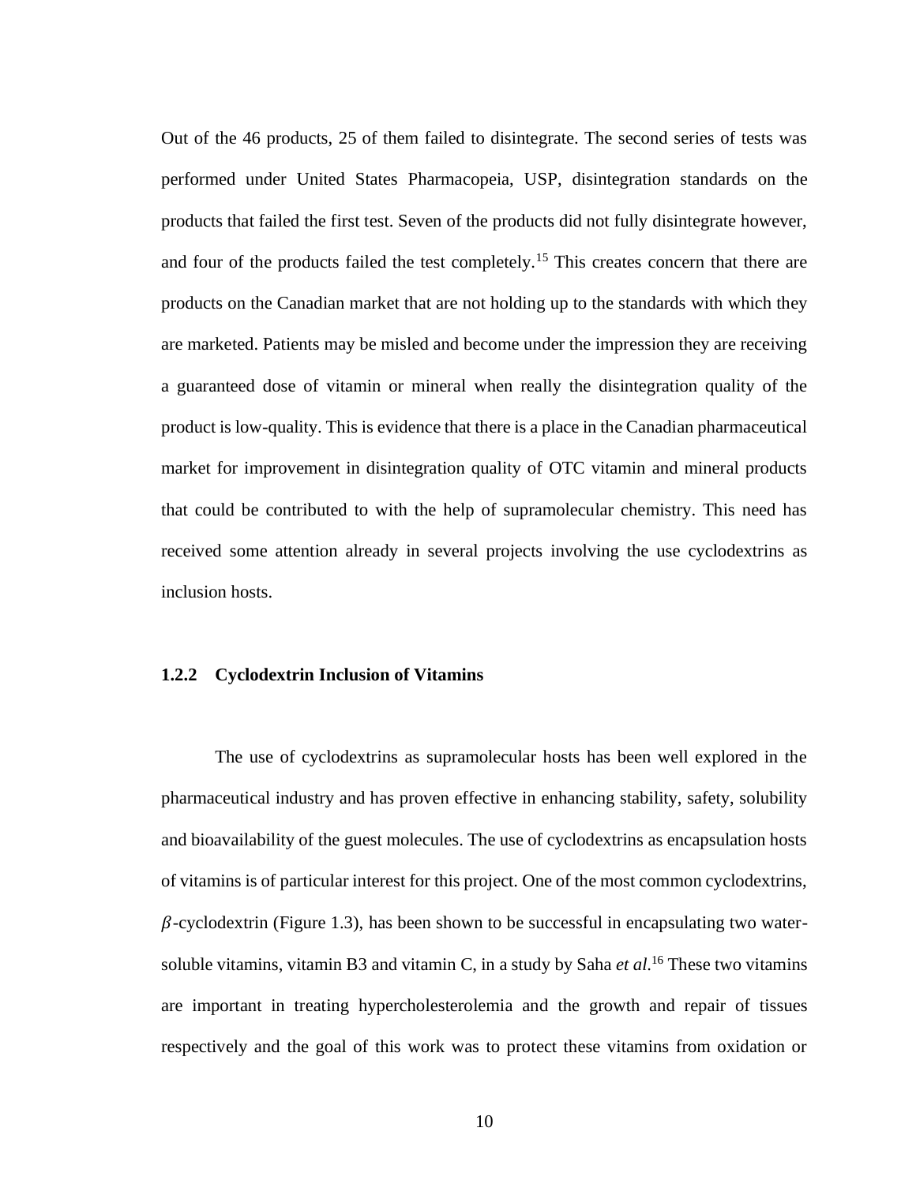Out of the 46 products, 25 of them failed to disintegrate. The second series of tests was performed under United States Pharmacopeia, USP, disintegration standards on the products that failed the first test. Seven of the products did not fully disintegrate however, and four of the products failed the test completely.[15] This creates concern that there are products on the Canadian market that are not holding up to the standards with which they are marketed. Patients may be misled and become under the impression they are receiving a guaranteed dose of vitamin or mineral when really the disintegration quality of the product is low-quality. This is evidence that there is a place in the Canadian pharmaceutical market for improvement in disintegration quality of OTC vitamin and mineral products that could be contributed to with the help of supramolecular chemistry. This need has received some attention already in several projects involving the use cyclodextrins as inclusion hosts.

### 1.2.2 Cyclodextrin Inclusion of Vitamins

The use of cyclodextrins as supramolecular hosts has been well explored in the pharmaceutical industry and has proven effective in enhancing stability, safety, solubility and bioavailability of the guest molecules. The use of cyclodextrins as encapsulation hosts of vitamins is of particular interest for this project. One of the most common cyclodextrins, $\beta$-cyclodextrin (Figure 1.3), has been shown to be successful in encapsulating two water-soluble vitamins, vitamin B3 and vitamin C, in a study by Saha *et al.*[16] These two vitamins are important in treating hypercholesterolemia and the growth and repair of tissues respectively and the goal of this work was to protect these vitamins from oxidation or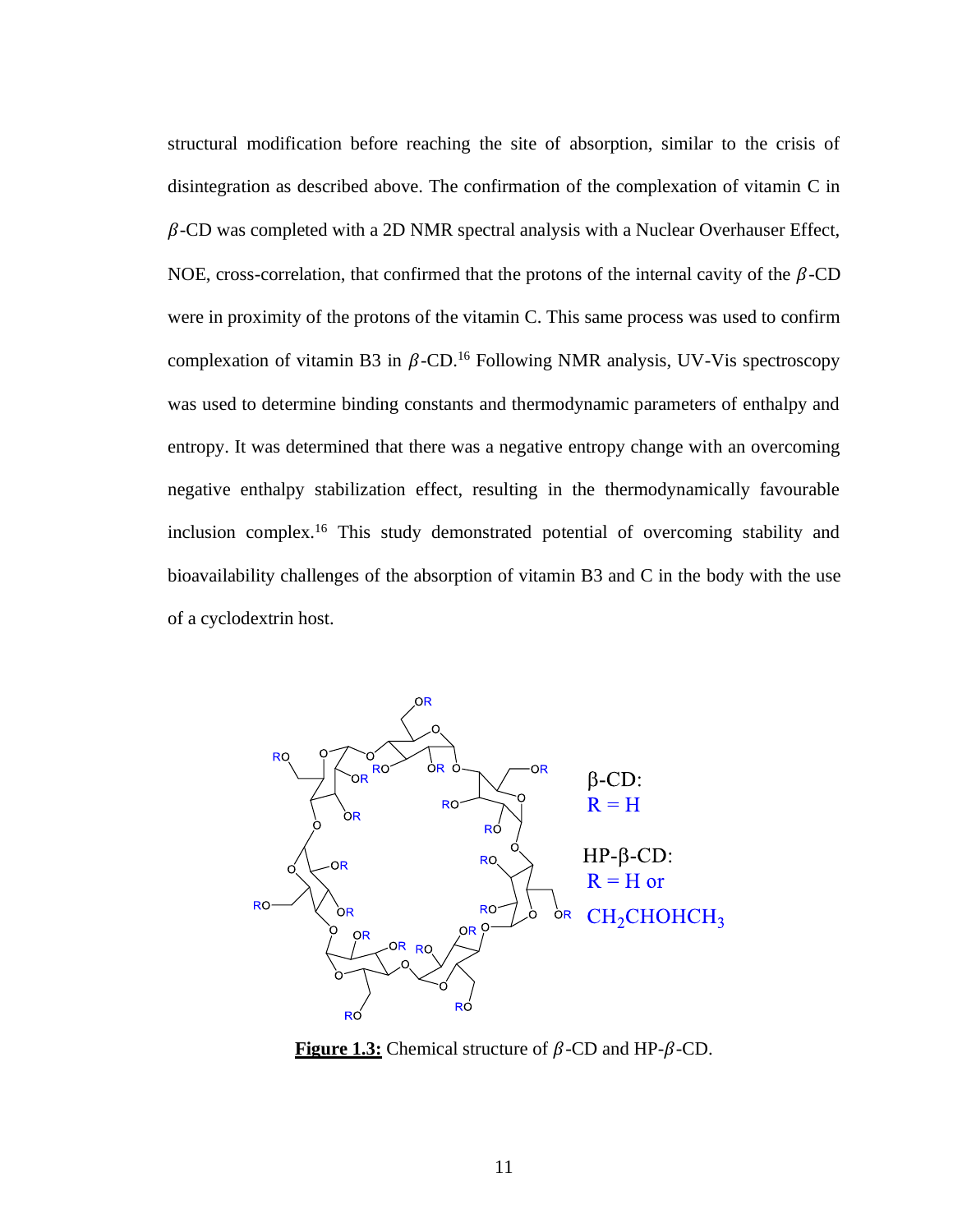structural modification before reaching the site of absorption, similar to the crisis of disintegration as described above. The confirmation of the complexation of vitamin C in $\beta$-CD was completed with a 2D NMR spectral analysis with a Nuclear Overhauser Effect, NOE, cross-correlation, that confirmed that the protons of the internal cavity of the $\beta$-CD were in proximity of the protons of the vitamin C. This same process was used to confirm complexation of vitamin B3 in $\beta$-CD.[16] Following NMR analysis, UV-Vis spectroscopy was used to determine binding constants and thermodynamic parameters of enthalpy and entropy. It was determined that there was a negative entropy change with an overcoming negative enthalpy stabilization effect, resulting in the thermodynamically favourable inclusion complex.[16] This study demonstrated potential of overcoming stability and bioavailability challenges of the absorption of vitamin B3 and C in the body with the use of a cyclodextrin host.

β-CD: R = H

HP-β-CD: R = H or $CH_2CHOHCH_3$

**Figure 1.3:** Chemical structure of $\beta$-CD and HP-$\beta$-CD.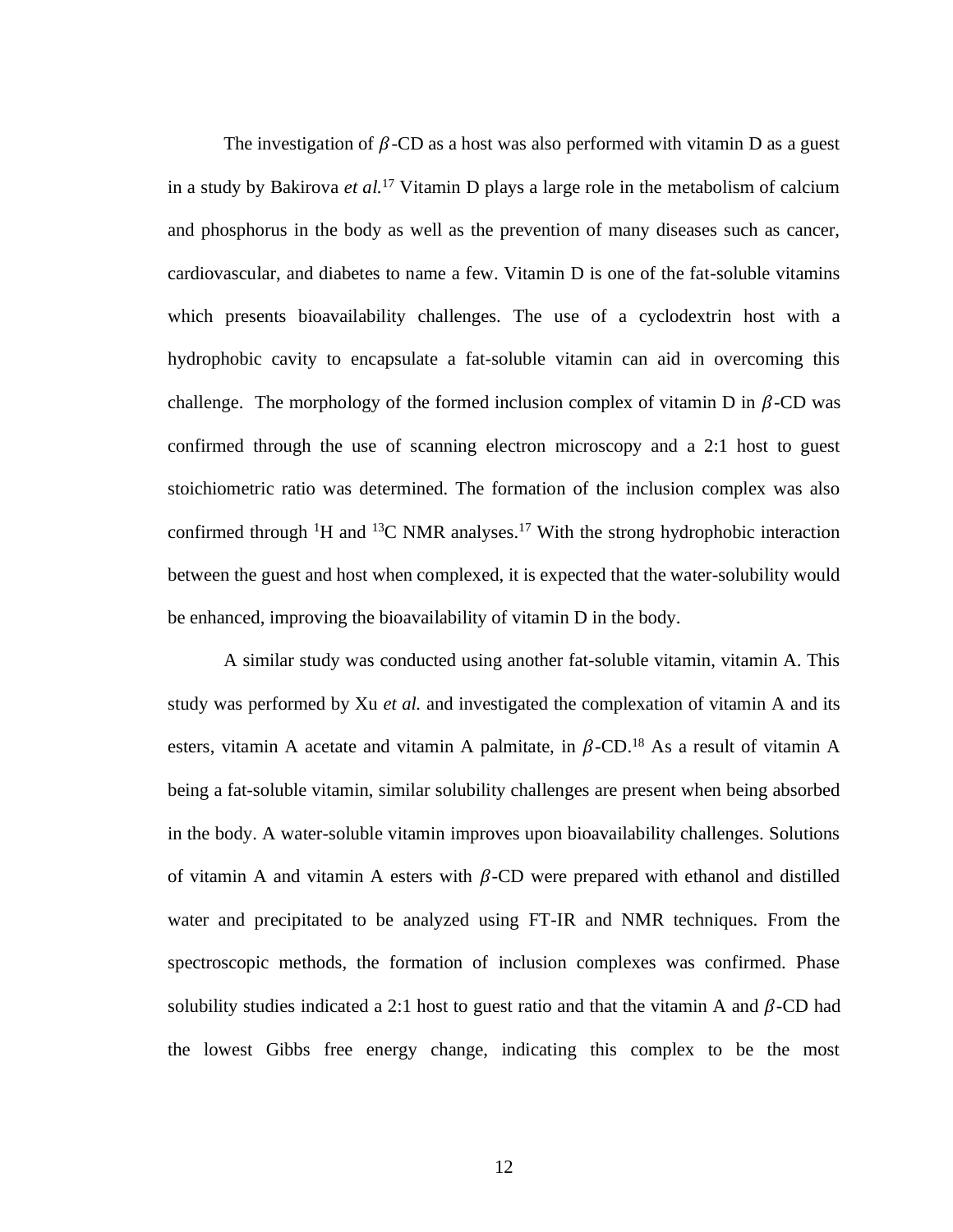The investigation of $\beta$-CD as a host was also performed with vitamin D as a guest in a study by Bakirova *et al.*[17] Vitamin D plays a large role in the metabolism of calcium and phosphorus in the body as well as the prevention of many diseases such as cancer, cardiovascular, and diabetes to name a few. Vitamin D is one of the fat-soluble vitamins which presents bioavailability challenges. The use of a cyclodextrin host with a hydrophobic cavity to encapsulate a fat-soluble vitamin can aid in overcoming this challenge. The morphology of the formed inclusion complex of vitamin D in $\beta$-CD was confirmed through the use of scanning electron microscopy and a 2:1 host to guest stoichiometric ratio was determined. The formation of the inclusion complex was also confirmed through $^{1}H$ and $^{13}C$ NMR analyses.[17] With the strong hydrophobic interaction between the guest and host when complexed, it is expected that the water-solubility would be enhanced, improving the bioavailability of vitamin D in the body.

A similar study was conducted using another fat-soluble vitamin, vitamin A. This study was performed by Xu *et al.* and investigated the complexation of vitamin A and its esters, vitamin A acetate and vitamin A palmitate, in $\beta$-CD.[18] As a result of vitamin A being a fat-soluble vitamin, similar solubility challenges are present when being absorbed in the body. A water-soluble vitamin improves upon bioavailability challenges. Solutions of vitamin A and vitamin A esters with $\beta$-CD were prepared with ethanol and distilled water and precipitated to be analyzed using FT-IR and NMR techniques. From the spectroscopic methods, the formation of inclusion complexes was confirmed. Phase solubility studies indicated a 2:1 host to guest ratio and that the vitamin A and $\beta$-CD had the lowest Gibbs free energy change, indicating this complex to be the most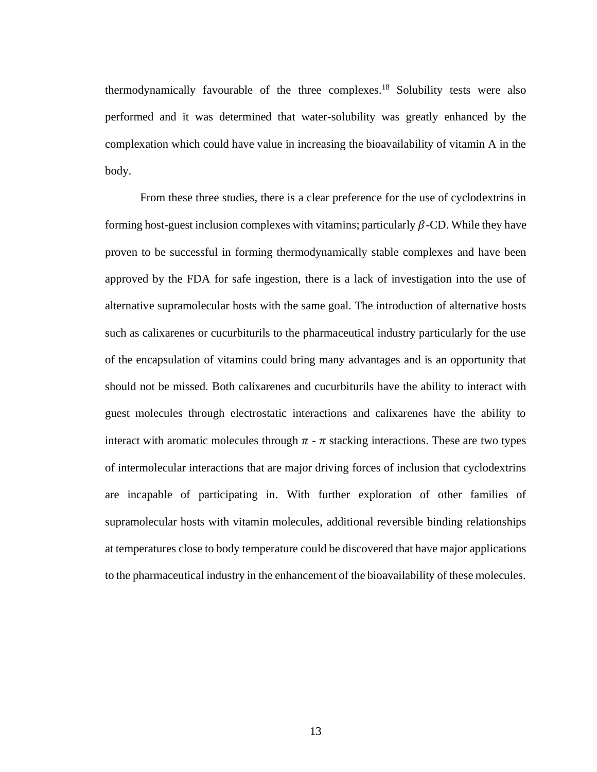thermodynamically favourable of the three complexes.[18] Solubility tests were also performed and it was determined that water-solubility was greatly enhanced by the complexation which could have value in increasing the bioavailability of vitamin A in the body.

From these three studies, there is a clear preference for the use of cyclodextrins in forming host-guest inclusion complexes with vitamins; particularly $\beta$-CD. While they have proven to be successful in forming thermodynamically stable complexes and have been approved by the FDA for safe ingestion, there is a lack of investigation into the use of alternative supramolecular hosts with the same goal. The introduction of alternative hosts such as calixarenes or cucurbiturils to the pharmaceutical industry particularly for the use of the encapsulation of vitamins could bring many advantages and is an opportunity that should not be missed. Both calixarenes and cucurbiturils have the ability to interact with guest molecules through electrostatic interactions and calixarenes have the ability to interact with aromatic molecules through $\pi$ - $\pi$ stacking interactions. These are two types of intermolecular interactions that are major driving forces of inclusion that cyclodextrins are incapable of participating in. With further exploration of other families of supramolecular hosts with vitamin molecules, additional reversible binding relationships at temperatures close to body temperature could be discovered that have major applications to the pharmaceutical industry in the enhancement of the bioavailability of these molecules.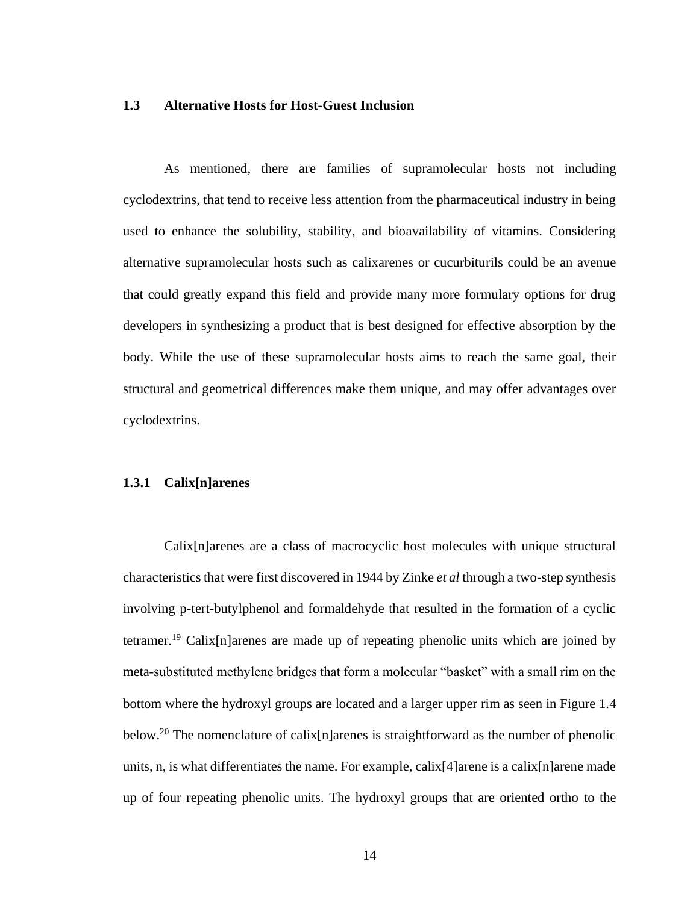### 1.3 Alternative Hosts for Host-Guest Inclusion

As mentioned, there are families of supramolecular hosts not including cyclodextrins, that tend to receive less attention from the pharmaceutical industry in being used to enhance the solubility, stability, and bioavailability of vitamins. Considering alternative supramolecular hosts such as calixarenes or cucurbiturils could be an avenue that could greatly expand this field and provide many more formulary options for drug developers in synthesizing a product that is best designed for effective absorption by the body. While the use of these supramolecular hosts aims to reach the same goal, their structural and geometrical differences make them unique, and may offer advantages over cyclodextrins.

#### 1.3.1 Calix[n]arenes

Calix[n]arenes are a class of macrocyclic host molecules with unique structural characteristics that were first discovered in 1944 by Zinke *et al* through a two-step synthesis involving p-tert-butylphenol and formaldehyde that resulted in the formation of a cyclic tetramer.[19] Calix[n]arenes are made up of repeating phenolic units which are joined by meta-substituted methylene bridges that form a molecular "basket" with a small rim on the bottom where the hydroxyl groups are located and a larger upper rim as seen in Figure 1.4 below.[20] The nomenclature of calix[n]arenes is straightforward as the number of phenolic units, n, is what differentiates the name. For example, calix[4]arene is a calix[n]arene made up of four repeating phenolic units. The hydroxyl groups that are oriented ortho to the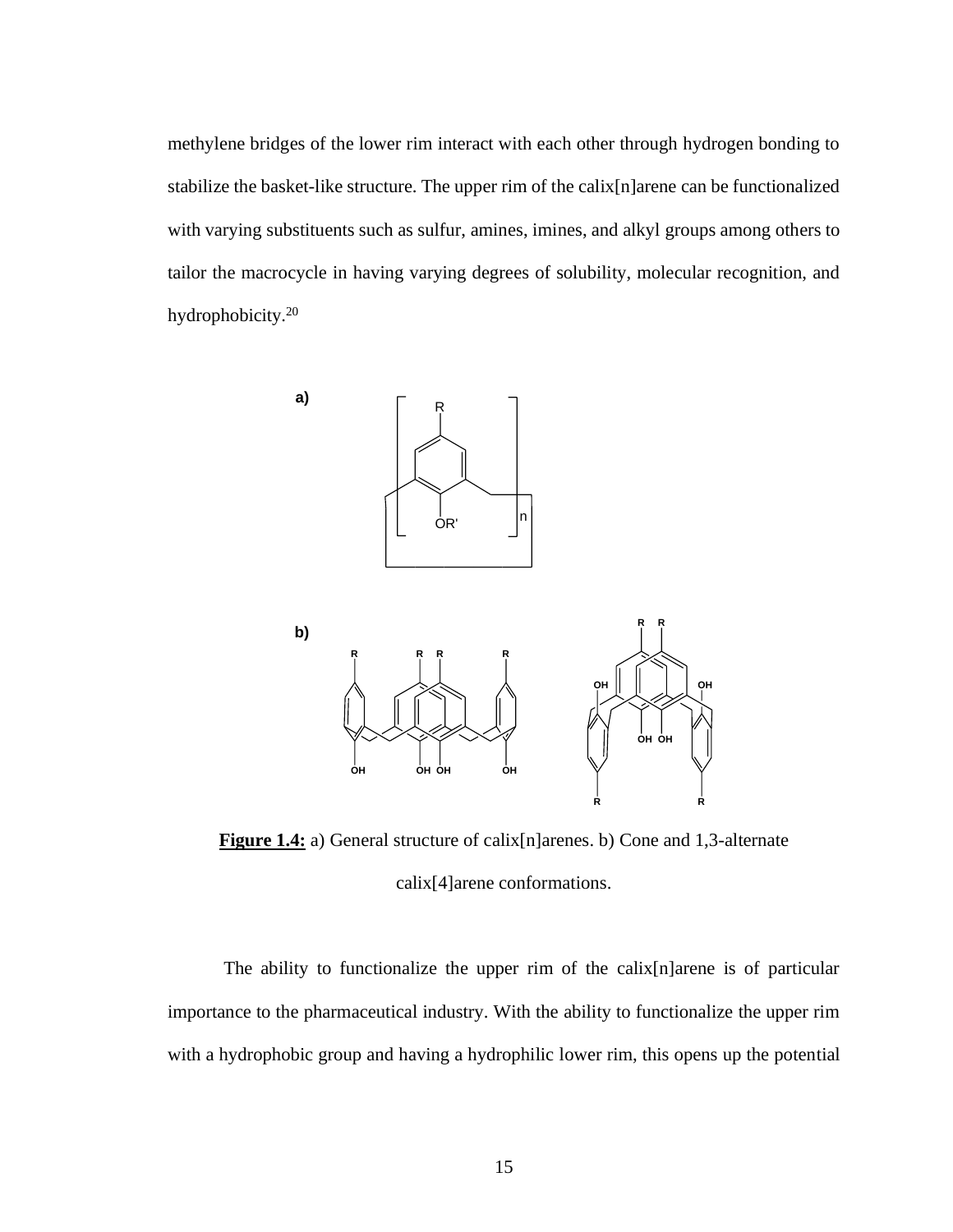methylene bridges of the lower rim interact with each other through hydrogen bonding to stabilize the basket-like structure. The upper rim of the calix[n]arene can be functionalized with varying substituents such as sulfur, amines, imines, and alkyl groups among others to tailor the macrocycle in having varying degrees of solubility, molecular recognition, and hydrophobicity.[20]

**Figure 1.4:** a) General structure of calix[n]arenes. b) Cone and 1,3-alternate calix[4]arene conformations.

The ability to functionalize the upper rim of the calix[n]arene is of particular importance to the pharmaceutical industry. With the ability to functionalize the upper rim with a hydrophobic group and having a hydrophilic lower rim, this opens up the potential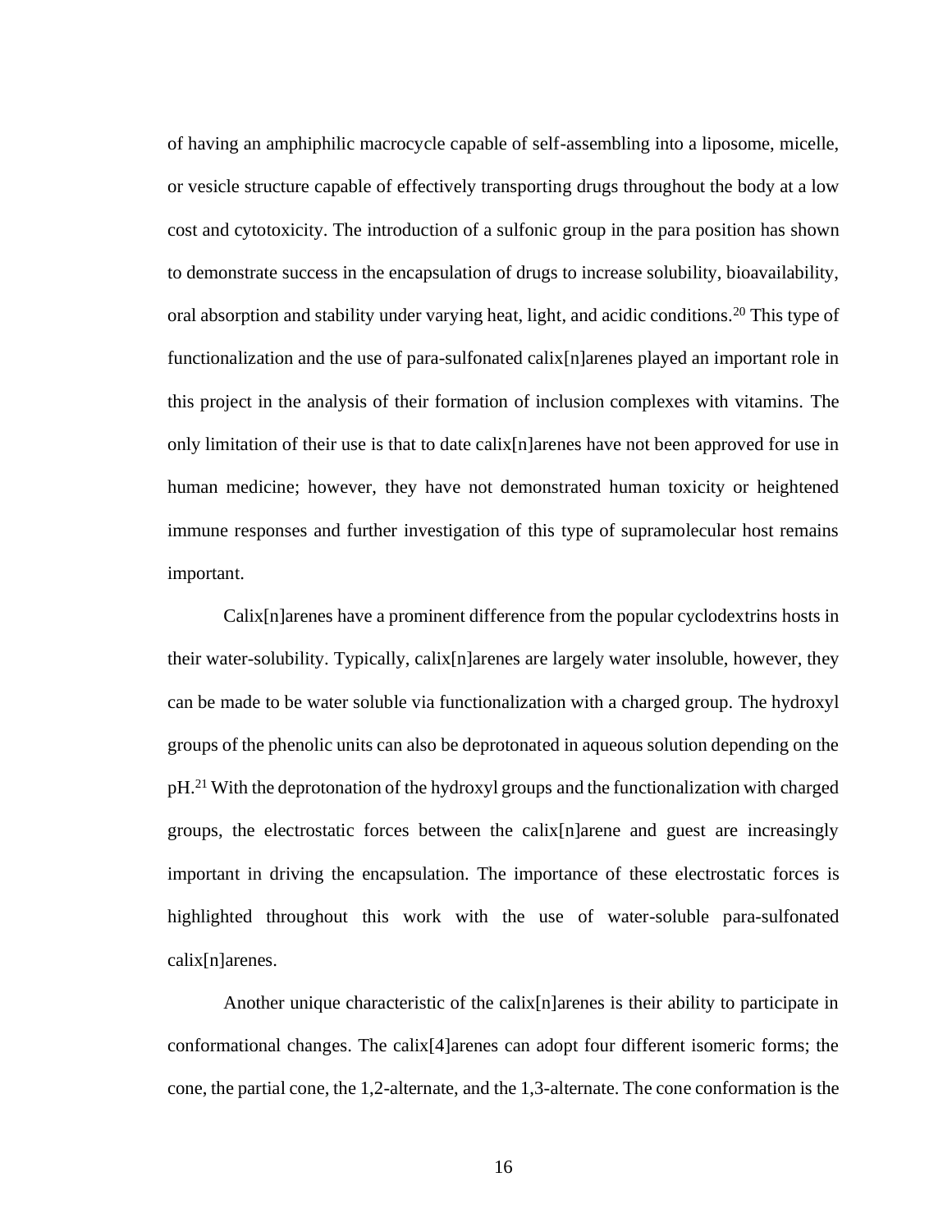of having an amphiphilic macrocycle capable of self-assembling into a liposome, micelle, or vesicle structure capable of effectively transporting drugs throughout the body at a low cost and cytotoxicity. The introduction of a sulfonic group in the para position has shown to demonstrate success in the encapsulation of drugs to increase solubility, bioavailability, oral absorption and stability under varying heat, light, and acidic conditions.[20] This type of functionalization and the use of para-sulfonated calix[n]arenes played an important role in this project in the analysis of their formation of inclusion complexes with vitamins. The only limitation of their use is that to date calix[n]arenes have not been approved for use in human medicine; however, they have not demonstrated human toxicity or heightened immune responses and further investigation of this type of supramolecular host remains important.

Calix[n]arenes have a prominent difference from the popular cyclodextrins hosts in their water-solubility. Typically, calix[n]arenes are largely water insoluble, however, they can be made to be water soluble via functionalization with a charged group. The hydroxyl groups of the phenolic units can also be deprotonated in aqueous solution depending on the pH.[21] With the deprotonation of the hydroxyl groups and the functionalization with charged groups, the electrostatic forces between the calix[n]arene and guest are increasingly important in driving the encapsulation. The importance of these electrostatic forces is highlighted throughout this work with the use of water-soluble para-sulfonated calix[n]arenes.

Another unique characteristic of the calix[n]arenes is their ability to participate in conformational changes. The calix[4]arenes can adopt four different isomeric forms; the cone, the partial cone, the 1,2-alternate, and the 1,3-alternate. The cone conformation is the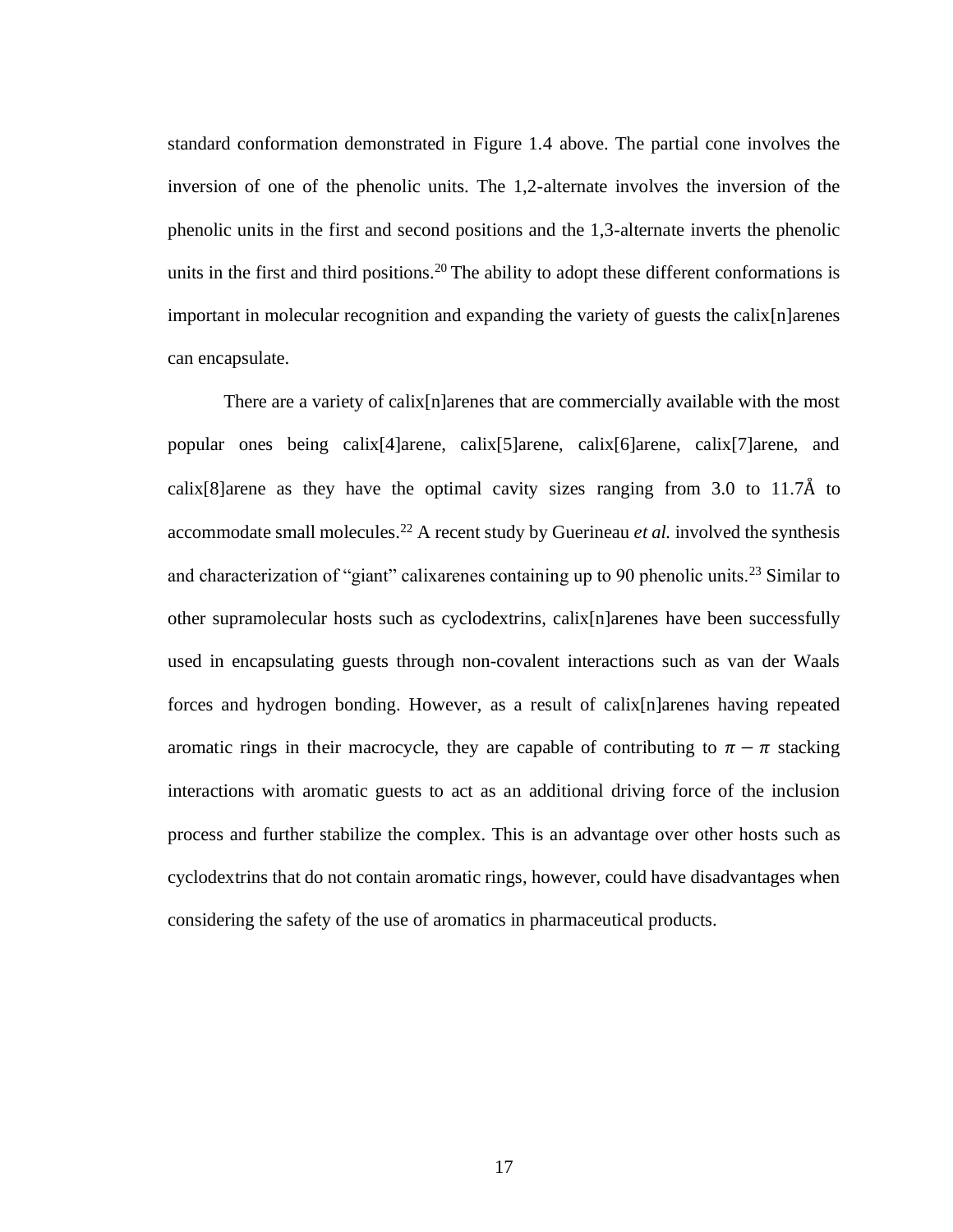standard conformation demonstrated in Figure 1.4 above. The partial cone involves the inversion of one of the phenolic units. The 1,2-alternate involves the inversion of the phenolic units in the first and second positions and the 1,3-alternate inverts the phenolic units in the first and third positions.[20] The ability to adopt these different conformations is important in molecular recognition and expanding the variety of guests the calix[n]arenes can encapsulate.

There are a variety of calix[n]arenes that are commercially available with the most popular ones being calix[4]arene, calix[5]arene, calix[6]arene, calix[7]arene, and calix[8]arene as they have the optimal cavity sizes ranging from 3.0 to 11.7Å to accommodate small molecules.[22] A recent study by Guerineau *et al.* involved the synthesis and characterization of "giant" calixarenes containing up to 90 phenolic units.[23] Similar to other supramolecular hosts such as cyclodextrins, calix[n]arenes have been successfully used in encapsulating guests through non-covalent interactions such as van der Waals forces and hydrogen bonding. However, as a result of calix[n]arenes having repeated aromatic rings in their macrocycle, they are capable of contributing to $\pi - \pi$ stacking interactions with aromatic guests to act as an additional driving force of the inclusion process and further stabilize the complex. This is an advantage over other hosts such as cyclodextrins that do not contain aromatic rings, however, could have disadvantages when considering the safety of the use of aromatics in pharmaceutical products.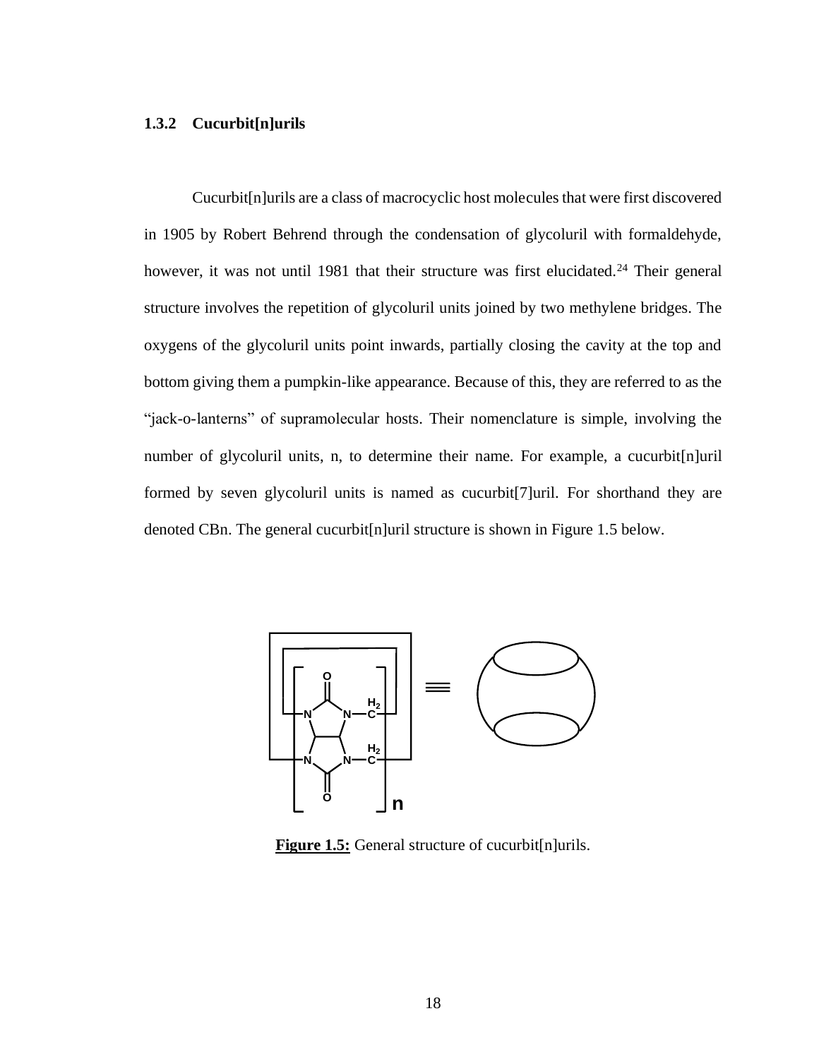### 1.3.2 Cucurbit[n]urils

Cucurbit[n]urils are a class of macrocyclic host molecules that were first discovered in 1905 by Robert Behrend through the condensation of glycoluril with formaldehyde, however, it was not until 1981 that their structure was first elucidated.[24] Their general structure involves the repetition of glycoluril units joined by two methylene bridges. The oxygens of the glycoluril units point inwards, partially closing the cavity at the top and bottom giving them a pumpkin-like appearance. Because of this, they are referred to as the "jack-o-lanterns" of supramolecular hosts. Their nomenclature is simple, involving the number of glycoluril units, n, to determine their name. For example, a cucurbit[n]uril formed by seven glycoluril units is named as cucurbit[7]uril. For shorthand they are denoted CBn. The general cucurbit[n]uril structure is shown in Figure 1.5 below.

**Figure 1.5:** General structure of cucurbit[n]urils.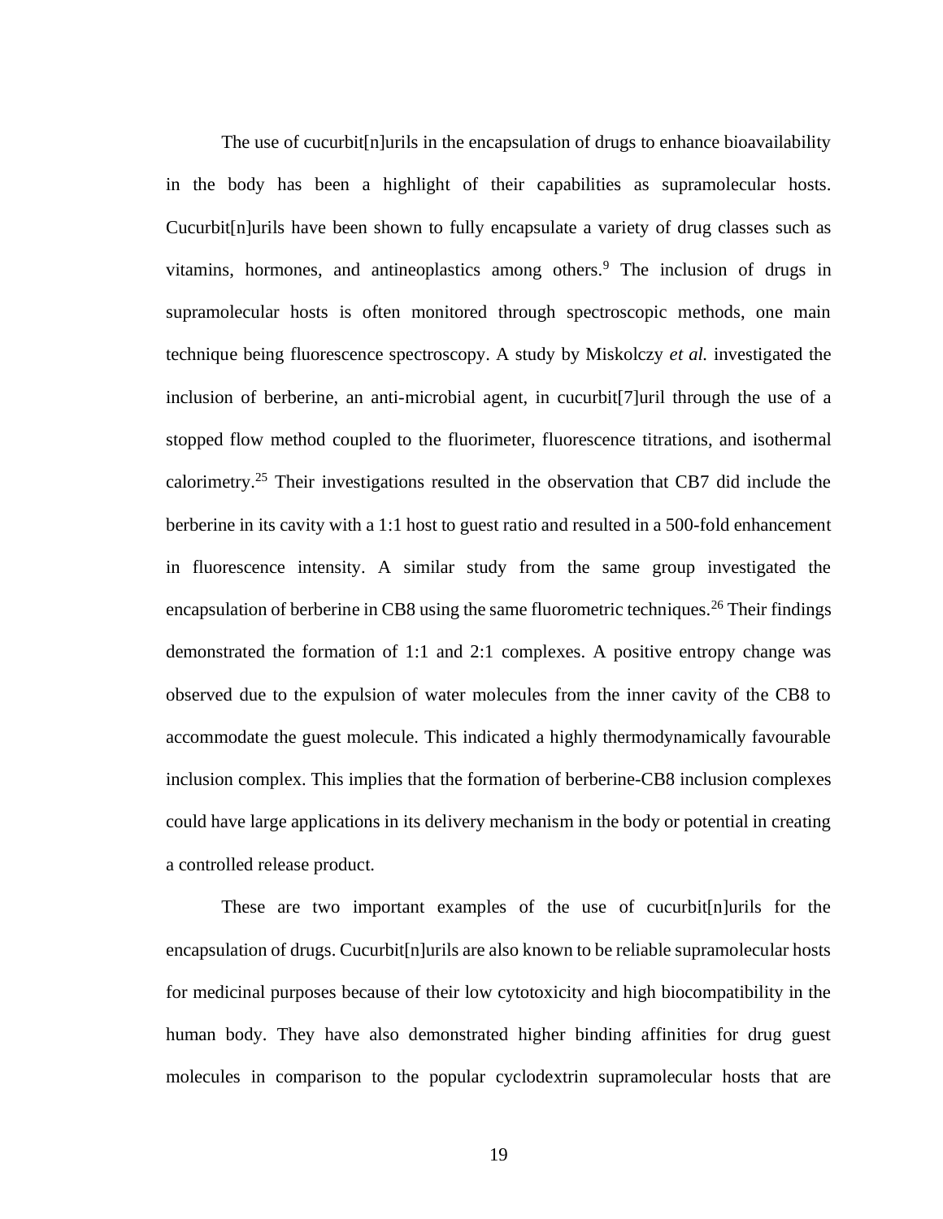The use of cucurbit[n]urils in the encapsulation of drugs to enhance bioavailability in the body has been a highlight of their capabilities as supramolecular hosts. Cucurbit[n]urils have been shown to fully encapsulate a variety of drug classes such as vitamins, hormones, and antineoplastics among others.[9] The inclusion of drugs in supramolecular hosts is often monitored through spectroscopic methods, one main technique being fluorescence spectroscopy. A study by Miskolczy *et al.* investigated the inclusion of berberine, an anti-microbial agent, in cucurbit[7]uril through the use of a stopped flow method coupled to the fluorimeter, fluorescence titrations, and isothermal calorimetry.[25] Their investigations resulted in the observation that CB7 did include the berberine in its cavity with a 1:1 host to guest ratio and resulted in a 500-fold enhancement in fluorescence intensity. A similar study from the same group investigated the encapsulation of berberine in CB8 using the same fluorometric techniques.[26] Their findings demonstrated the formation of 1:1 and 2:1 complexes. A positive entropy change was observed due to the expulsion of water molecules from the inner cavity of the CB8 to accommodate the guest molecule. This indicated a highly thermodynamically favourable inclusion complex. This implies that the formation of berberine-CB8 inclusion complexes could have large applications in its delivery mechanism in the body or potential in creating a controlled release product.

These are two important examples of the use of cucurbit[n]urils for the encapsulation of drugs. Cucurbit[n]urils are also known to be reliable supramolecular hosts for medicinal purposes because of their low cytotoxicity and high biocompatibility in the human body. They have also demonstrated higher binding affinities for drug guest molecules in comparison to the popular cyclodextrin supramolecular hosts that are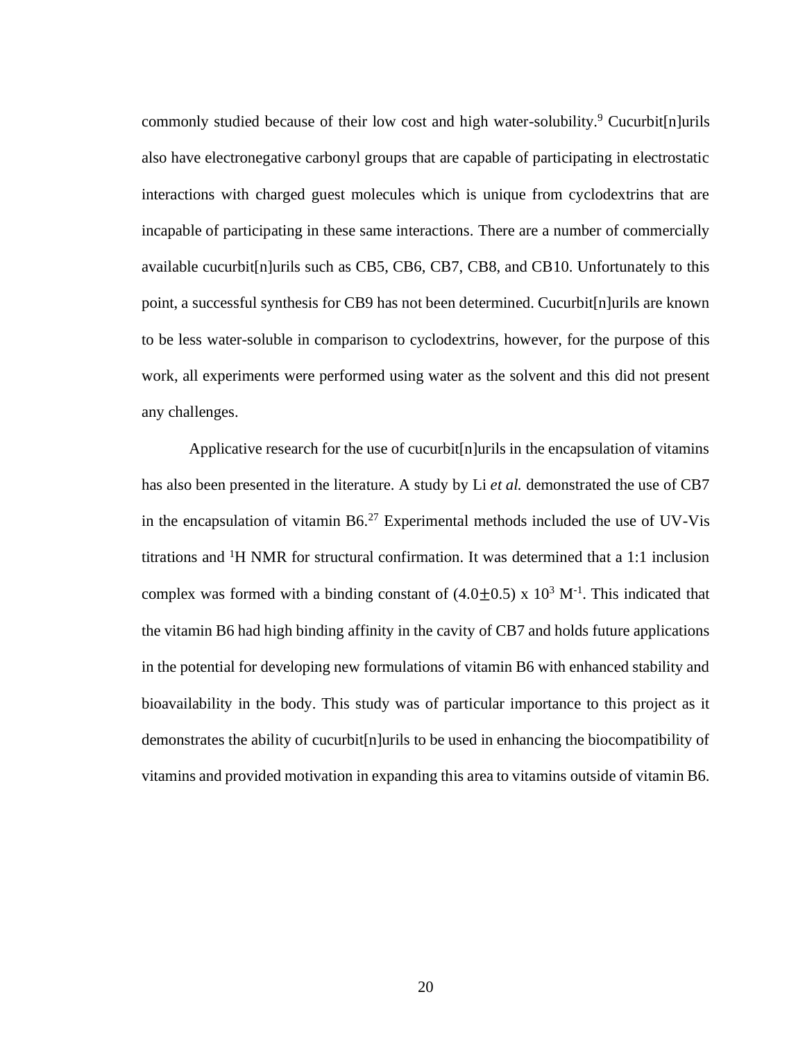commonly studied because of their low cost and high water-solubility.[9] Cucurbit[n]urils also have electronegative carbonyl groups that are capable of participating in electrostatic interactions with charged guest molecules which is unique from cyclodextrins that are incapable of participating in these same interactions. There are a number of commercially available cucurbit[n]urils such as CB5, CB6, CB7, CB8, and CB10. Unfortunately to this point, a successful synthesis for CB9 has not been determined. Cucurbit[n]urils are known to be less water-soluble in comparison to cyclodextrins, however, for the purpose of this work, all experiments were performed using water as the solvent and this did not present any challenges.

Applicative research for the use of cucurbit[n]urils in the encapsulation of vitamins has also been presented in the literature. A study by Li *et al.* demonstrated the use of CB7 in the encapsulation of vitamin B6.[27] Experimental methods included the use of UV-Vis titrations and $^1$H NMR for structural confirmation. It was determined that a 1:1 inclusion complex was formed with a binding constant of $(4.0 \pm 0.5) \times 10^3$ $M^{-1}$. This indicated that the vitamin B6 had high binding affinity in the cavity of CB7 and holds future applications in the potential for developing new formulations of vitamin B6 with enhanced stability and bioavailability in the body. This study was of particular importance to this project as it demonstrates the ability of cucurbit[n]urils to be used in enhancing the biocompatibility of vitamins and provided motivation in expanding this area to vitamins outside of vitamin B6.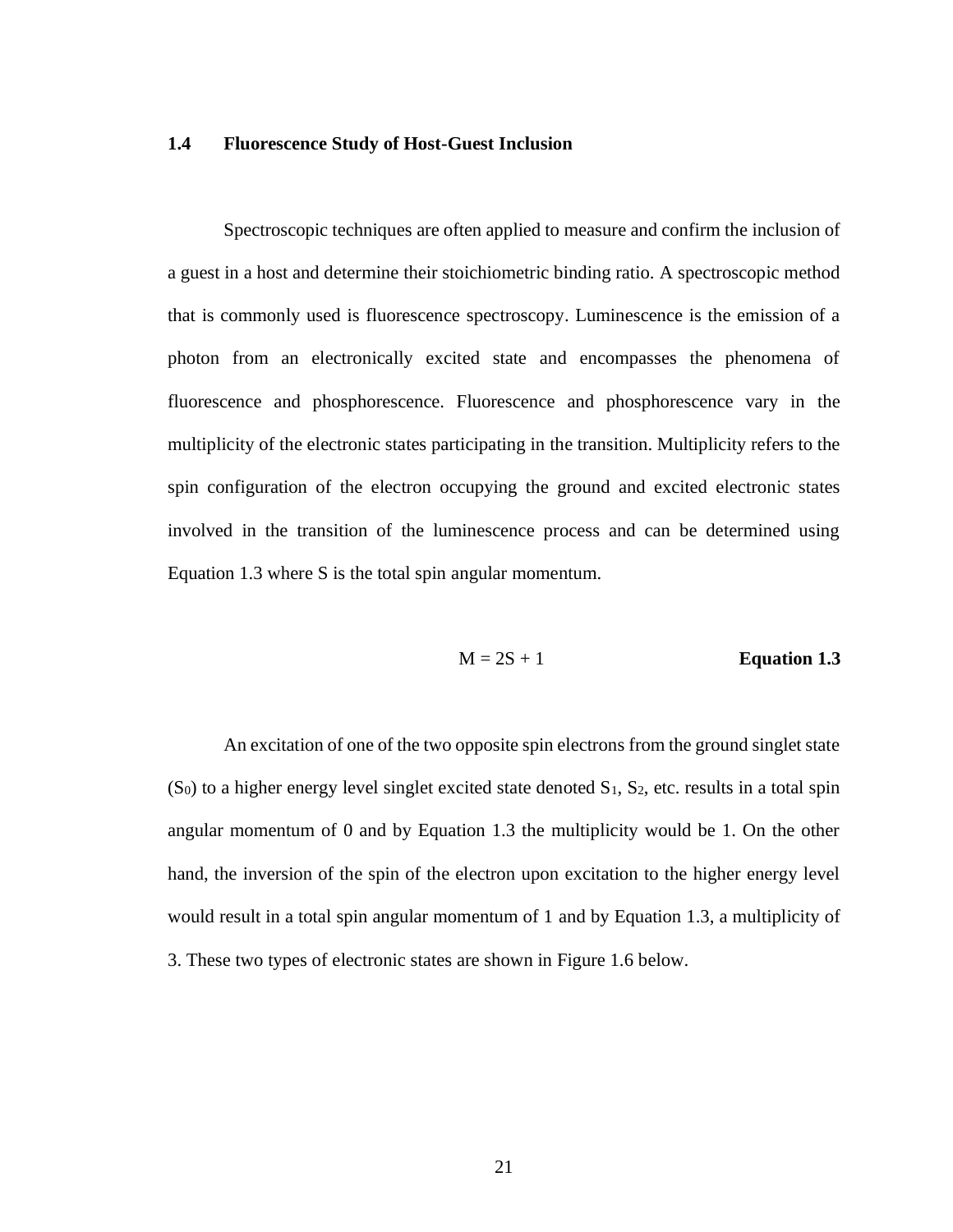### 1.4 Fluorescence Study of Host-Guest Inclusion

Spectroscopic techniques are often applied to measure and confirm the inclusion of a guest in a host and determine their stoichiometric binding ratio. A spectroscopic method that is commonly used is fluorescence spectroscopy. Luminescence is the emission of a photon from an electronically excited state and encompasses the phenomena of fluorescence and phosphorescence. Fluorescence and phosphorescence vary in the multiplicity of the electronic states participating in the transition. Multiplicity refers to the spin configuration of the electron occupying the ground and excited electronic states involved in the transition of the luminescence process and can be determined using Equation 1.3 where S is the total spin angular momentum.

$$M = 2S + 1 \qquad \textbf{Equation 1.3}$$

An excitation of one of the two opposite spin electrons from the ground singlet state ($S_0$) to a higher energy level singlet excited state denoted $S_1$, $S_2$, etc. results in a total spin angular momentum of 0 and by Equation 1.3 the multiplicity would be 1. On the other hand, the inversion of the spin of the electron upon excitation to the higher energy level would result in a total spin angular momentum of 1 and by Equation 1.3, a multiplicity of 3. These two types of electronic states are shown in Figure 1.6 below.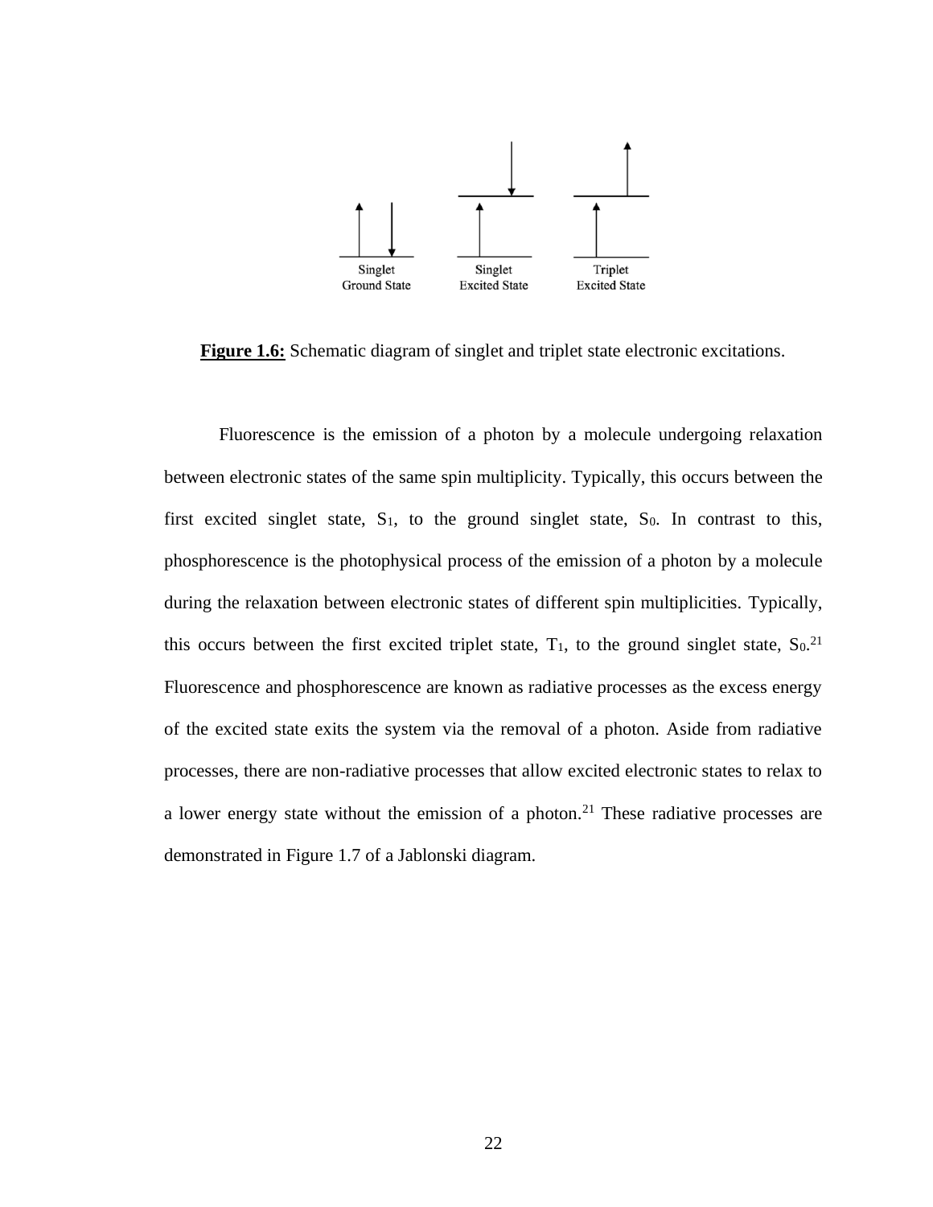**Figure 1.6:** Schematic diagram of singlet and triplet state electronic excitations.

Fluorescence is the emission of a photon by a molecule undergoing relaxation between electronic states of the same spin multiplicity. Typically, this occurs between the first excited singlet state, $S_1$, to the ground singlet state, $S_0$. In contrast to this, phosphorescence is the photophysical process of the emission of a photon by a molecule during the relaxation between electronic states of different spin multiplicities. Typically, this occurs between the first excited triplet state, $T_1$, to the ground singlet state, $S_0$.[21] Fluorescence and phosphorescence are known as radiative processes as the excess energy of the excited state exits the system via the removal of a photon. Aside from radiative processes, there are non-radiative processes that allow excited electronic states to relax to a lower energy state without the emission of a photon.[21] These radiative processes are demonstrated in Figure 1.7 of a Jablonski diagram.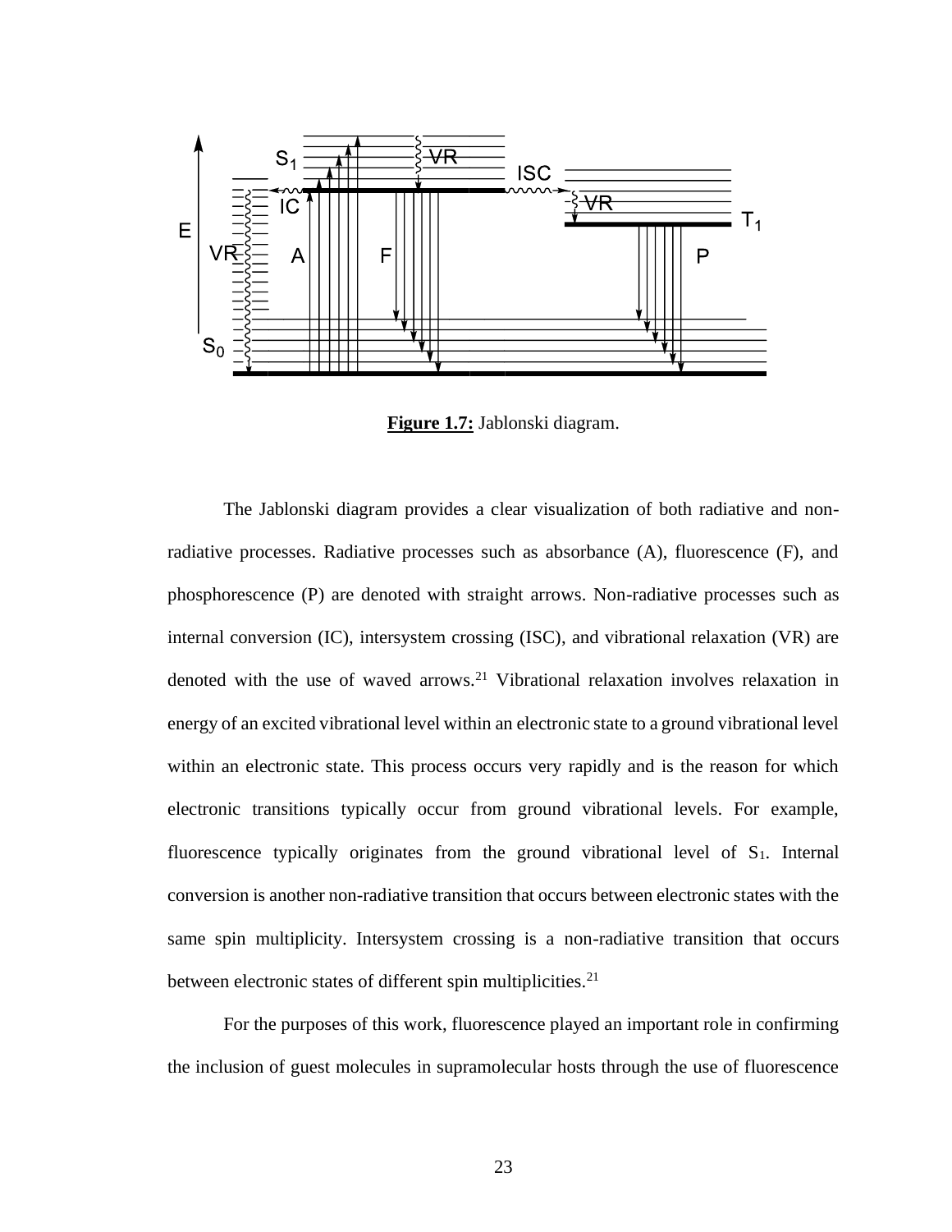**Figure 1.7:** Jablonski diagram.

The Jablonski diagram provides a clear visualization of both radiative and non-radiative processes. Radiative processes such as absorbance (A), fluorescence (F), and phosphorescence (P) are denoted with straight arrows. Non-radiative processes such as internal conversion (IC), intersystem crossing (ISC), and vibrational relaxation (VR) are denoted with the use of waved arrows.[21] Vibrational relaxation involves relaxation in energy of an excited vibrational level within an electronic state to a ground vibrational level within an electronic state. This process occurs very rapidly and is the reason for which electronic transitions typically occur from ground vibrational levels. For example, fluorescence typically originates from the ground vibrational level of $S_1$. Internal conversion is another non-radiative transition that occurs between electronic states with the same spin multiplicity. Intersystem crossing is a non-radiative transition that occurs between electronic states of different spin multiplicities.[21]

For the purposes of this work, fluorescence played an important role in confirming the inclusion of guest molecules in supramolecular hosts through the use of fluorescence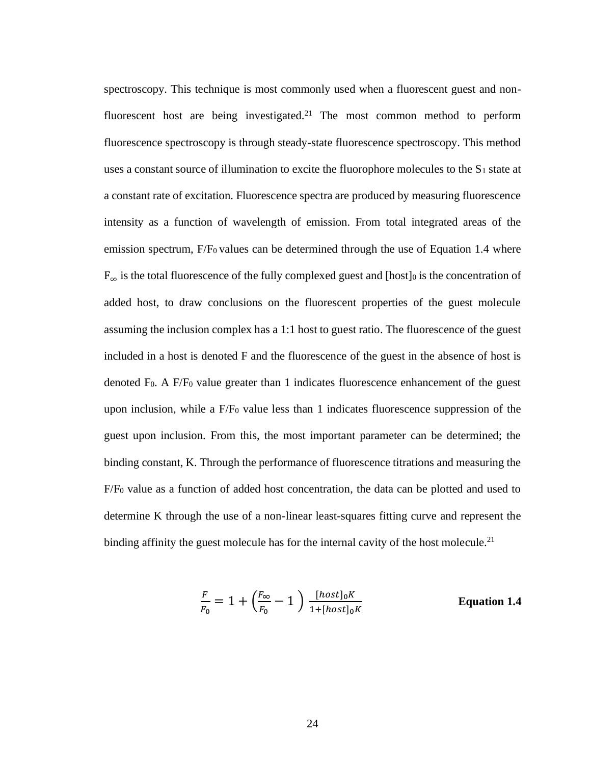spectroscopy. This technique is most commonly used when a fluorescent guest and non-fluorescent host are being investigated.[21] The most common method to perform fluorescence spectroscopy is through steady-state fluorescence spectroscopy. This method uses a constant source of illumination to excite the fluorophore molecules to the $S_1$ state at a constant rate of excitation. Fluorescence spectra are produced by measuring fluorescence intensity as a function of wavelength of emission. From total integrated areas of the emission spectrum, $F/F_0$ values can be determined through the use of Equation 1.4 where $F_\infty$ is the total fluorescence of the fully complexed guest and $[host]_0$ is the concentration of added host, to draw conclusions on the fluorescent properties of the guest molecule assuming the inclusion complex has a 1:1 host to guest ratio. The fluorescence of the guest included in a host is denoted F and the fluorescence of the guest in the absence of host is denoted $F_0$. A $F/F_0$ value greater than 1 indicates fluorescence enhancement of the guest upon inclusion, while a $F/F_0$ value less than 1 indicates fluorescence suppression of the guest upon inclusion. From this, the most important parameter can be determined; the binding constant, K. Through the performance of fluorescence titrations and measuring the $F/F_0$ value as a function of added host concentration, the data can be plotted and used to determine K through the use of a non-linear least-squares fitting curve and represent the binding affinity the guest molecule has for the internal cavity of the host molecule.[21]

$$\frac{F}{F_0} = 1 + \left(\frac{F_\infty}{F_0} - 1\right) \frac{[host]_0 K}{1 + [host]_0 K} \qquad \textbf{Equation 1.4}$$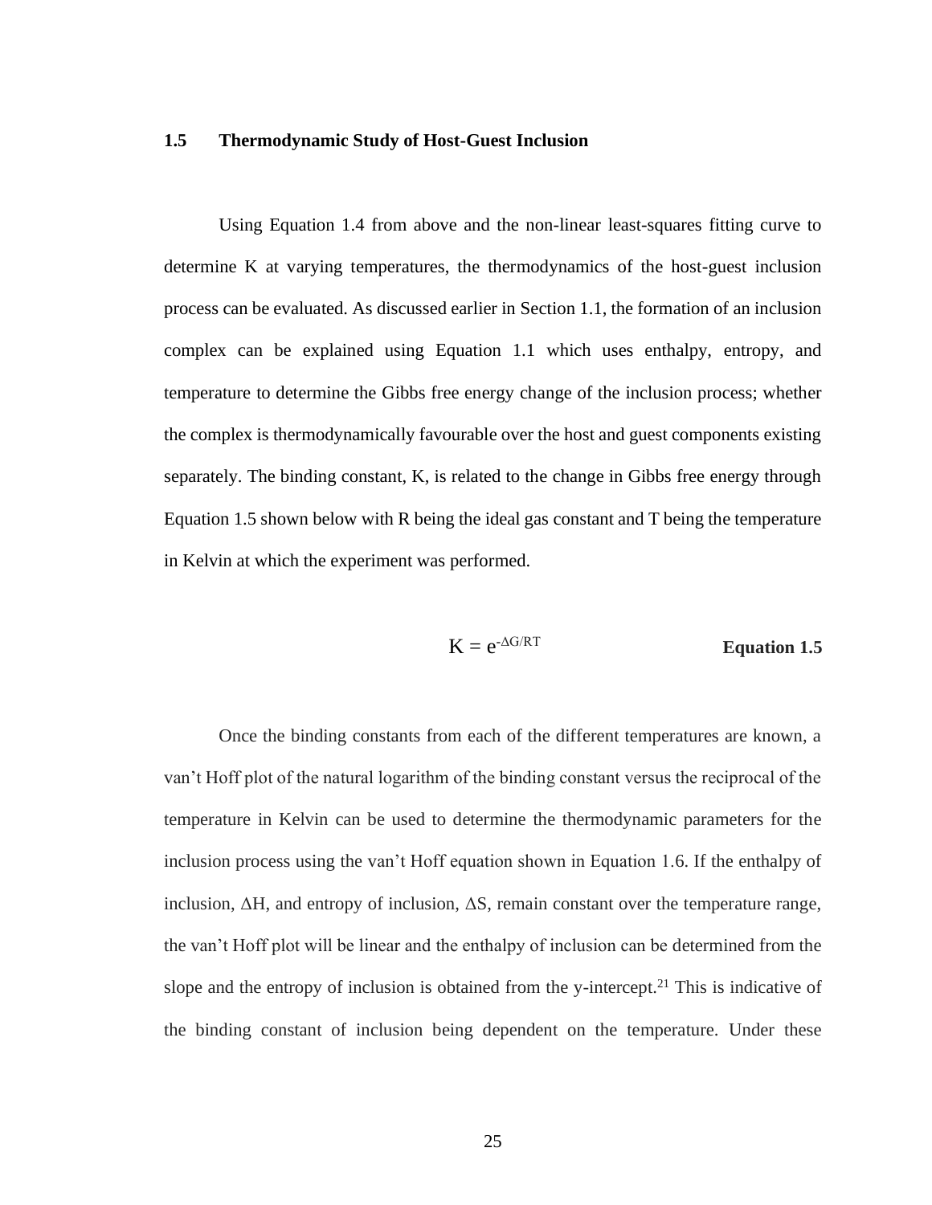## 1.5 Thermodynamic Study of Host-Guest Inclusion

Using Equation 1.4 from above and the non-linear least-squares fitting curve to determine K at varying temperatures, the thermodynamics of the host-guest inclusion process can be evaluated. As discussed earlier in Section 1.1, the formation of an inclusion complex can be explained using Equation 1.1 which uses enthalpy, entropy, and temperature to determine the Gibbs free energy change of the inclusion process; whether the complex is thermodynamically favourable over the host and guest components existing separately. The binding constant, K, is related to the change in Gibbs free energy through Equation 1.5 shown below with R being the ideal gas constant and T being the temperature in Kelvin at which the experiment was performed.

$$K = e^{-\Delta G/RT} \qquad \textbf{Equation 1.5}$$

Once the binding constants from each of the different temperatures are known, a van't Hoff plot of the natural logarithm of the binding constant versus the reciprocal of the temperature in Kelvin can be used to determine the thermodynamic parameters for the inclusion process using the van't Hoff equation shown in Equation 1.6. If the enthalpy of inclusion, $\Delta H$, and entropy of inclusion, $\Delta S$, remain constant over the temperature range, the van't Hoff plot will be linear and the enthalpy of inclusion can be determined from the slope and the entropy of inclusion is obtained from the y-intercept.[21] This is indicative of the binding constant of inclusion being dependent on the temperature. Under these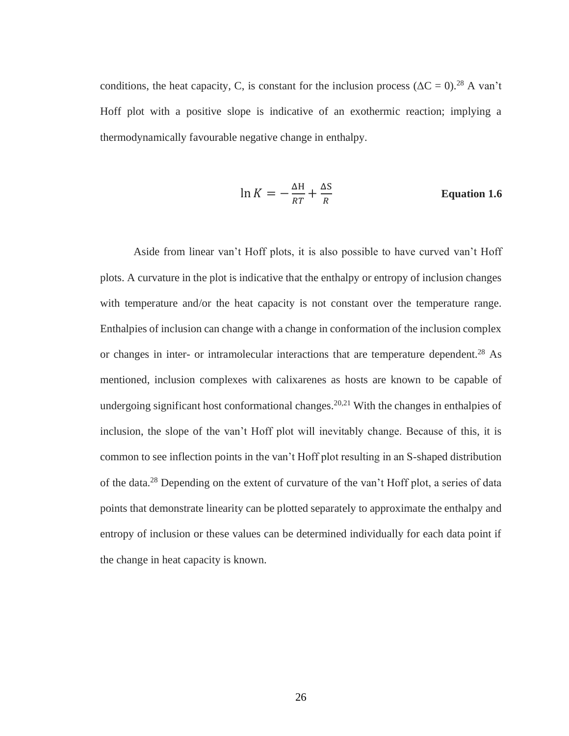conditions, the heat capacity, C, is constant for the inclusion process ($\Delta C = 0$).[28] A van't Hoff plot with a positive slope is indicative of an exothermic reaction; implying a thermodynamically favourable negative change in enthalpy.

$$\ln K = -\frac{\Delta H}{RT} + \frac{\Delta S}{R} \qquad \textbf{Equation 1.6}$$

Aside from linear van't Hoff plots, it is also possible to have curved van't Hoff plots. A curvature in the plot is indicative that the enthalpy or entropy of inclusion changes with temperature and/or the heat capacity is not constant over the temperature range. Enthalpies of inclusion can change with a change in conformation of the inclusion complex or changes in inter- or intramolecular interactions that are temperature dependent.[28] As mentioned, inclusion complexes with calixarenes as hosts are known to be capable of undergoing significant host conformational changes.[20,21] With the changes in enthalpies of inclusion, the slope of the van't Hoff plot will inevitably change. Because of this, it is common to see inflection points in the van't Hoff plot resulting in an S-shaped distribution of the data.[28] Depending on the extent of curvature of the van't Hoff plot, a series of data points that demonstrate linearity can be plotted separately to approximate the enthalpy and entropy of inclusion or these values can be determined individually for each data point if the change in heat capacity is known.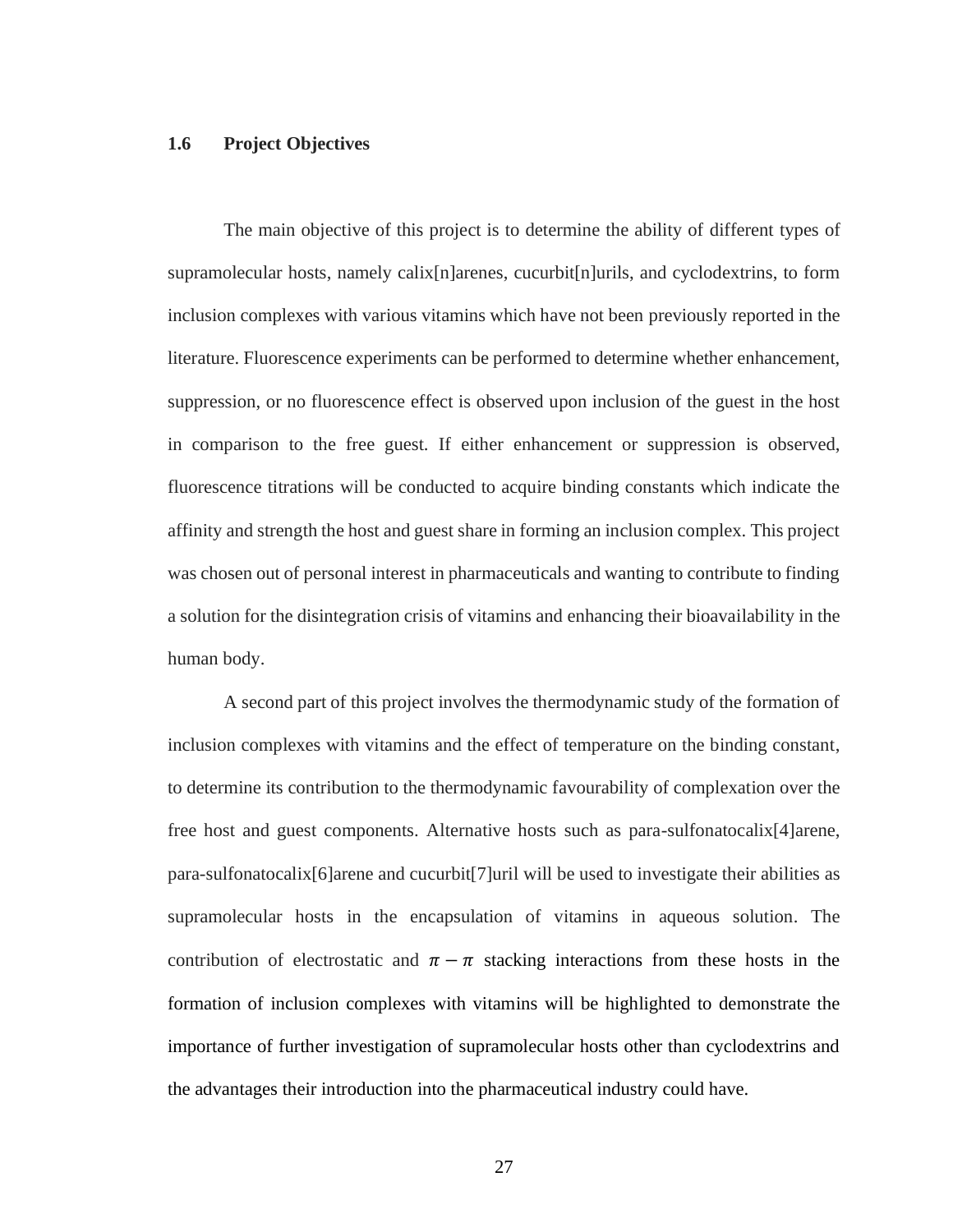## 1.6 Project Objectives

The main objective of this project is to determine the ability of different types of supramolecular hosts, namely calix[n]arenes, cucurbit[n]urils, and cyclodextrins, to form inclusion complexes with various vitamins which have not been previously reported in the literature. Fluorescence experiments can be performed to determine whether enhancement, suppression, or no fluorescence effect is observed upon inclusion of the guest in the host in comparison to the free guest. If either enhancement or suppression is observed, fluorescence titrations will be conducted to acquire binding constants which indicate the affinity and strength the host and guest share in forming an inclusion complex. This project was chosen out of personal interest in pharmaceuticals and wanting to contribute to finding a solution for the disintegration crisis of vitamins and enhancing their bioavailability in the human body.

A second part of this project involves the thermodynamic study of the formation of inclusion complexes with vitamins and the effect of temperature on the binding constant, to determine its contribution to the thermodynamic favourability of complexation over the free host and guest components. Alternative hosts such as para-sulfonatocalix[4]arene, para-sulfonatocalix[6]arene and cucurbit[7]uril will be used to investigate their abilities as supramolecular hosts in the encapsulation of vitamins in aqueous solution. The contribution of electrostatic and $\pi - \pi$ stacking interactions from these hosts in the formation of inclusion complexes with vitamins will be highlighted to demonstrate the importance of further investigation of supramolecular hosts other than cyclodextrins and the advantages their introduction into the pharmaceutical industry could have.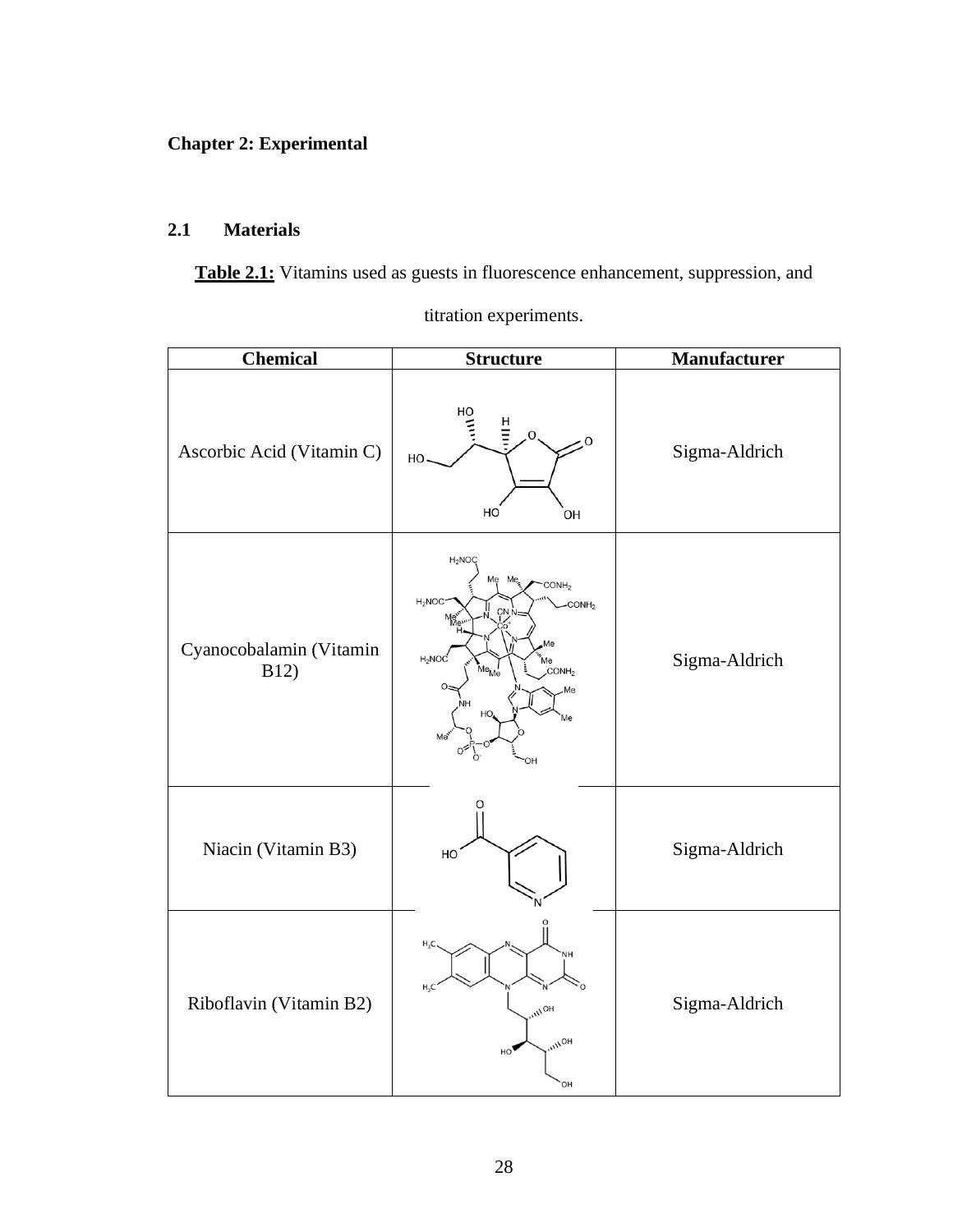# Chapter 2: Experimental

## 2.1 Materials

**Table 2.1:** Vitamins used as guests in fluorescence enhancement, suppression, and titration experiments.

| Chemical | Structure | Manufacturer |
|---|---|---|
| Ascorbic Acid (Vitamin C) | | Sigma-Aldrich |
| Cyanocobalamin (Vitamin B12) | | Sigma-Aldrich |
| Niacin (Vitamin B3) | | Sigma-Aldrich |
| Riboflavin (Vitamin B2) | | Sigma-Aldrich |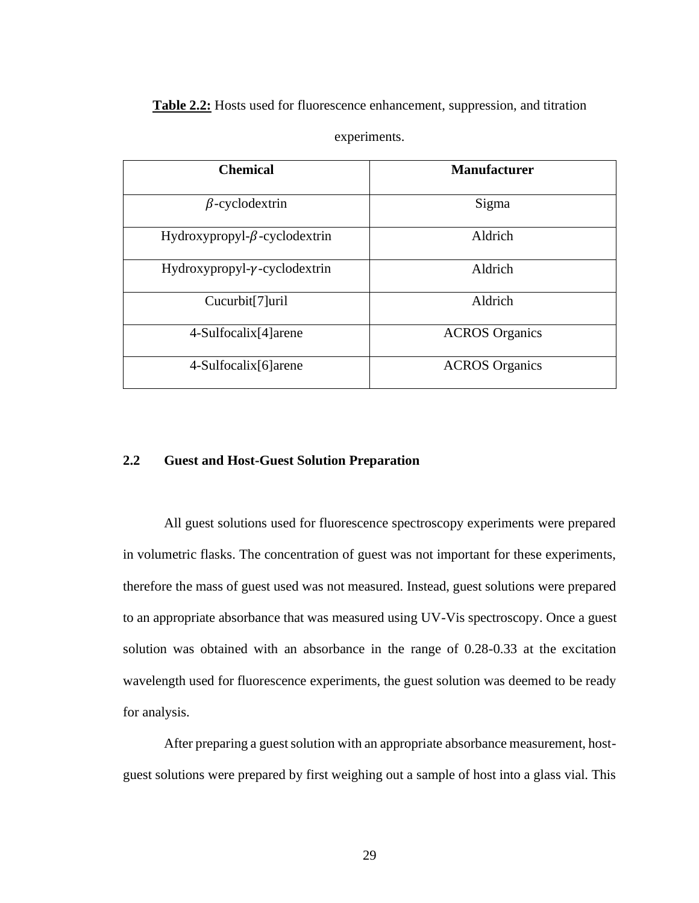**Table 2.2:** Hosts used for fluorescence enhancement, suppression, and titration experiments.

| Chemical | Manufacturer |
|---|---|
| $\beta$-cyclodextrin | Sigma |
| Hydroxypropyl-$\beta$-cyclodextrin | Aldrich |
| Hydroxypropyl-$\gamma$-cyclodextrin | Aldrich |
| Cucurbit[7]uril | Aldrich |
| 4-Sulfocalix[4]arene | ACROS Organics |
| 4-Sulfocalix[6]arene | ACROS Organics |

## 2.2 Guest and Host-Guest Solution Preparation

All guest solutions used for fluorescence spectroscopy experiments were prepared in volumetric flasks. The concentration of guest was not important for these experiments, therefore the mass of guest used was not measured. Instead, guest solutions were prepared to an appropriate absorbance that was measured using UV-Vis spectroscopy. Once a guest solution was obtained with an absorbance in the range of 0.28-0.33 at the excitation wavelength used for fluorescence experiments, the guest solution was deemed to be ready for analysis.

After preparing a guest solution with an appropriate absorbance measurement, host-guest solutions were prepared by first weighing out a sample of host into a glass vial. This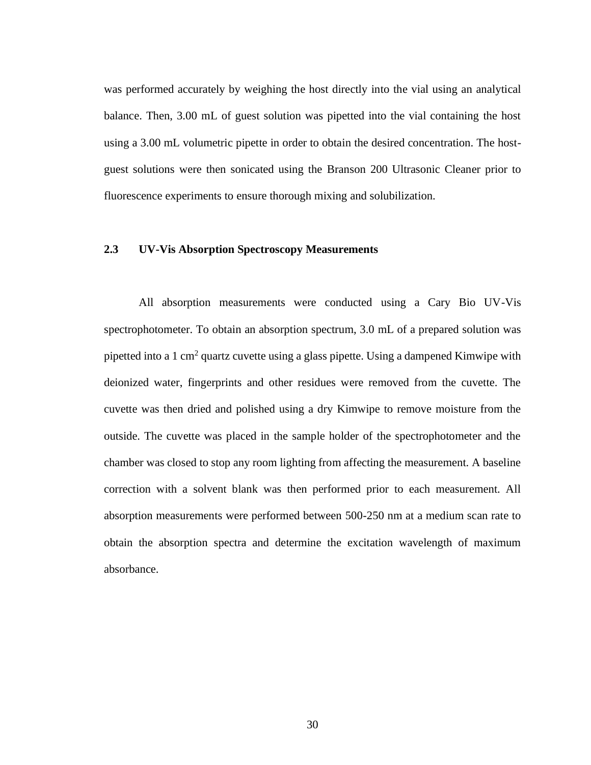was performed accurately by weighing the host directly into the vial using an analytical balance. Then, 3.00 mL of guest solution was pipetted into the vial containing the host using a 3.00 mL volumetric pipette in order to obtain the desired concentration. The host-guest solutions were then sonicated using the Branson 200 Ultrasonic Cleaner prior to fluorescence experiments to ensure thorough mixing and solubilization.

### 2.3 UV-Vis Absorption Spectroscopy Measurements

All absorption measurements were conducted using a Cary Bio UV-Vis spectrophotometer. To obtain an absorption spectrum, 3.0 mL of a prepared solution was pipetted into a 1 $cm^2$ quartz cuvette using a glass pipette. Using a dampened Kimwipe with deionized water, fingerprints and other residues were removed from the cuvette. The cuvette was then dried and polished using a dry Kimwipe to remove moisture from the outside. The cuvette was placed in the sample holder of the spectrophotometer and the chamber was closed to stop any room lighting from affecting the measurement. A baseline correction with a solvent blank was then performed prior to each measurement. All absorption measurements were performed between 500-250 nm at a medium scan rate to obtain the absorption spectra and determine the excitation wavelength of maximum absorbance.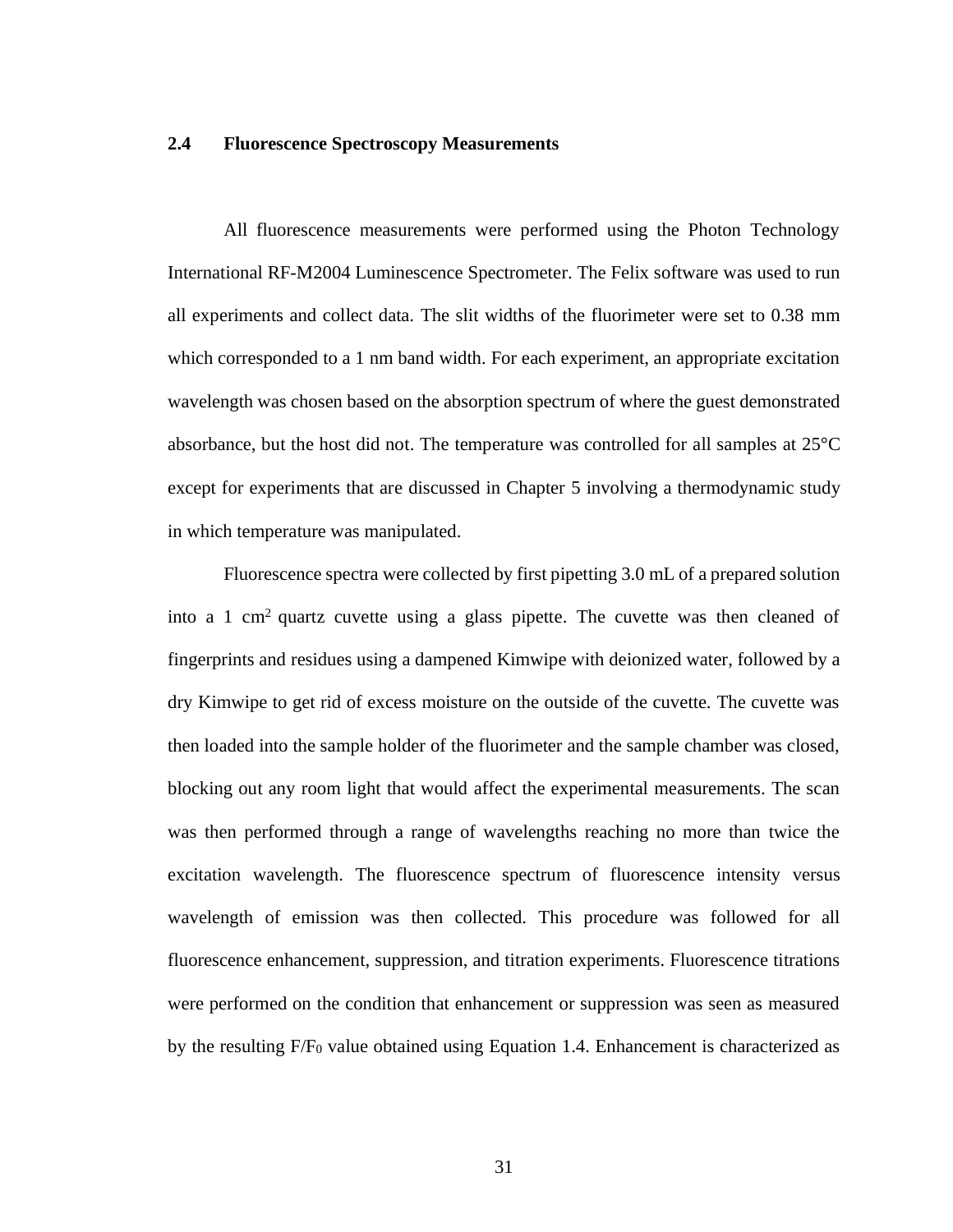### 2.4 Fluorescence Spectroscopy Measurements

All fluorescence measurements were performed using the Photon Technology International RF-M2004 Luminescence Spectrometer. The Felix software was used to run all experiments and collect data. The slit widths of the fluorimeter were set to 0.38 mm which corresponded to a 1 nm band width. For each experiment, an appropriate excitation wavelength was chosen based on the absorption spectrum of where the guest demonstrated absorbance, but the host did not. The temperature was controlled for all samples at 25°C except for experiments that are discussed in Chapter 5 involving a thermodynamic study in which temperature was manipulated.

Fluorescence spectra were collected by first pipetting 3.0 mL of a prepared solution into a 1 $cm^2$ quartz cuvette using a glass pipette. The cuvette was then cleaned of fingerprints and residues using a dampened Kimwipe with deionized water, followed by a dry Kimwipe to get rid of excess moisture on the outside of the cuvette. The cuvette was then loaded into the sample holder of the fluorimeter and the sample chamber was closed, blocking out any room light that would affect the experimental measurements. The scan was then performed through a range of wavelengths reaching no more than twice the excitation wavelength. The fluorescence spectrum of fluorescence intensity versus wavelength of emission was then collected. This procedure was followed for all fluorescence enhancement, suppression, and titration experiments. Fluorescence titrations were performed on the condition that enhancement or suppression was seen as measured by the resulting $F/F_0$ value obtained using Equation 1.4. Enhancement is characterized as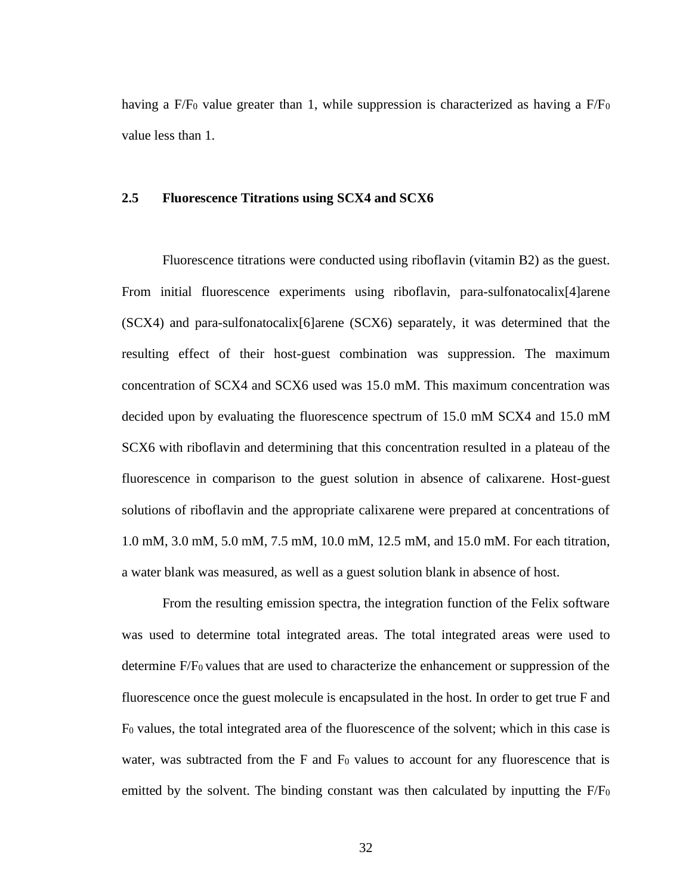having a $F/F_0$ value greater than 1, while suppression is characterized as having a $F/F_0$ value less than 1.

### 2.5 Fluorescence Titrations using SCX4 and SCX6

Fluorescence titrations were conducted using riboflavin (vitamin B2) as the guest. From initial fluorescence experiments using riboflavin, para-sulfonatocalix[4]arene (SCX4) and para-sulfonatocalix[6]arene (SCX6) separately, it was determined that the resulting effect of their host-guest combination was suppression. The maximum concentration of SCX4 and SCX6 used was 15.0 mM. This maximum concentration was decided upon by evaluating the fluorescence spectrum of 15.0 mM SCX4 and 15.0 mM SCX6 with riboflavin and determining that this concentration resulted in a plateau of the fluorescence in comparison to the guest solution in absence of calixarene. Host-guest solutions of riboflavin and the appropriate calixarene were prepared at concentrations of 1.0 mM, 3.0 mM, 5.0 mM, 7.5 mM, 10.0 mM, 12.5 mM, and 15.0 mM. For each titration, a water blank was measured, as well as a guest solution blank in absence of host.

From the resulting emission spectra, the integration function of the Felix software was used to determine total integrated areas. The total integrated areas were used to determine $F/F_0$ values that are used to characterize the enhancement or suppression of the fluorescence once the guest molecule is encapsulated in the host. In order to get true F and $F_0$ values, the total integrated area of the fluorescence of the solvent; which in this case is water, was subtracted from the F and $F_0$ values to account for any fluorescence that is emitted by the solvent. The binding constant was then calculated by inputting the $F/F_0$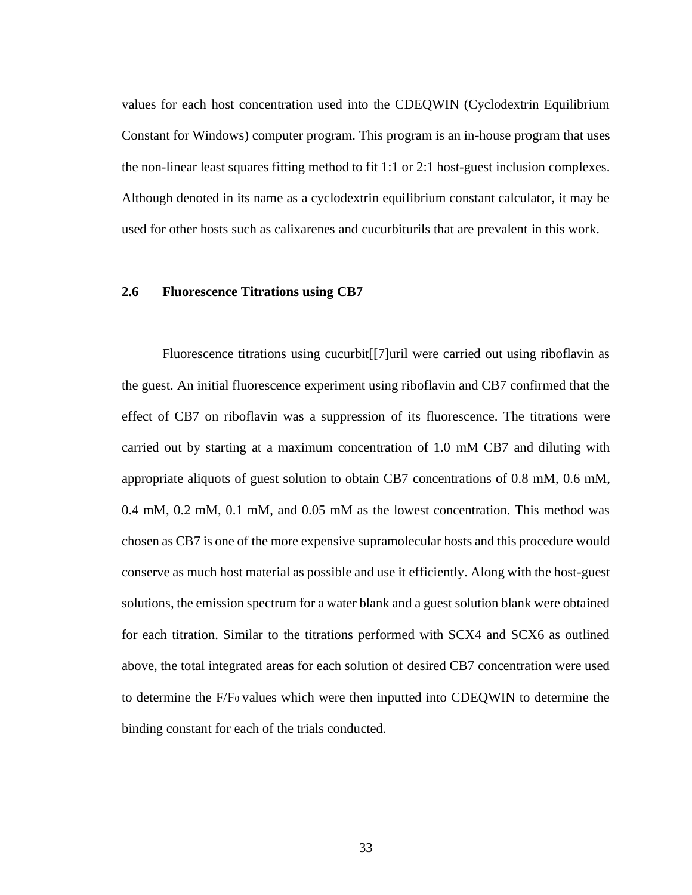values for each host concentration used into the CDEQWIN (Cyclodextrin Equilibrium Constant for Windows) computer program. This program is an in-house program that uses the non-linear least squares fitting method to fit 1:1 or 2:1 host-guest inclusion complexes. Although denoted in its name as a cyclodextrin equilibrium constant calculator, it may be used for other hosts such as calixarenes and cucurbiturils that are prevalent in this work.

## 2.6 Fluorescence Titrations using CB7

Fluorescence titrations using cucurbit[[7]uril were carried out using riboflavin as the guest. An initial fluorescence experiment using riboflavin and CB7 confirmed that the effect of CB7 on riboflavin was a suppression of its fluorescence. The titrations were carried out by starting at a maximum concentration of 1.0 mM CB7 and diluting with appropriate aliquots of guest solution to obtain CB7 concentrations of 0.8 mM, 0.6 mM, 0.4 mM, 0.2 mM, 0.1 mM, and 0.05 mM as the lowest concentration. This method was chosen as CB7 is one of the more expensive supramolecular hosts and this procedure would conserve as much host material as possible and use it efficiently. Along with the host-guest solutions, the emission spectrum for a water blank and a guest solution blank were obtained for each titration. Similar to the titrations performed with SCX4 and SCX6 as outlined above, the total integrated areas for each solution of desired CB7 concentration were used to determine the $F/F_0$ values which were then inputted into CDEQWIN to determine the binding constant for each of the trials conducted.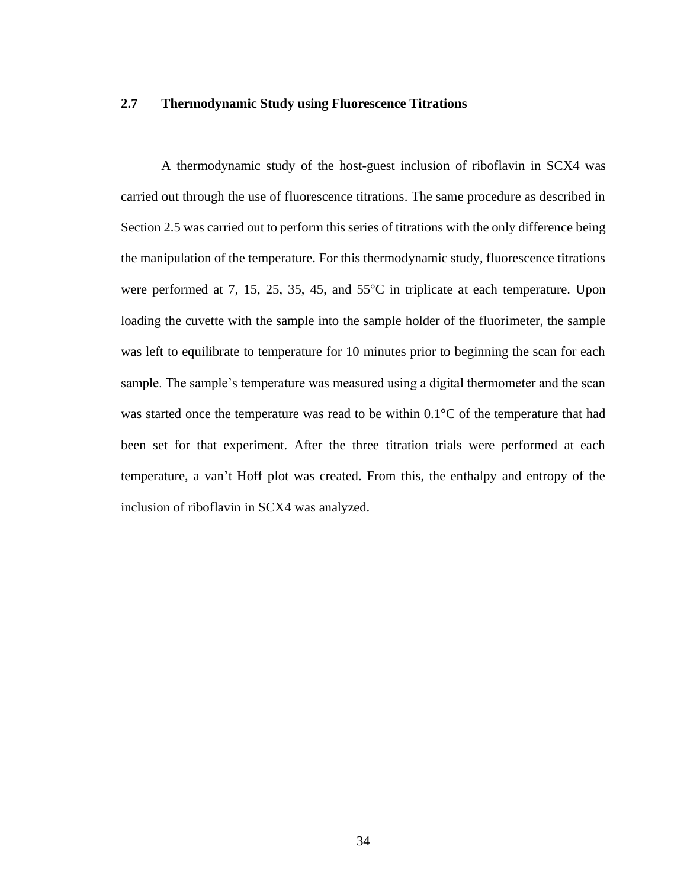## 2.7 Thermodynamic Study using Fluorescence Titrations

A thermodynamic study of the host-guest inclusion of riboflavin in SCX4 was carried out through the use of fluorescence titrations. The same procedure as described in Section 2.5 was carried out to perform this series of titrations with the only difference being the manipulation of the temperature. For this thermodynamic study, fluorescence titrations were performed at 7, 15, 25, 35, 45, and 55°C in triplicate at each temperature. Upon loading the cuvette with the sample into the sample holder of the fluorimeter, the sample was left to equilibrate to temperature for 10 minutes prior to beginning the scan for each sample. The sample's temperature was measured using a digital thermometer and the scan was started once the temperature was read to be within 0.1°C of the temperature that had been set for that experiment. After the three titration trials were performed at each temperature, a van't Hoff plot was created. From this, the enthalpy and entropy of the inclusion of riboflavin in SCX4 was analyzed.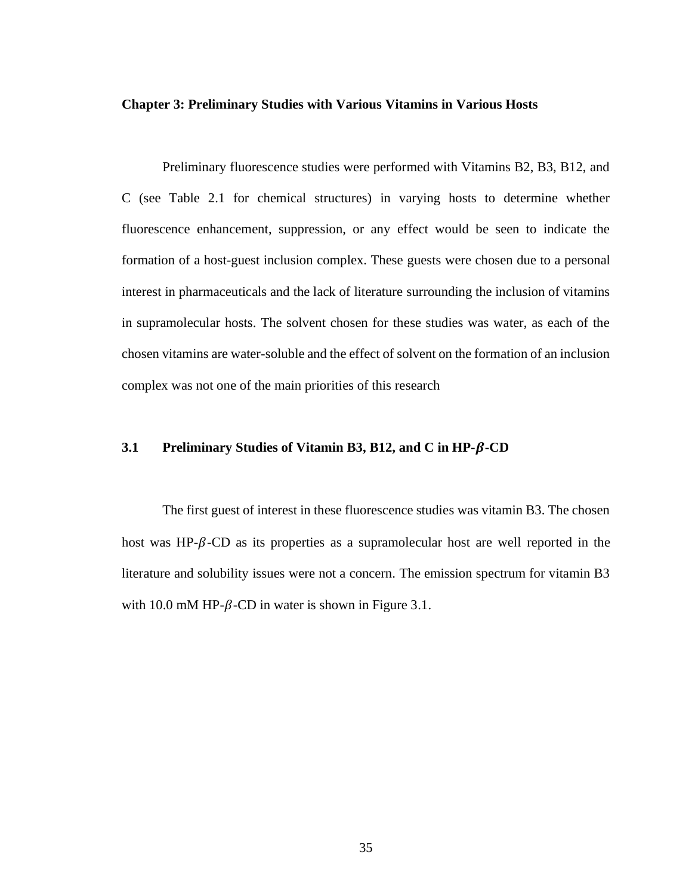# Chapter 3: Preliminary Studies with Various Vitamins in Various Hosts

Preliminary fluorescence studies were performed with Vitamins B2, B3, B12, and C (see Table 2.1 for chemical structures) in varying hosts to determine whether fluorescence enhancement, suppression, or any effect would be seen to indicate the formation of a host-guest inclusion complex. These guests were chosen due to a personal interest in pharmaceuticals and the lack of literature surrounding the inclusion of vitamins in supramolecular hosts. The solvent chosen for these studies was water, as each of the chosen vitamins are water-soluble and the effect of solvent on the formation of an inclusion complex was not one of the main priorities of this research

## 3.1 Preliminary Studies of Vitamin B3, B12, and C in HP-$\beta$-CD

The first guest of interest in these fluorescence studies was vitamin B3. The chosen host was HP-$\beta$-CD as its properties as a supramolecular host are well reported in the literature and solubility issues were not a concern. The emission spectrum for vitamin B3 with 10.0 mM HP-$\beta$-CD in water is shown in Figure 3.1.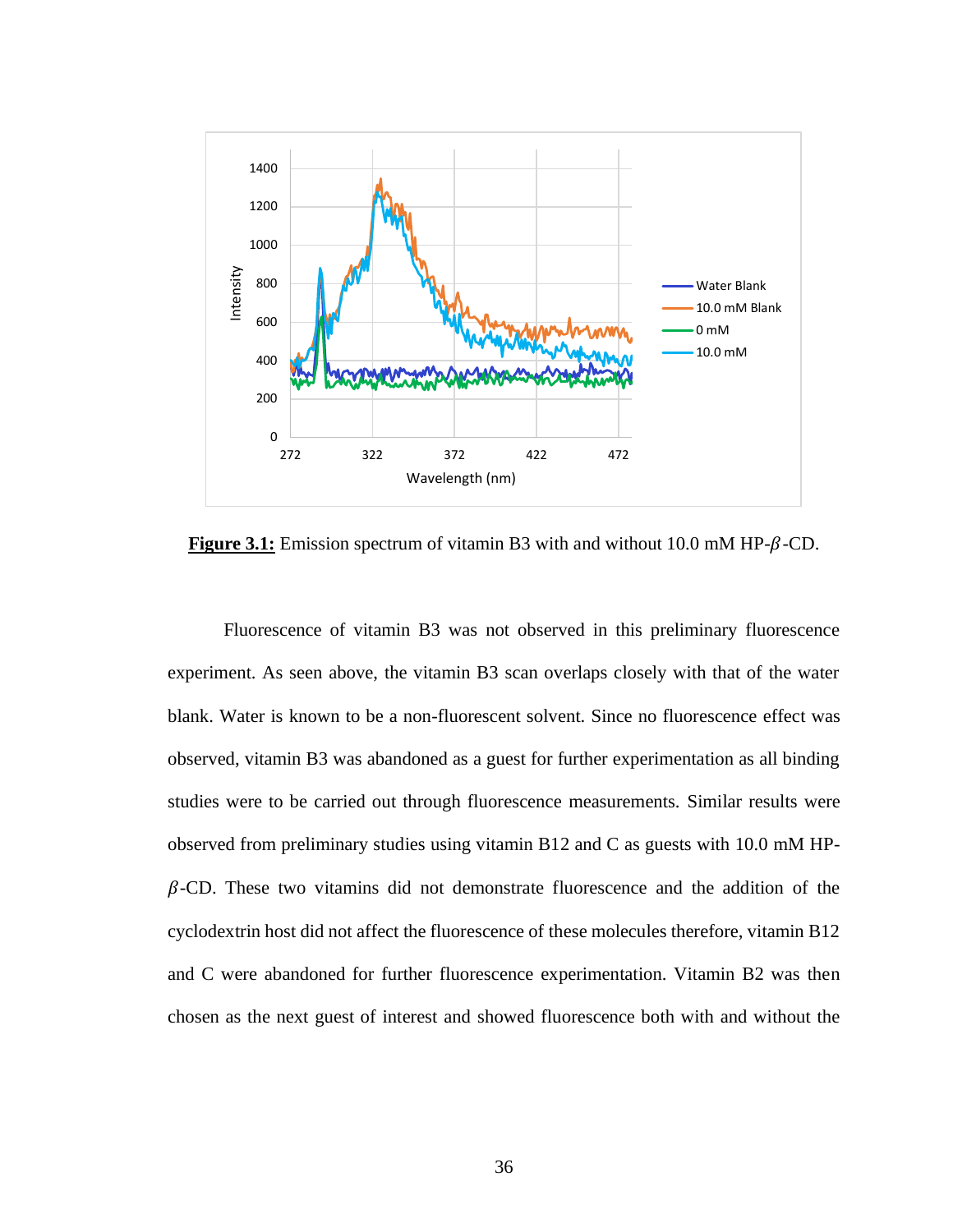**Figure 3.1:** Emission spectrum of vitamin B3 with and without 10.0 mM HP-$\beta$-CD.

Fluorescence of vitamin B3 was not observed in this preliminary fluorescence experiment. As seen above, the vitamin B3 scan overlaps closely with that of the water blank. Water is known to be a non-fluorescent solvent. Since no fluorescence effect was observed, vitamin B3 was abandoned as a guest for further experimentation as all binding studies were to be carried out through fluorescence measurements. Similar results were observed from preliminary studies using vitamin B12 and C as guests with 10.0 mM HP-$\beta$-CD. These two vitamins did not demonstrate fluorescence and the addition of the cyclodextrin host did not affect the fluorescence of these molecules therefore, vitamin B12 and C were abandoned for further fluorescence experimentation. Vitamin B2 was then chosen as the next guest of interest and showed fluorescence both with and without the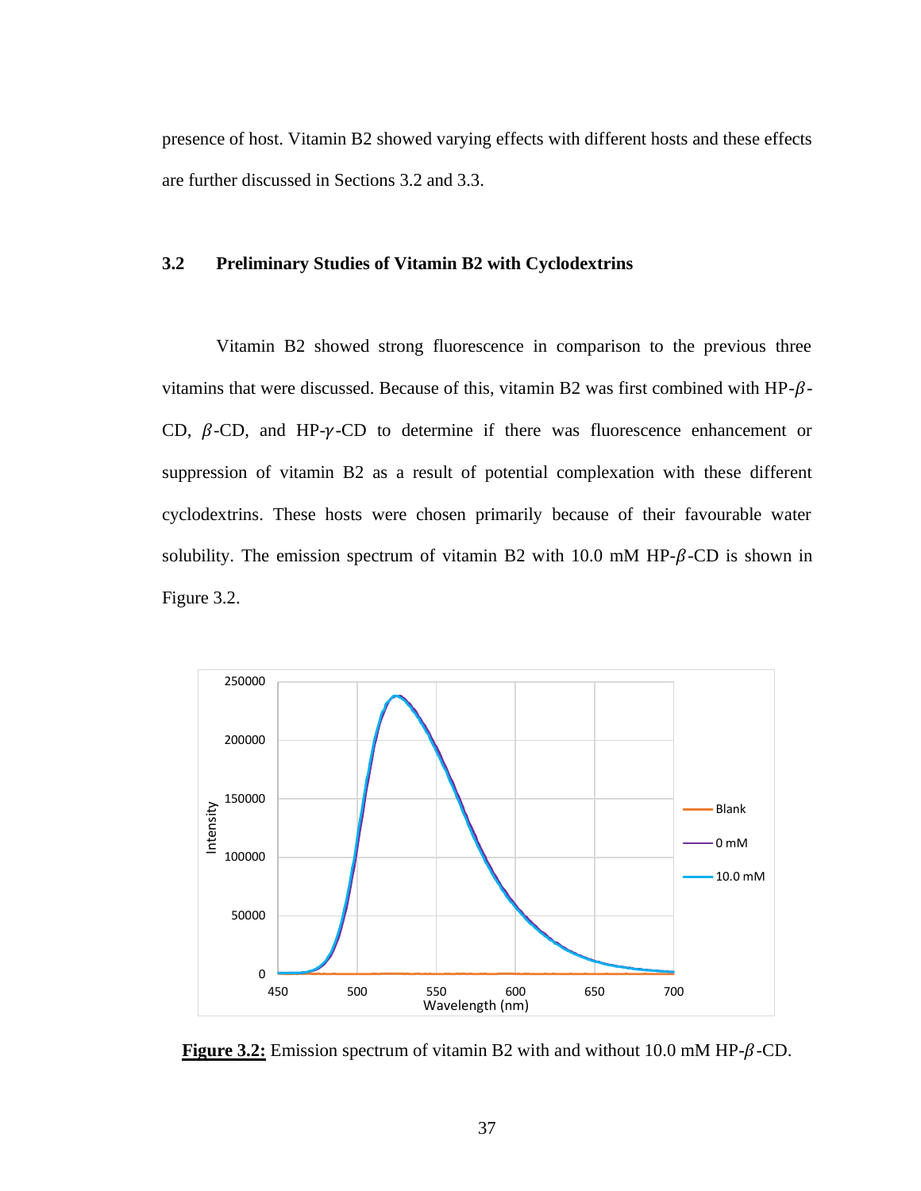presence of host. Vitamin B2 showed varying effects with different hosts and these effects are further discussed in Sections 3.2 and 3.3.

### 3.2 Preliminary Studies of Vitamin B2 with Cyclodextrins

Vitamin B2 showed strong fluorescence in comparison to the previous three vitamins that were discussed. Because of this, vitamin B2 was first combined with HP-$\beta$-CD, $\beta$-CD, and HP-$\gamma$-CD to determine if there was fluorescence enhancement or suppression of vitamin B2 as a result of potential complexation with these different cyclodextrins. These hosts were chosen primarily because of their favourable water solubility. The emission spectrum of vitamin B2 with 10.0 mM HP-$\beta$-CD is shown in Figure 3.2.

**Figure 3.2:** Emission spectrum of vitamin B2 with and without 10.0 mM HP-$\beta$-CD.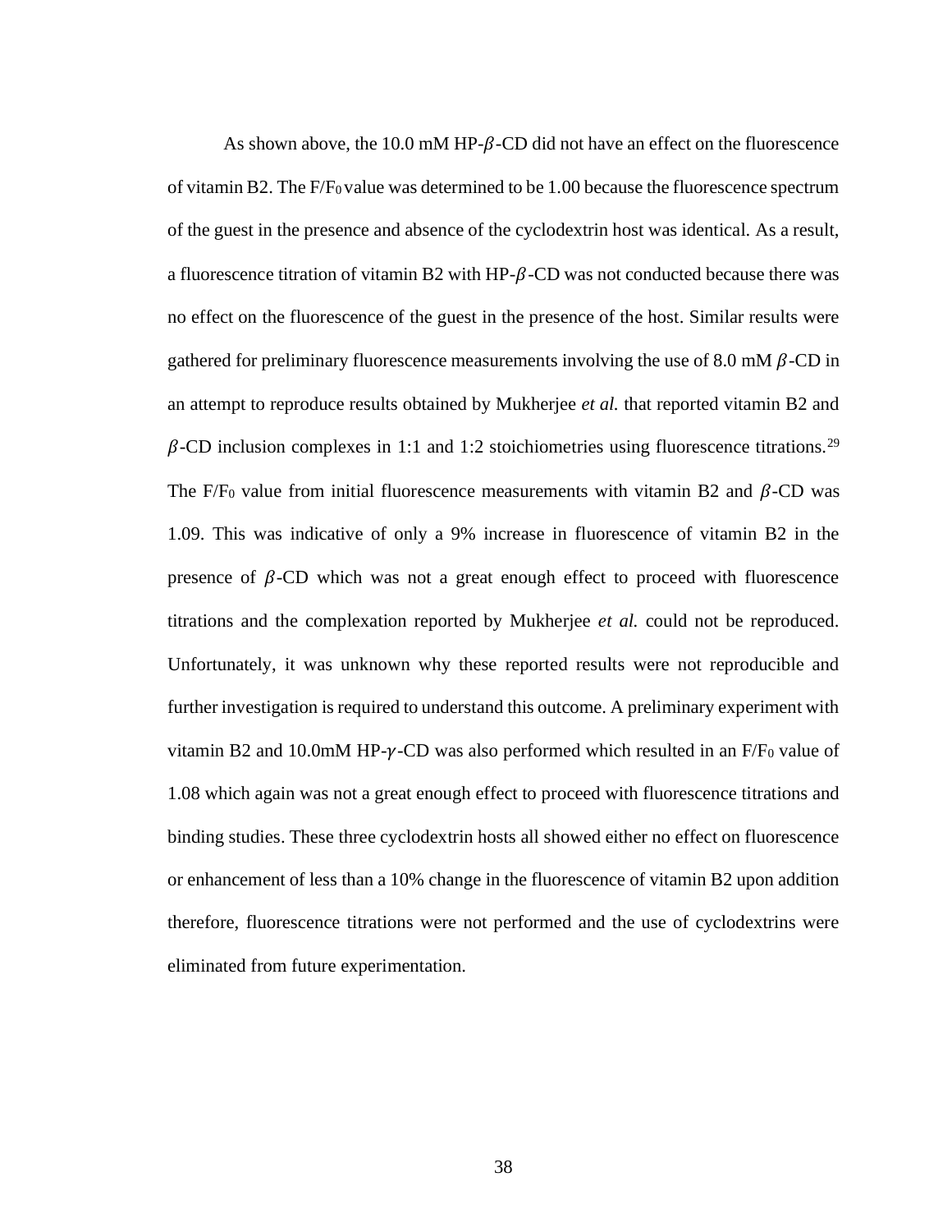As shown above, the 10.0 mM HP-$\beta$-CD did not have an effect on the fluorescence of vitamin B2. The $F/F_0$ value was determined to be 1.00 because the fluorescence spectrum of the guest in the presence and absence of the cyclodextrin host was identical. As a result, a fluorescence titration of vitamin B2 with HP-$\beta$-CD was not conducted because there was no effect on the fluorescence of the guest in the presence of the host. Similar results were gathered for preliminary fluorescence measurements involving the use of 8.0 mM $\beta$-CD in an attempt to reproduce results obtained by Mukherjee *et al.* that reported vitamin B2 and $\beta$-CD inclusion complexes in 1:1 and 1:2 stoichiometries using fluorescence titrations.[29] The $F/F_0$ value from initial fluorescence measurements with vitamin B2 and $\beta$-CD was 1.09. This was indicative of only a 9% increase in fluorescence of vitamin B2 in the presence of $\beta$-CD which was not a great enough effect to proceed with fluorescence titrations and the complexation reported by Mukherjee *et al.* could not be reproduced. Unfortunately, it was unknown why these reported results were not reproducible and further investigation is required to understand this outcome. A preliminary experiment with vitamin B2 and 10.0mM HP-$\gamma$-CD was also performed which resulted in an $F/F_0$ value of 1.08 which again was not a great enough effect to proceed with fluorescence titrations and binding studies. These three cyclodextrin hosts all showed either no effect on fluorescence or enhancement of less than a 10% change in the fluorescence of vitamin B2 upon addition therefore, fluorescence titrations were not performed and the use of cyclodextrins were eliminated from future experimentation.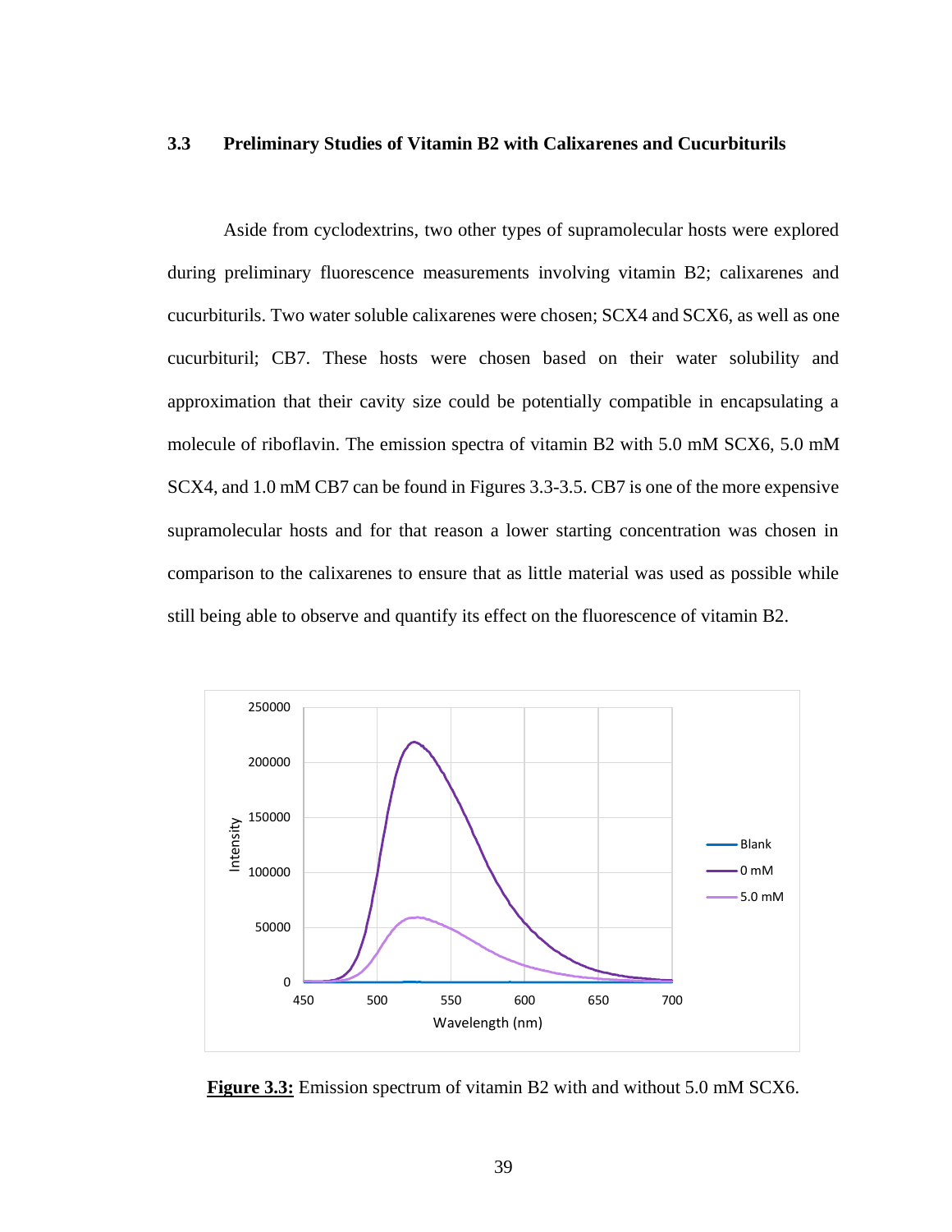### 3.3 Preliminary Studies of Vitamin B2 with Calixarenes and Cucurbiturils

Aside from cyclodextrins, two other types of supramolecular hosts were explored during preliminary fluorescence measurements involving vitamin B2; calixarenes and cucurbiturils. Two water soluble calixarenes were chosen; SCX4 and SCX6, as well as one cucurbituril; CB7. These hosts were chosen based on their water solubility and approximation that their cavity size could be potentially compatible in encapsulating a molecule of riboflavin. The emission spectra of vitamin B2 with 5.0 mM SCX6, 5.0 mM SCX4, and 1.0 mM CB7 can be found in Figures 3.3-3.5. CB7 is one of the more expensive supramolecular hosts and for that reason a lower starting concentration was chosen in comparison to the calixarenes to ensure that as little material was used as possible while still being able to observe and quantify its effect on the fluorescence of vitamin B2.

**Figure 3.3:** Emission spectrum of vitamin B2 with and without 5.0 mM SCX6.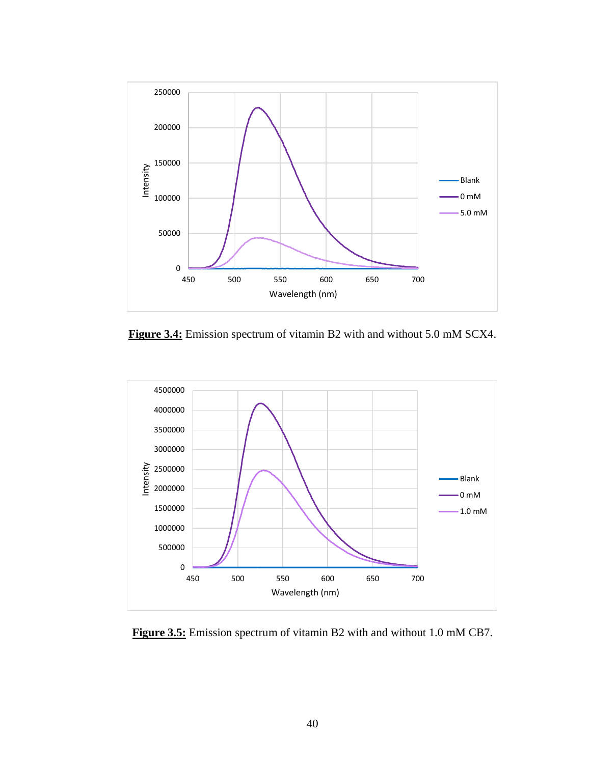**Figure 3.4:** Emission spectrum of vitamin B2 with and without 5.0 mM SCX4.

**Figure 3.5:** Emission spectrum of vitamin B2 with and without 1.0 mM CB7.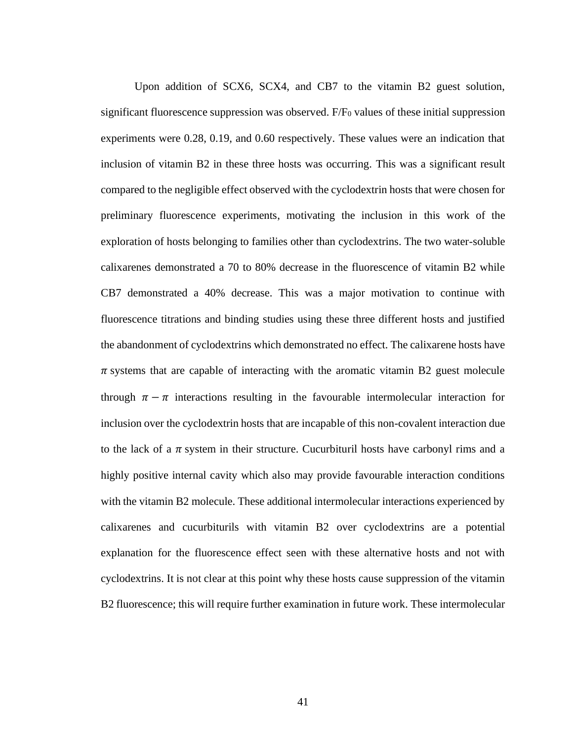Upon addition of SCX6, SCX4, and CB7 to the vitamin B2 guest solution, significant fluorescence suppression was observed. $F/F_0$ values of these initial suppression experiments were 0.28, 0.19, and 0.60 respectively. These values were an indication that inclusion of vitamin B2 in these three hosts was occurring. This was a significant result compared to the negligible effect observed with the cyclodextrin hosts that were chosen for preliminary fluorescence experiments, motivating the inclusion in this work of the exploration of hosts belonging to families other than cyclodextrins. The two water-soluble calixarenes demonstrated a 70 to 80% decrease in the fluorescence of vitamin B2 while CB7 demonstrated a 40% decrease. This was a major motivation to continue with fluorescence titrations and binding studies using these three different hosts and justified the abandonment of cyclodextrins which demonstrated no effect. The calixarene hosts have $\pi$ systems that are capable of interacting with the aromatic vitamin B2 guest molecule through $\pi - \pi$ interactions resulting in the favourable intermolecular interaction for inclusion over the cyclodextrin hosts that are incapable of this non-covalent interaction due to the lack of a $\pi$ system in their structure. Cucurbituril hosts have carbonyl rims and a highly positive internal cavity which also may provide favourable interaction conditions with the vitamin B2 molecule. These additional intermolecular interactions experienced by calixarenes and cucurbiturils with vitamin B2 over cyclodextrins are a potential explanation for the fluorescence effect seen with these alternative hosts and not with cyclodextrins. It is not clear at this point why these hosts cause suppression of the vitamin B2 fluorescence; this will require further examination in future work. These intermolecular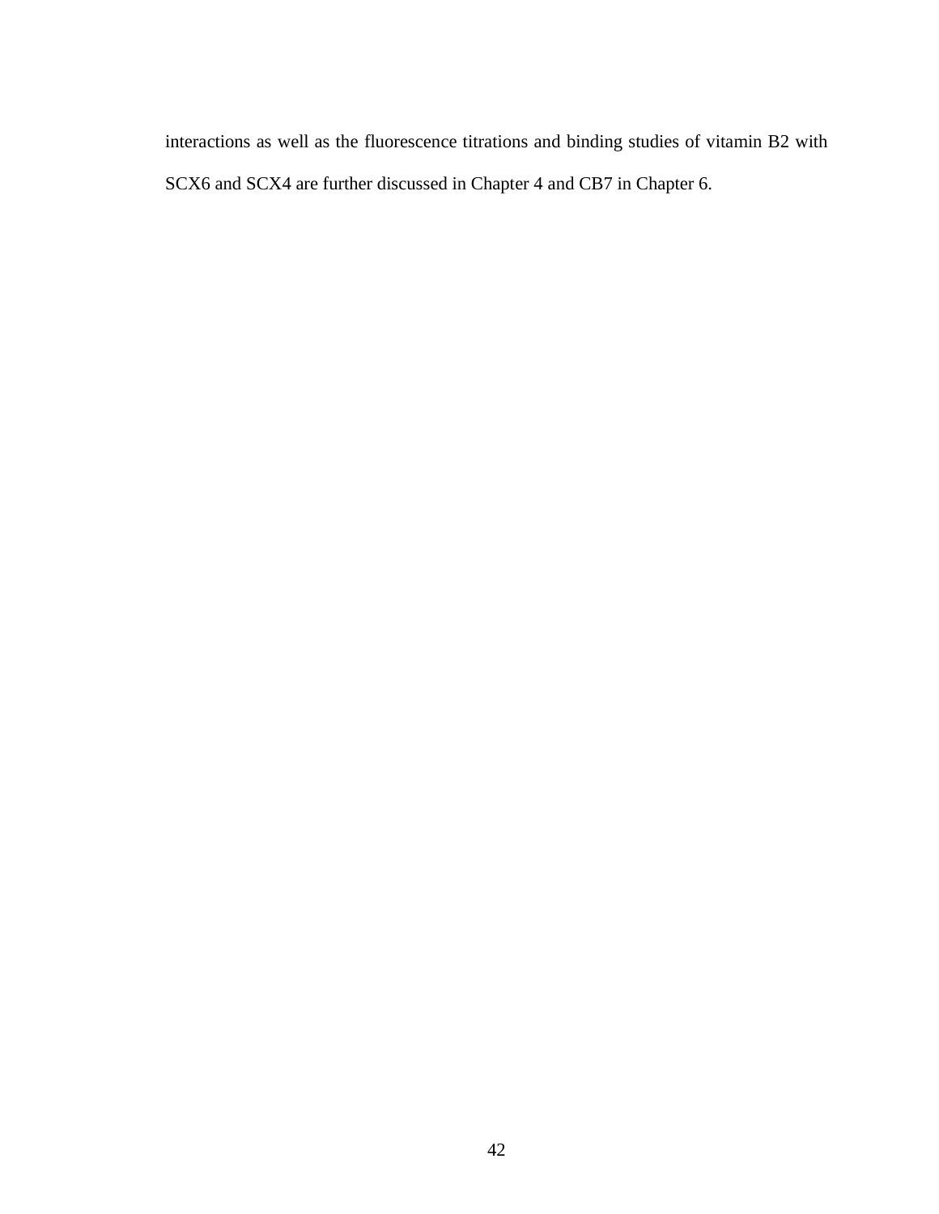interactions as well as the fluorescence titrations and binding studies of vitamin B2 with SCX6 and SCX4 are further discussed in Chapter 4 and CB7 in Chapter 6.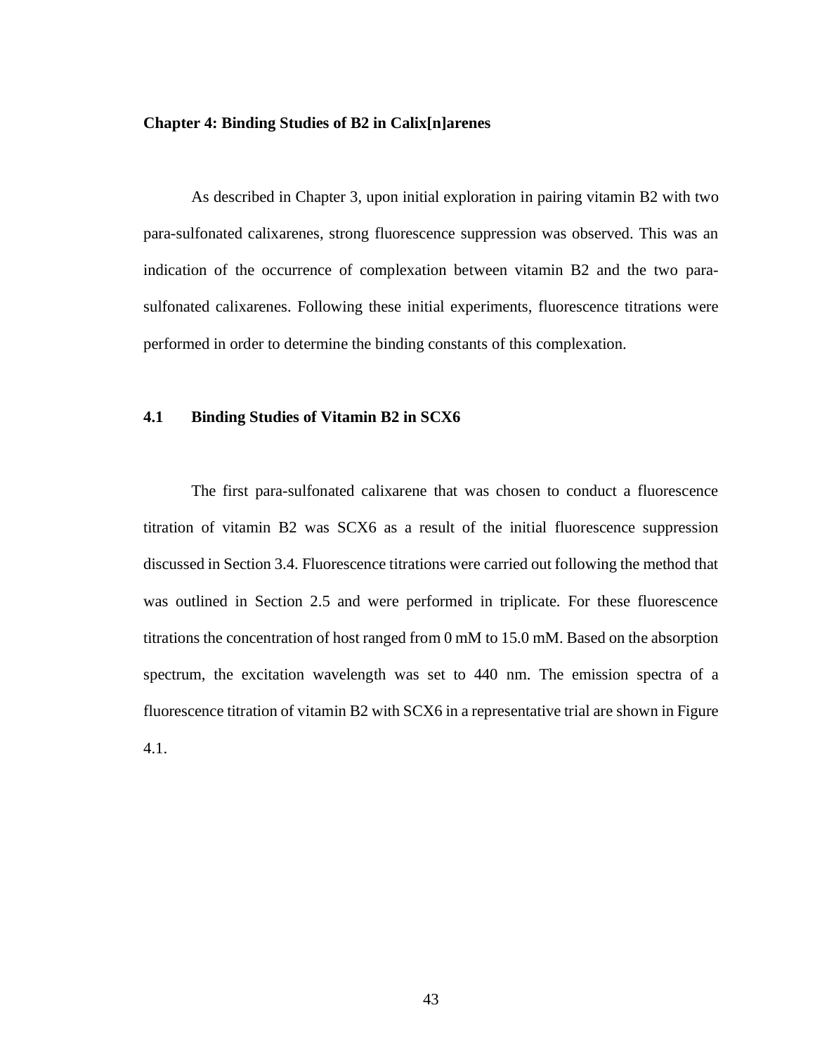# Chapter 4: Binding Studies of B2 in Calix[n]arenes

As described in Chapter 3, upon initial exploration in pairing vitamin B2 with two para-sulfonated calixarenes, strong fluorescence suppression was observed. This was an indication of the occurrence of complexation between vitamin B2 and the two para-sulfonated calixarenes. Following these initial experiments, fluorescence titrations were performed in order to determine the binding constants of this complexation.

## 4.1 Binding Studies of Vitamin B2 in SCX6

The first para-sulfonated calixarene that was chosen to conduct a fluorescence titration of vitamin B2 was SCX6 as a result of the initial fluorescence suppression discussed in Section 3.4. Fluorescence titrations were carried out following the method that was outlined in Section 2.5 and were performed in triplicate. For these fluorescence titrations the concentration of host ranged from 0 mM to 15.0 mM. Based on the absorption spectrum, the excitation wavelength was set to 440 nm. The emission spectra of a fluorescence titration of vitamin B2 with SCX6 in a representative trial are shown in Figure 4.1.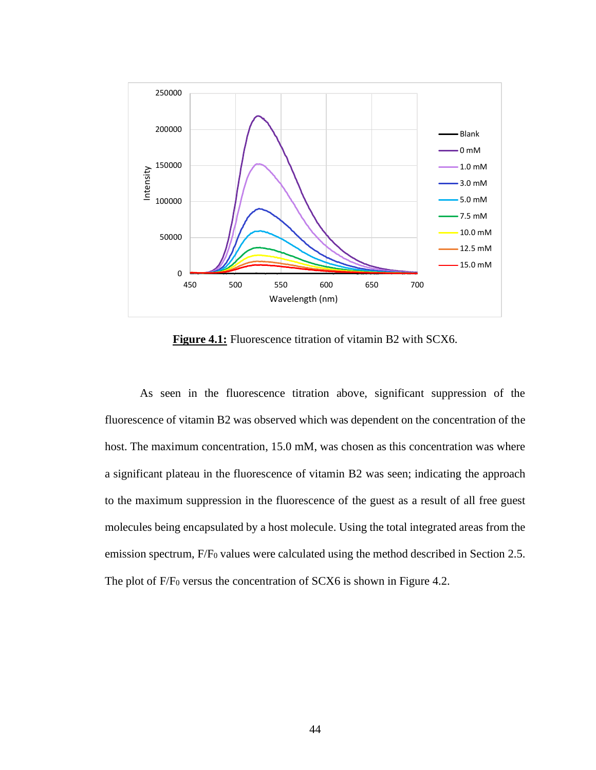**Figure 4.1:** Fluorescence titration of vitamin B2 with SCX6.

As seen in the fluorescence titration above, significant suppression of the fluorescence of vitamin B2 was observed which was dependent on the concentration of the host. The maximum concentration, 15.0 mM, was chosen as this concentration was where a significant plateau in the fluorescence of vitamin B2 was seen; indicating the approach to the maximum suppression in the fluorescence of the guest as a result of all free guest molecules being encapsulated by a host molecule. Using the total integrated areas from the emission spectrum, $F/F_0$ values were calculated using the method described in Section 2.5. The plot of $F/F_0$ versus the concentration of SCX6 is shown in Figure 4.2.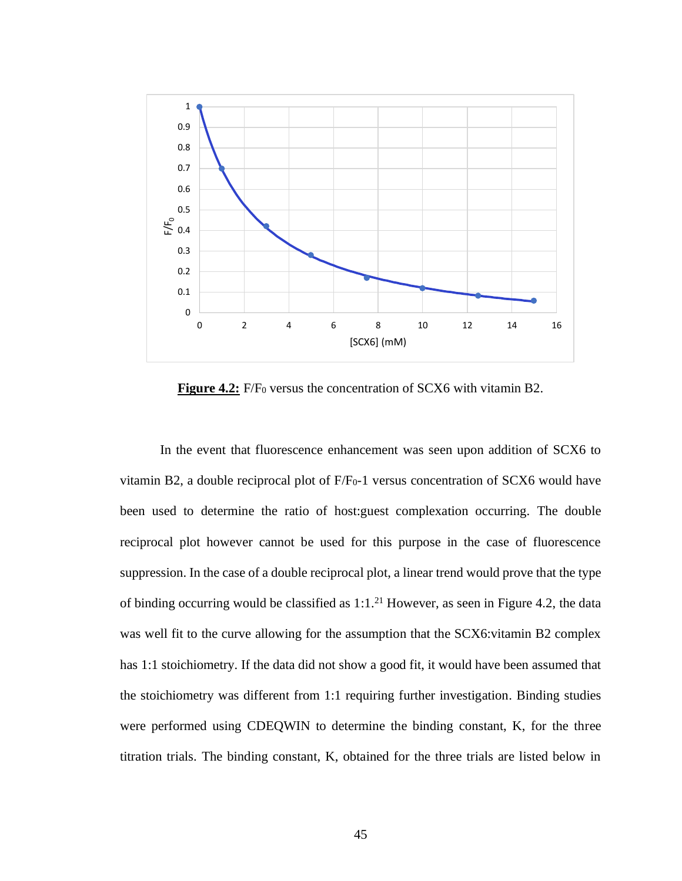**Figure 4.2:** $F/F_0$ versus the concentration of SCX6 with vitamin B2.

In the event that fluorescence enhancement was seen upon addition of SCX6 to vitamin B2, a double reciprocal plot of $F/F_0$-1 versus concentration of SCX6 would have been used to determine the ratio of host:guest complexation occurring. The double reciprocal plot however cannot be used for this purpose in the case of fluorescence suppression. In the case of a double reciprocal plot, a linear trend would prove that the type of binding occurring would be classified as 1:1.[21] However, as seen in Figure 4.2, the data was well fit to the curve allowing for the assumption that the SCX6:vitamin B2 complex has 1:1 stoichiometry. If the data did not show a good fit, it would have been assumed that the stoichiometry was different from 1:1 requiring further investigation. Binding studies were performed using CDEQWIN to determine the binding constant, K, for the three titration trials. The binding constant, K, obtained for the three trials are listed below in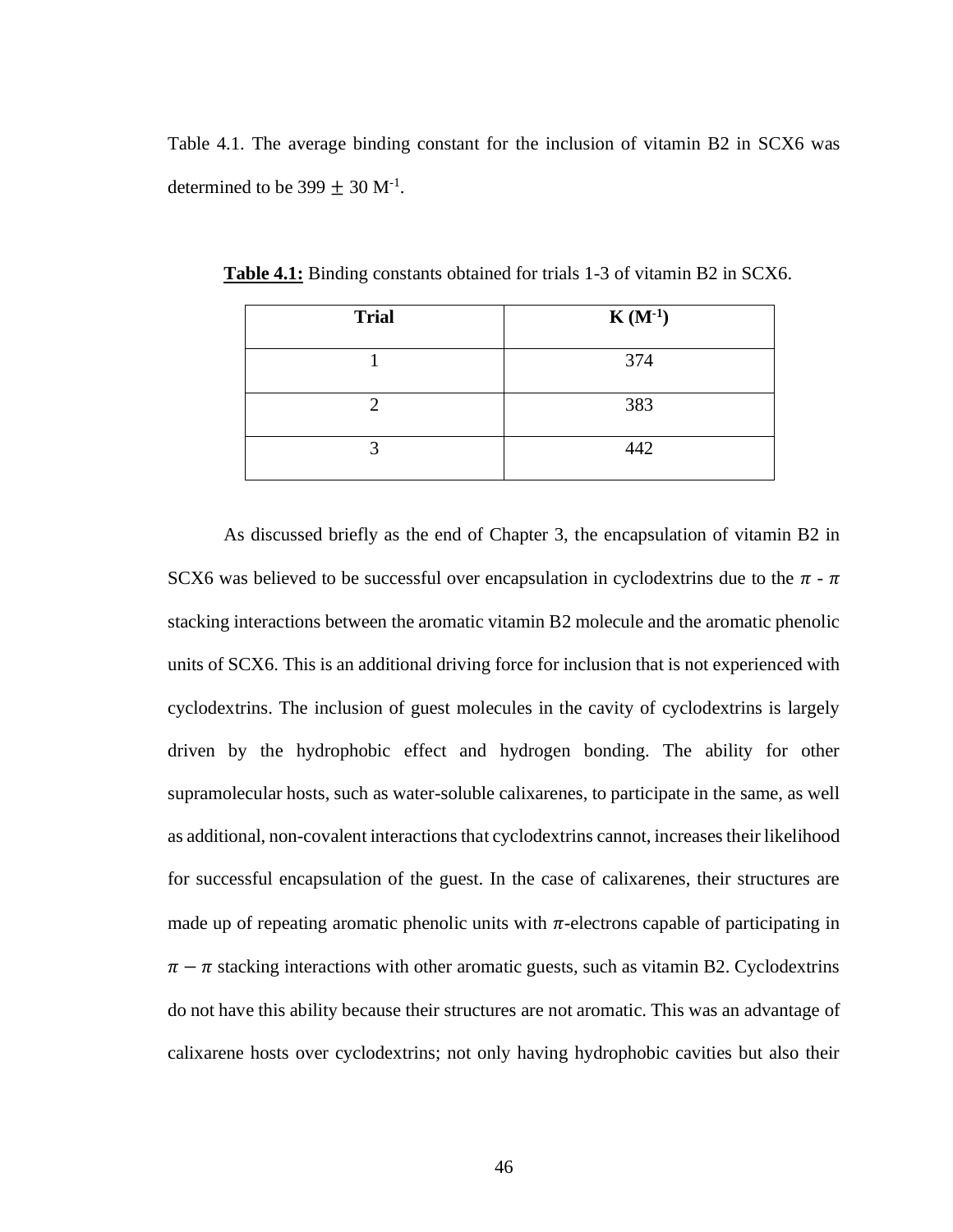Table 4.1. The average binding constant for the inclusion of vitamin B2 in SCX6 was determined to be 399 $\pm$ 30 $M^{-1}$.

**Table 4.1:** Binding constants obtained for trials 1-3 of vitamin B2 in SCX6.

| Trial | K ($M^{-1}$) |
| --- | --- |
| 1 | 374 |
| 2 | 383 |
| 3 | 442 |

As discussed briefly as the end of Chapter 3, the encapsulation of vitamin B2 in SCX6 was believed to be successful over encapsulation in cyclodextrins due to the $\pi$ - $\pi$ stacking interactions between the aromatic vitamin B2 molecule and the aromatic phenolic units of SCX6. This is an additional driving force for inclusion that is not experienced with cyclodextrins. The inclusion of guest molecules in the cavity of cyclodextrins is largely driven by the hydrophobic effect and hydrogen bonding. The ability for other supramolecular hosts, such as water-soluble calixarenes, to participate in the same, as well as additional, non-covalent interactions that cyclodextrins cannot, increases their likelihood for successful encapsulation of the guest. In the case of calixarenes, their structures are made up of repeating aromatic phenolic units with $\pi$-electrons capable of participating in $\pi - \pi$ stacking interactions with other aromatic guests, such as vitamin B2. Cyclodextrins do not have this ability because their structures are not aromatic. This was an advantage of calixarene hosts over cyclodextrins; not only having hydrophobic cavities but also their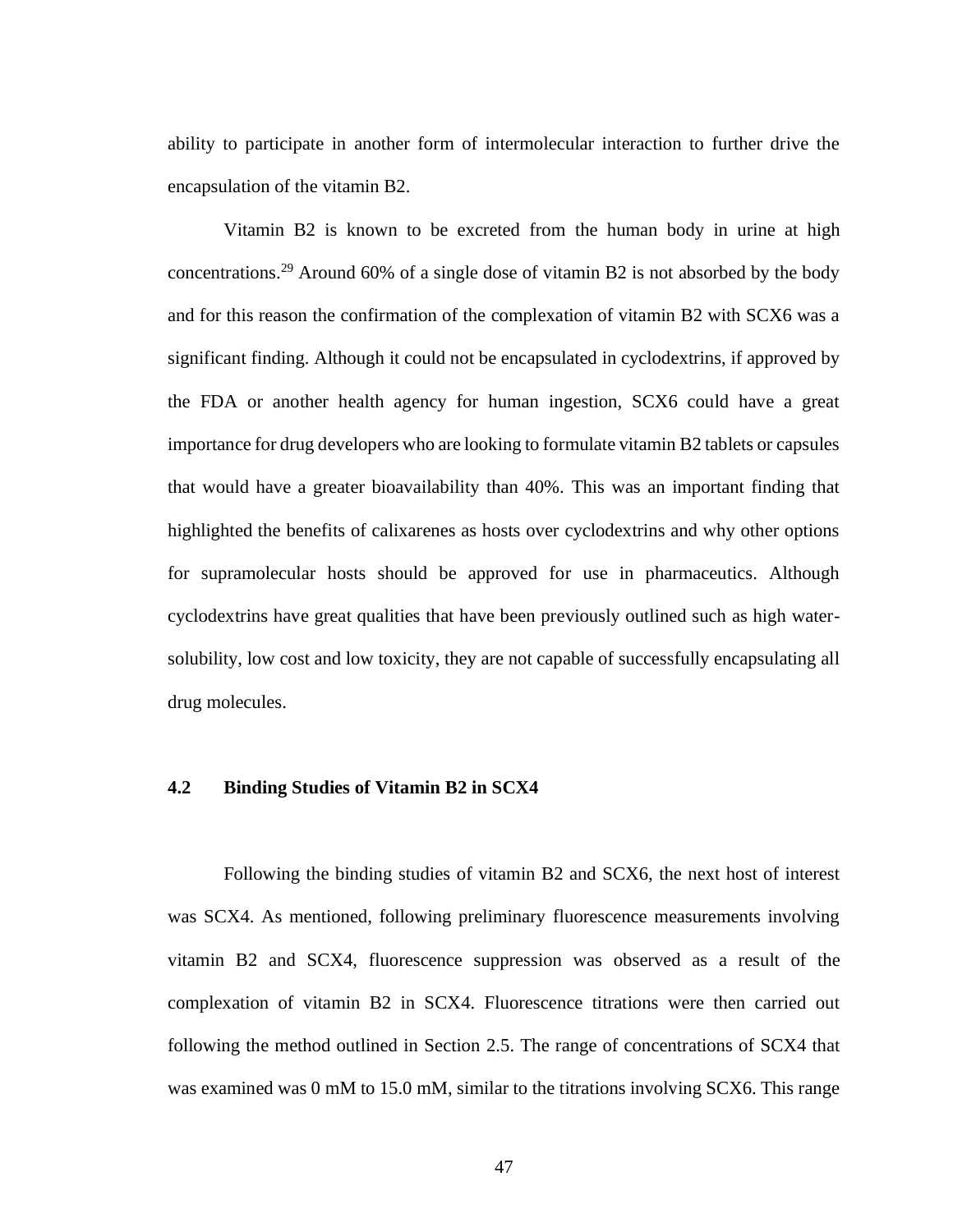ability to participate in another form of intermolecular interaction to further drive the encapsulation of the vitamin B2.

Vitamin B2 is known to be excreted from the human body in urine at high concentrations.[29] Around 60% of a single dose of vitamin B2 is not absorbed by the body and for this reason the confirmation of the complexation of vitamin B2 with SCX6 was a significant finding. Although it could not be encapsulated in cyclodextrins, if approved by the FDA or another health agency for human ingestion, SCX6 could have a great importance for drug developers who are looking to formulate vitamin B2 tablets or capsules that would have a greater bioavailability than 40%. This was an important finding that highlighted the benefits of calixarenes as hosts over cyclodextrins and why other options for supramolecular hosts should be approved for use in pharmaceutics. Although cyclodextrins have great qualities that have been previously outlined such as high water-solubility, low cost and low toxicity, they are not capable of successfully encapsulating all drug molecules.

## 4.2 Binding Studies of Vitamin B2 in SCX4

Following the binding studies of vitamin B2 and SCX6, the next host of interest was SCX4. As mentioned, following preliminary fluorescence measurements involving vitamin B2 and SCX4, fluorescence suppression was observed as a result of the complexation of vitamin B2 in SCX4. Fluorescence titrations were then carried out following the method outlined in Section 2.5. The range of concentrations of SCX4 that was examined was 0 mM to 15.0 mM, similar to the titrations involving SCX6. This range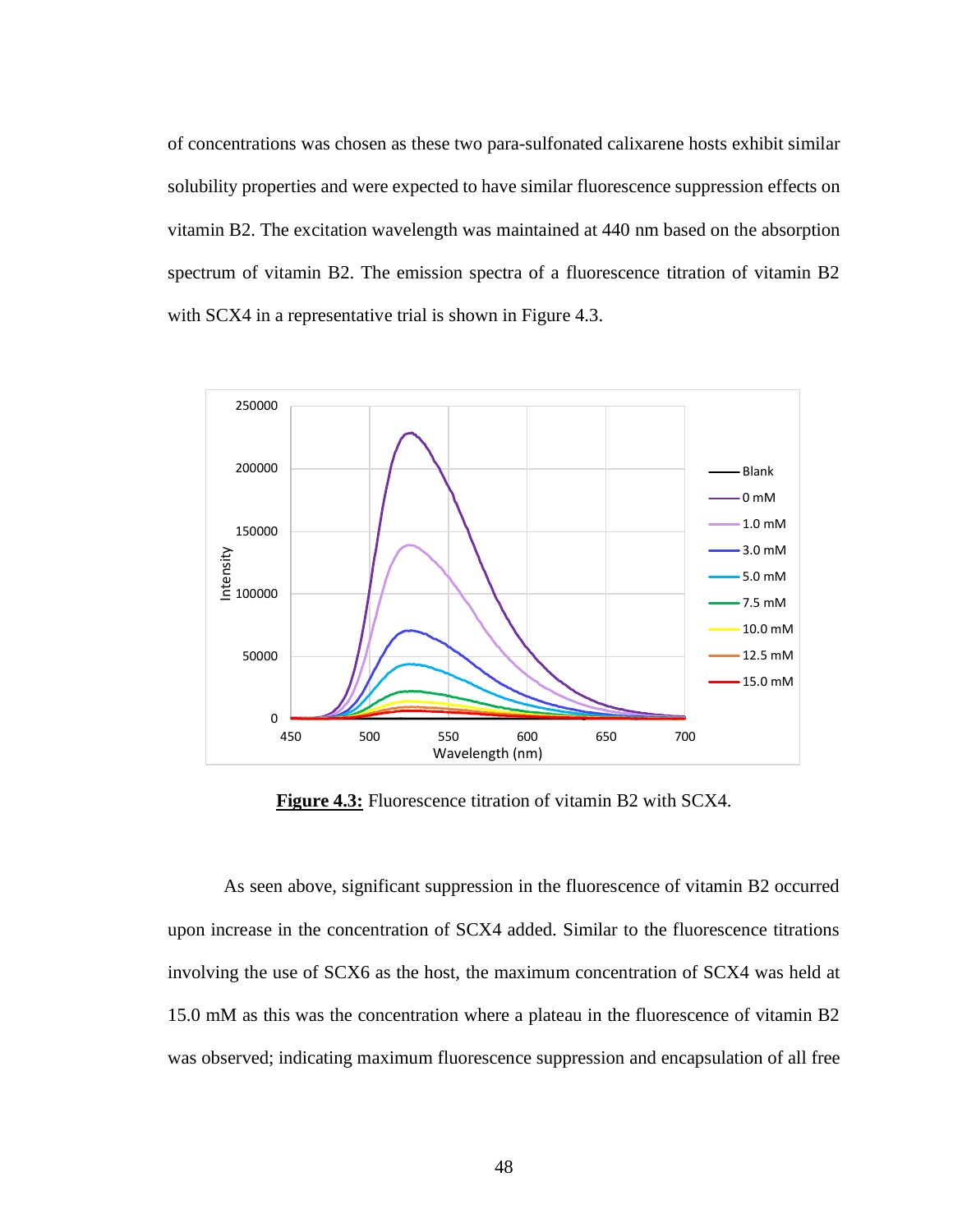of concentrations was chosen as these two para-sulfonated calixarene hosts exhibit similar solubility properties and were expected to have similar fluorescence suppression effects on vitamin B2. The excitation wavelength was maintained at 440 nm based on the absorption spectrum of vitamin B2. The emission spectra of a fluorescence titration of vitamin B2 with SCX4 in a representative trial is shown in Figure 4.3.

**Figure 4.3:** Fluorescence titration of vitamin B2 with SCX4.

As seen above, significant suppression in the fluorescence of vitamin B2 occurred upon increase in the concentration of SCX4 added. Similar to the fluorescence titrations involving the use of SCX6 as the host, the maximum concentration of SCX4 was held at 15.0 mM as this was the concentration where a plateau in the fluorescence of vitamin B2 was observed; indicating maximum fluorescence suppression and encapsulation of all free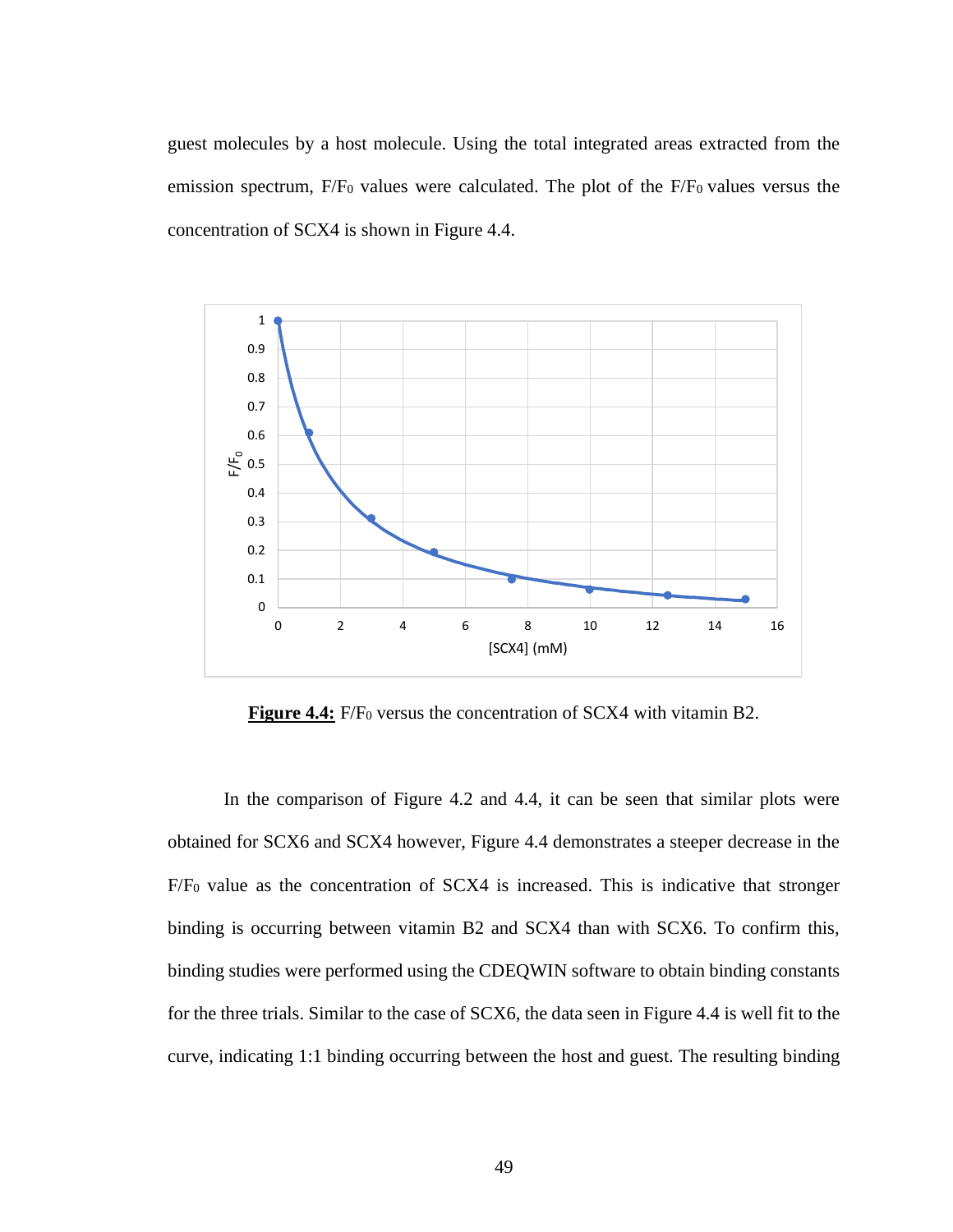guest molecules by a host molecule. Using the total integrated areas extracted from the emission spectrum, $F/F_0$ values were calculated. The plot of the $F/F_0$ values versus the concentration of SCX4 is shown in Figure 4.4.

**Figure 4.4:** $F/F_0$ versus the concentration of SCX4 with vitamin B2.

In the comparison of Figure 4.2 and 4.4, it can be seen that similar plots were obtained for SCX6 and SCX4 however, Figure 4.4 demonstrates a steeper decrease in the $F/F_0$ value as the concentration of SCX4 is increased. This is indicative that stronger binding is occurring between vitamin B2 and SCX4 than with SCX6. To confirm this, binding studies were performed using the CDEQWIN software to obtain binding constants for the three trials. Similar to the case of SCX6, the data seen in Figure 4.4 is well fit to the curve, indicating 1:1 binding occurring between the host and guest. The resulting binding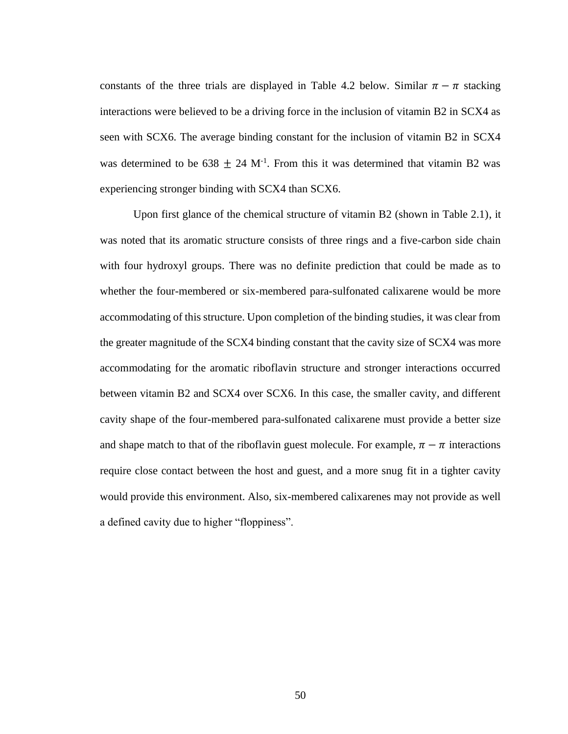constants of the three trials are displayed in Table 4.2 below. Similar $\pi - \pi$ stacking interactions were believed to be a driving force in the inclusion of vitamin B2 in SCX4 as seen with SCX6. The average binding constant for the inclusion of vitamin B2 in SCX4 was determined to be $638 \pm 24$ $M^{-1}$. From this it was determined that vitamin B2 was experiencing stronger binding with SCX4 than SCX6.

Upon first glance of the chemical structure of vitamin B2 (shown in Table 2.1), it was noted that its aromatic structure consists of three rings and a five-carbon side chain with four hydroxyl groups. There was no definite prediction that could be made as to whether the four-membered or six-membered para-sulfonated calixarene would be more accommodating of this structure. Upon completion of the binding studies, it was clear from the greater magnitude of the SCX4 binding constant that the cavity size of SCX4 was more accommodating for the aromatic riboflavin structure and stronger interactions occurred between vitamin B2 and SCX4 over SCX6. In this case, the smaller cavity, and different cavity shape of the four-membered para-sulfonated calixarene must provide a better size and shape match to that of the riboflavin guest molecule. For example, $\pi - \pi$ interactions require close contact between the host and guest, and a more snug fit in a tighter cavity would provide this environment. Also, six-membered calixarenes may not provide as well a defined cavity due to higher "floppiness".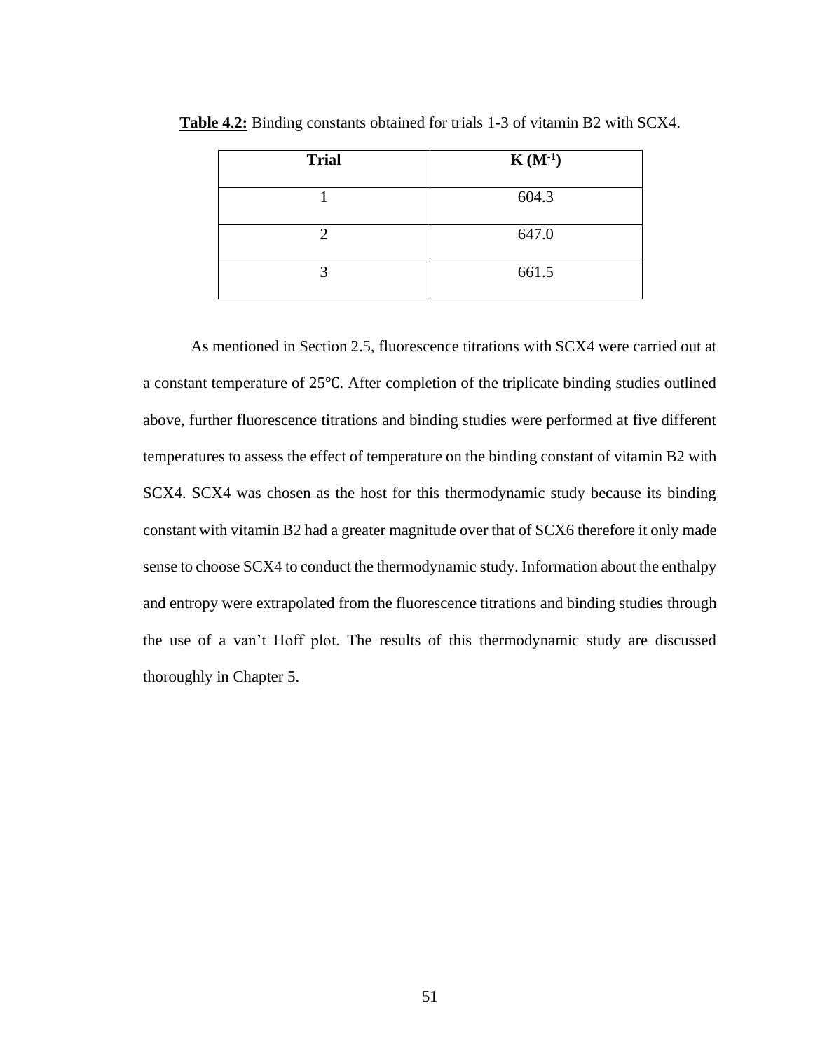**Table 4.2:** Binding constants obtained for trials 1-3 of vitamin B2 with SCX4.

| Trial | K ($M^{-1}$) |
|---|---|
| 1 | 604.3 |
| 2 | 647.0 |
| 3 | 661.5 |

As mentioned in Section 2.5, fluorescence titrations with SCX4 were carried out at a constant temperature of 25℃. After completion of the triplicate binding studies outlined above, further fluorescence titrations and binding studies were performed at five different temperatures to assess the effect of temperature on the binding constant of vitamin B2 with SCX4. SCX4 was chosen as the host for this thermodynamic study because its binding constant with vitamin B2 had a greater magnitude over that of SCX6 therefore it only made sense to choose SCX4 to conduct the thermodynamic study. Information about the enthalpy and entropy were extrapolated from the fluorescence titrations and binding studies through the use of a van't Hoff plot. The results of this thermodynamic study are discussed thoroughly in Chapter 5.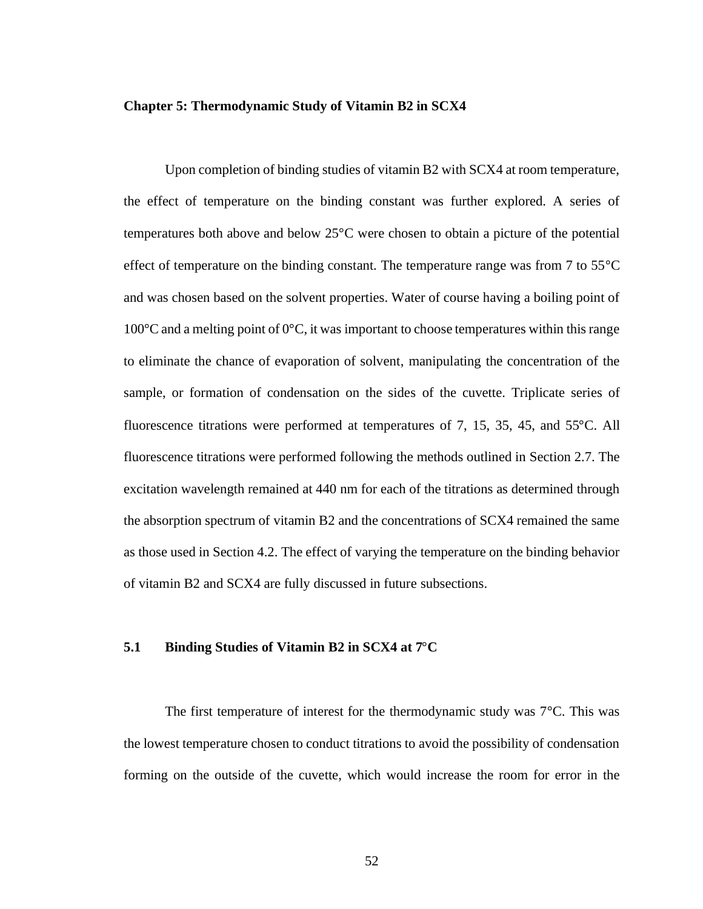## Chapter 5: Thermodynamic Study of Vitamin B2 in SCX4

Upon completion of binding studies of vitamin B2 with SCX4 at room temperature, the effect of temperature on the binding constant was further explored. A series of temperatures both above and below 25°C were chosen to obtain a picture of the potential effect of temperature on the binding constant. The temperature range was from 7 to 55°C and was chosen based on the solvent properties. Water of course having a boiling point of 100°C and a melting point of 0°C, it was important to choose temperatures within this range to eliminate the chance of evaporation of solvent, manipulating the concentration of the sample, or formation of condensation on the sides of the cuvette. Triplicate series of fluorescence titrations were performed at temperatures of 7, 15, 35, 45, and 55°C. All fluorescence titrations were performed following the methods outlined in Section 2.7. The excitation wavelength remained at 440 nm for each of the titrations as determined through the absorption spectrum of vitamin B2 and the concentrations of SCX4 remained the same as those used in Section 4.2. The effect of varying the temperature on the binding behavior of vitamin B2 and SCX4 are fully discussed in future subsections.

### 5.1 Binding Studies of Vitamin B2 in SCX4 at 7°C

The first temperature of interest for the thermodynamic study was 7°C. This was the lowest temperature chosen to conduct titrations to avoid the possibility of condensation forming on the outside of the cuvette, which would increase the room for error in the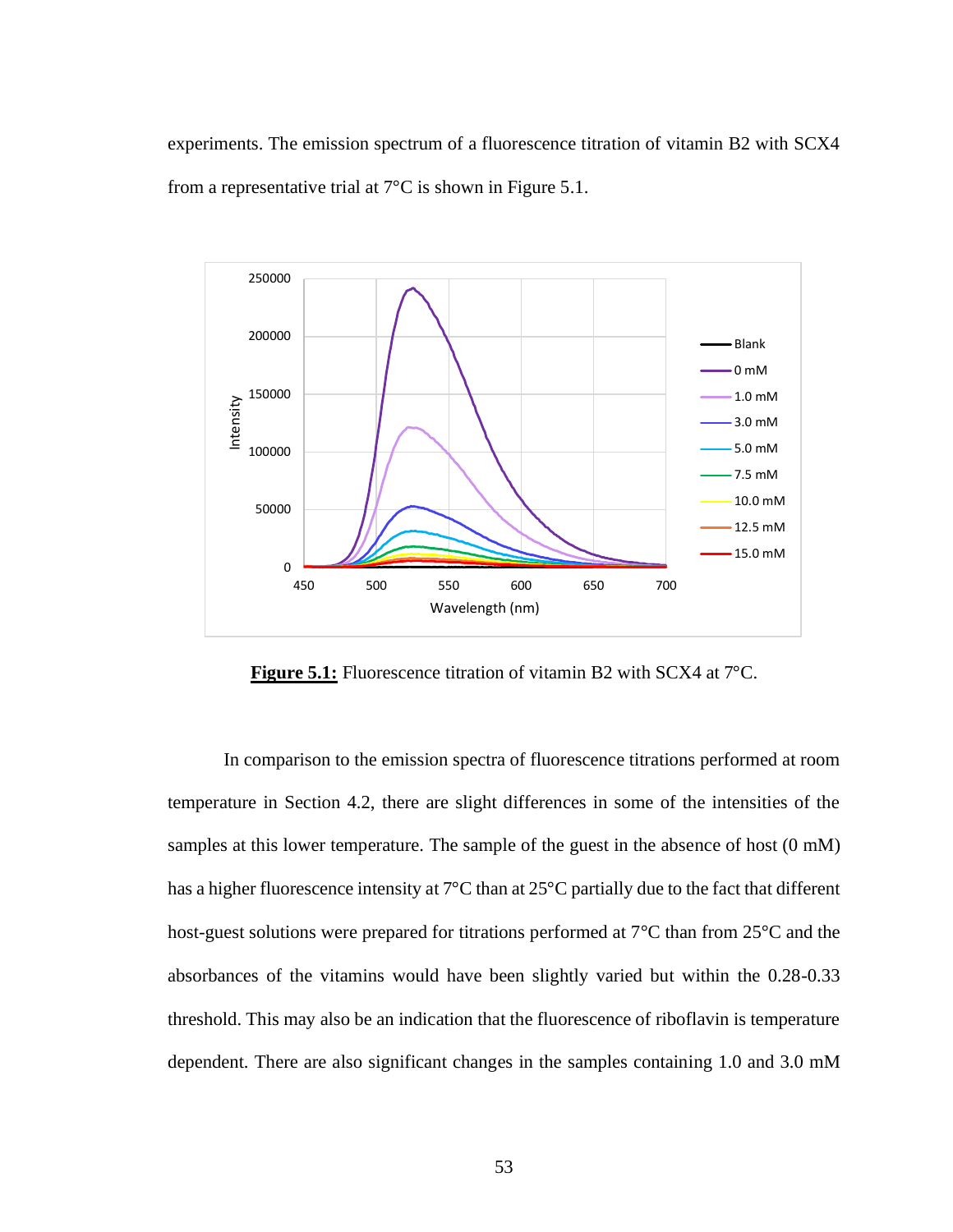experiments. The emission spectrum of a fluorescence titration of vitamin B2 with SCX4 from a representative trial at 7°C is shown in Figure 5.1.

**Figure 5.1:** Fluorescence titration of vitamin B2 with SCX4 at 7°C.

In comparison to the emission spectra of fluorescence titrations performed at room temperature in Section 4.2, there are slight differences in some of the intensities of the samples at this lower temperature. The sample of the guest in the absence of host (0 mM) has a higher fluorescence intensity at 7°C than at 25°C partially due to the fact that different host-guest solutions were prepared for titrations performed at 7°C than from 25°C and the absorbances of the vitamins would have been slightly varied but within the 0.28-0.33 threshold. This may also be an indication that the fluorescence of riboflavin is temperature dependent. There are also significant changes in the samples containing 1.0 and 3.0 mM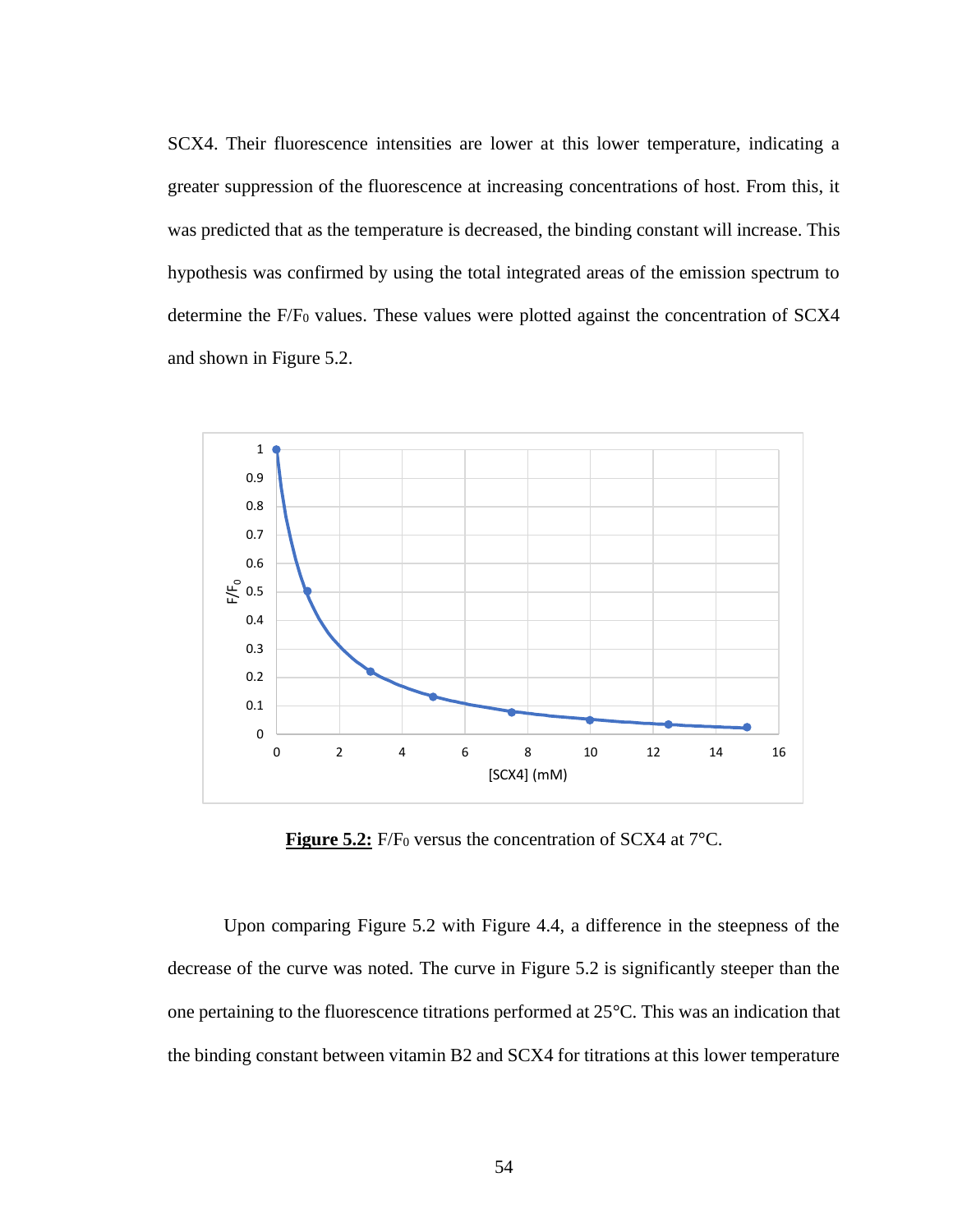SCX4. Their fluorescence intensities are lower at this lower temperature, indicating a greater suppression of the fluorescence at increasing concentrations of host. From this, it was predicted that as the temperature is decreased, the binding constant will increase. This hypothesis was confirmed by using the total integrated areas of the emission spectrum to determine the $F/F_0$ values. These values were plotted against the concentration of SCX4 and shown in Figure 5.2.

**Figure 5.2:** $F/F_0$ versus the concentration of SCX4 at 7°C.

Upon comparing Figure 5.2 with Figure 4.4, a difference in the steepness of the decrease of the curve was noted. The curve in Figure 5.2 is significantly steeper than the one pertaining to the fluorescence titrations performed at 25°C. This was an indication that the binding constant between vitamin B2 and SCX4 for titrations at this lower temperature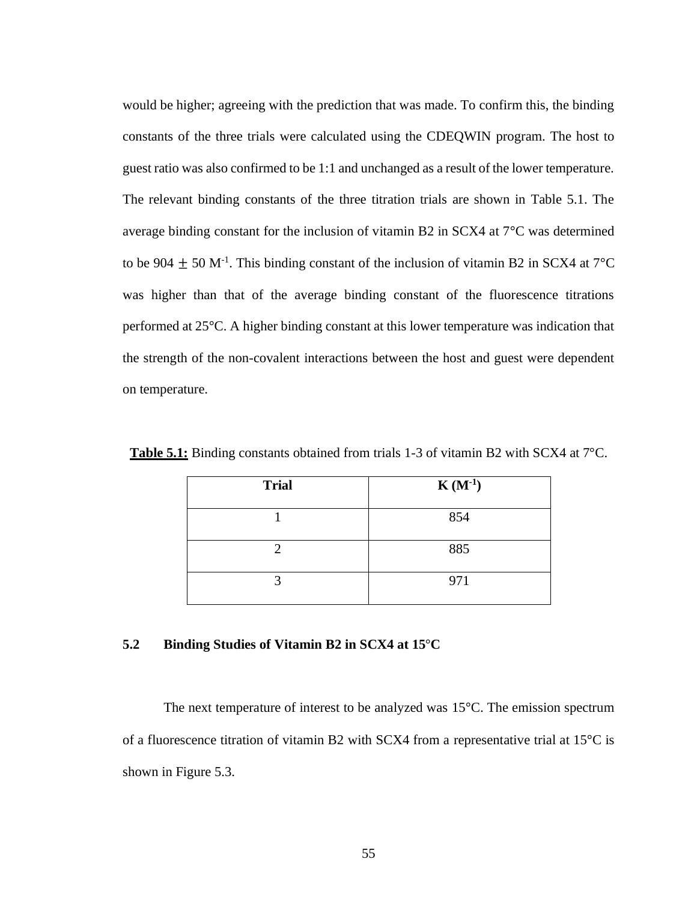would be higher; agreeing with the prediction that was made. To confirm this, the binding constants of the three trials were calculated using the CDEQWIN program. The host to guest ratio was also confirmed to be 1:1 and unchanged as a result of the lower temperature. The relevant binding constants of the three titration trials are shown in Table 5.1. The average binding constant for the inclusion of vitamin B2 in SCX4 at 7°C was determined to be 904 $\pm$ 50 $M^{-1}$. This binding constant of the inclusion of vitamin B2 in SCX4 at 7°C was higher than that of the average binding constant of the fluorescence titrations performed at 25°C. A higher binding constant at this lower temperature was indication that the strength of the non-covalent interactions between the host and guest were dependent on temperature.

**Table 5.1:** Binding constants obtained from trials 1-3 of vitamin B2 with SCX4 at 7°C.

| **Trial** | **K ($M^{-1}$)** |
| --- | --- |
| 1 | 854 |
| 2 | 885 |
| 3 | 971 |

### 5.2 Binding Studies of Vitamin B2 in SCX4 at 15°C

The next temperature of interest to be analyzed was 15°C. The emission spectrum of a fluorescence titration of vitamin B2 with SCX4 from a representative trial at 15°C is shown in Figure 5.3.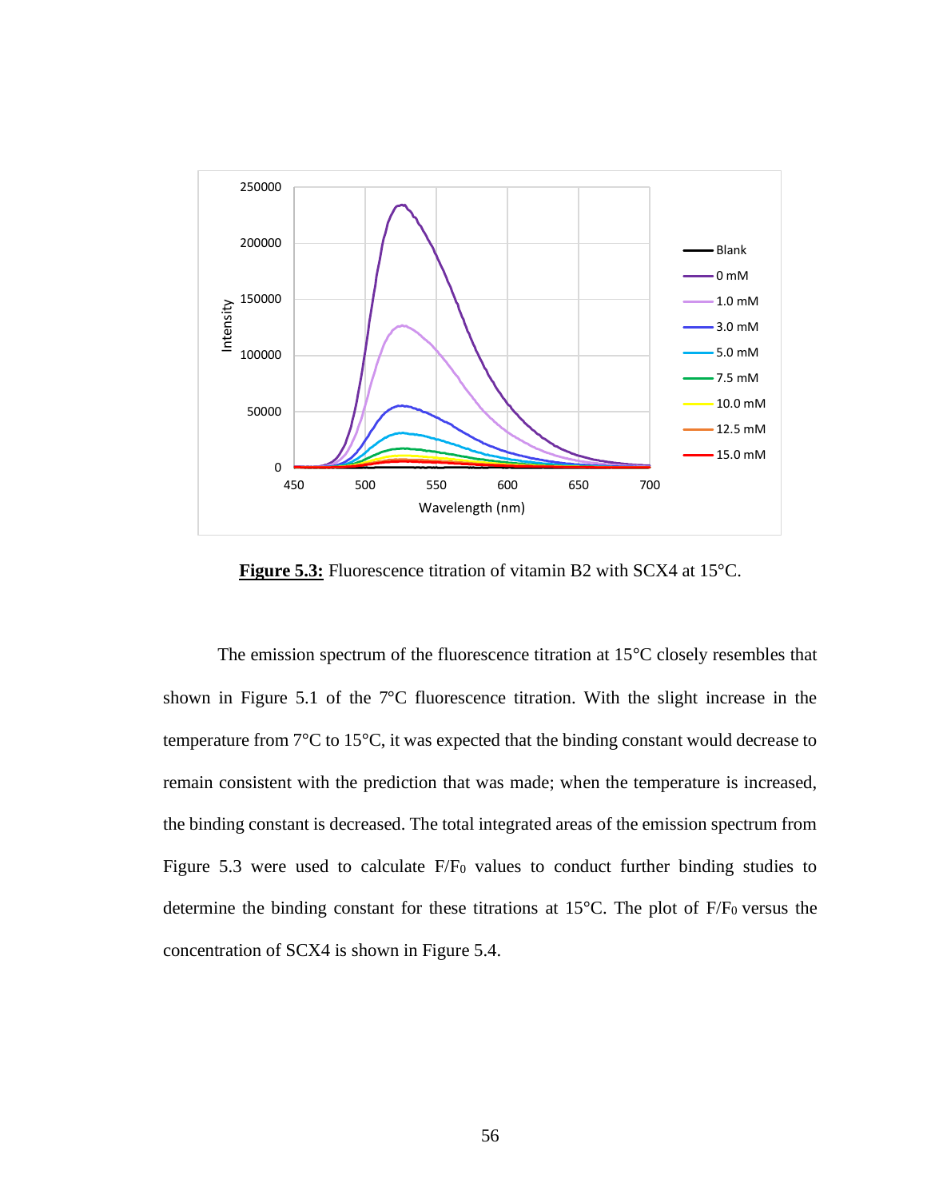**Figure 5.3:** Fluorescence titration of vitamin B2 with SCX4 at 15°C.

The emission spectrum of the fluorescence titration at 15°C closely resembles that shown in Figure 5.1 of the 7°C fluorescence titration. With the slight increase in the temperature from 7°C to 15°C, it was expected that the binding constant would decrease to remain consistent with the prediction that was made; when the temperature is increased, the binding constant is decreased. The total integrated areas of the emission spectrum from Figure 5.3 were used to calculate $F/F_0$ values to conduct further binding studies to determine the binding constant for these titrations at 15°C. The plot of $F/F_0$ versus the concentration of SCX4 is shown in Figure 5.4.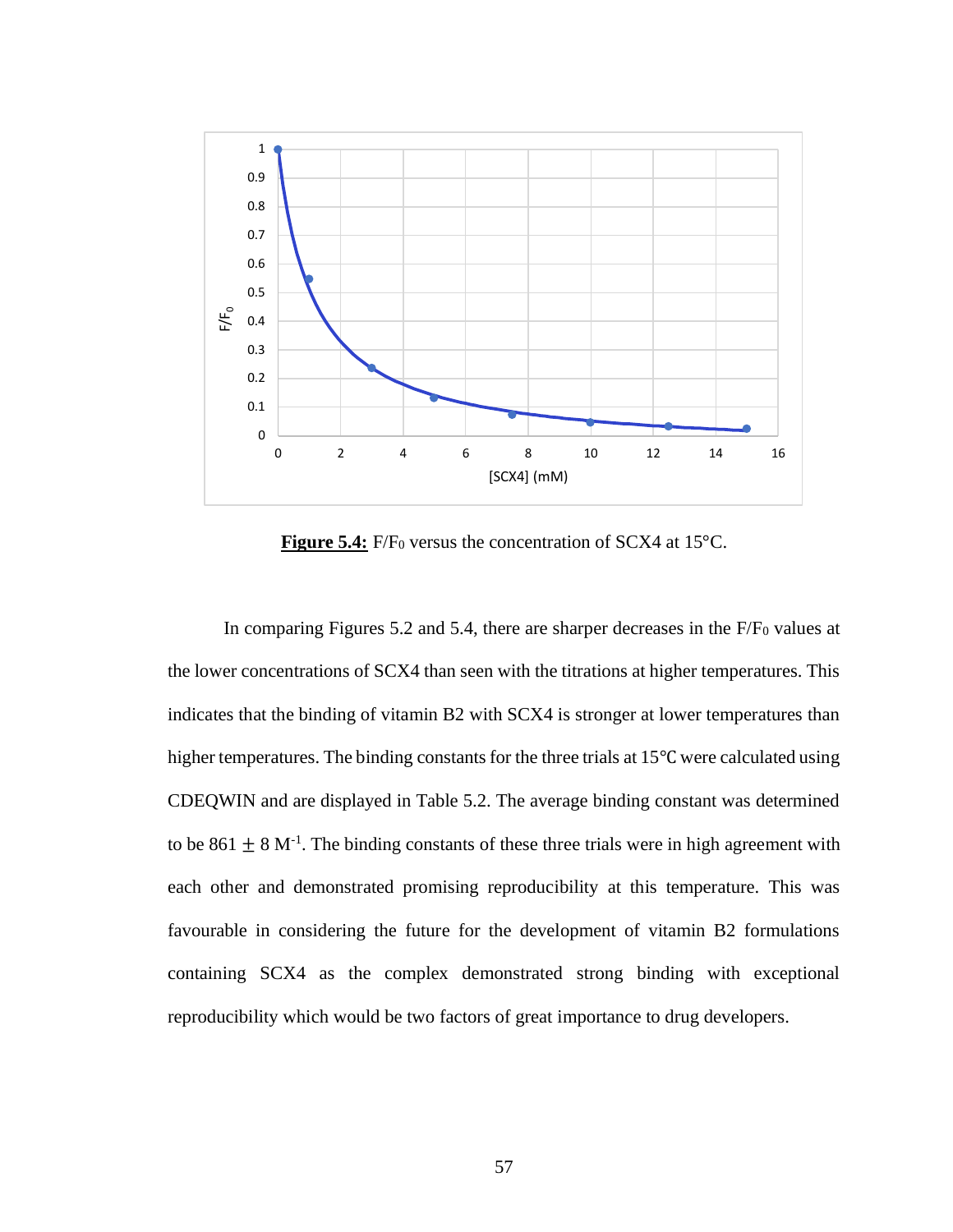**Figure 5.4:** $F/F_0$ versus the concentration of SCX4 at 15°C.

In comparing Figures 5.2 and 5.4, there are sharper decreases in the $F/F_0$ values at the lower concentrations of SCX4 than seen with the titrations at higher temperatures. This indicates that the binding of vitamin B2 with SCX4 is stronger at lower temperatures than higher temperatures. The binding constants for the three trials at 15℃ were calculated using CDEQWIN and are displayed in Table 5.2. The average binding constant was determined to be 861 $\pm$ 8 $M^{-1}$. The binding constants of these three trials were in high agreement with each other and demonstrated promising reproducibility at this temperature. This was favourable in considering the future for the development of vitamin B2 formulations containing SCX4 as the complex demonstrated strong binding with exceptional reproducibility which would be two factors of great importance to drug developers.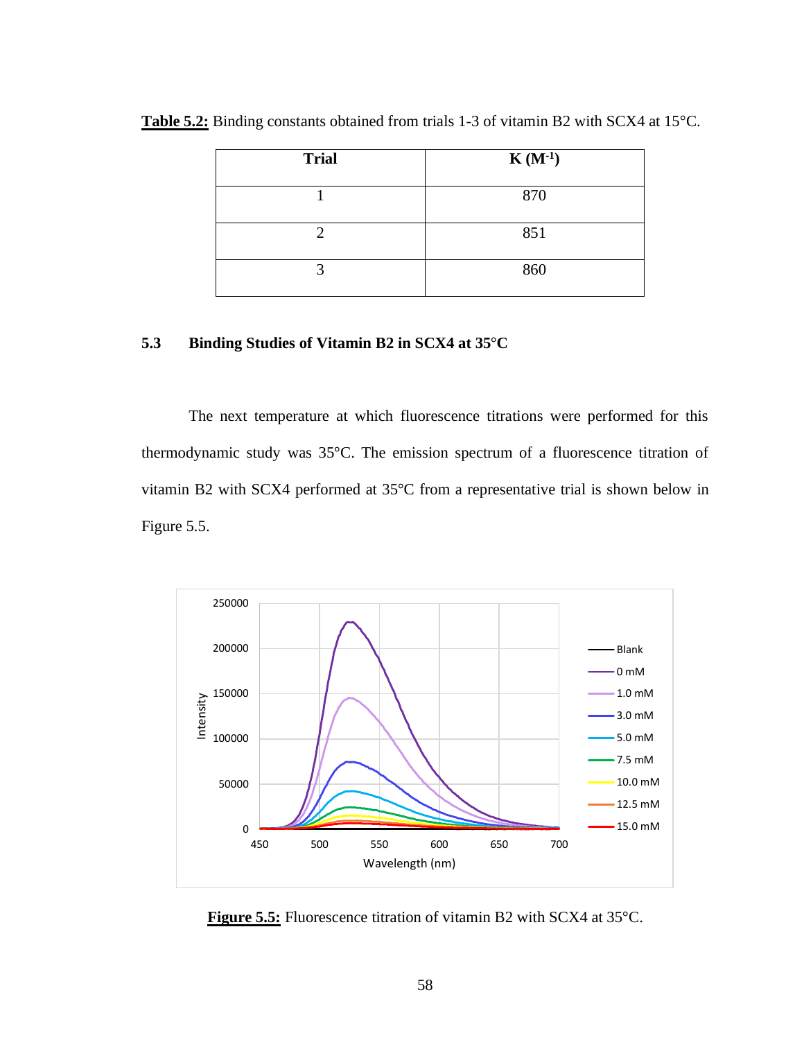**Table 5.2:** Binding constants obtained from trials 1-3 of vitamin B2 with SCX4 at 15°C.

| Trial | K ($M^{-1}$) |
| --- | --- |
| 1 | 870 |
| 2 | 851 |
| 3 | 860 |

### 5.3 Binding Studies of Vitamin B2 in SCX4 at 35°C

The next temperature at which fluorescence titrations were performed for this thermodynamic study was 35°C. The emission spectrum of a fluorescence titration of vitamin B2 with SCX4 performed at 35°C from a representative trial is shown below in Figure 5.5.

**Figure 5.5:** Fluorescence titration of vitamin B2 with SCX4 at 35°C.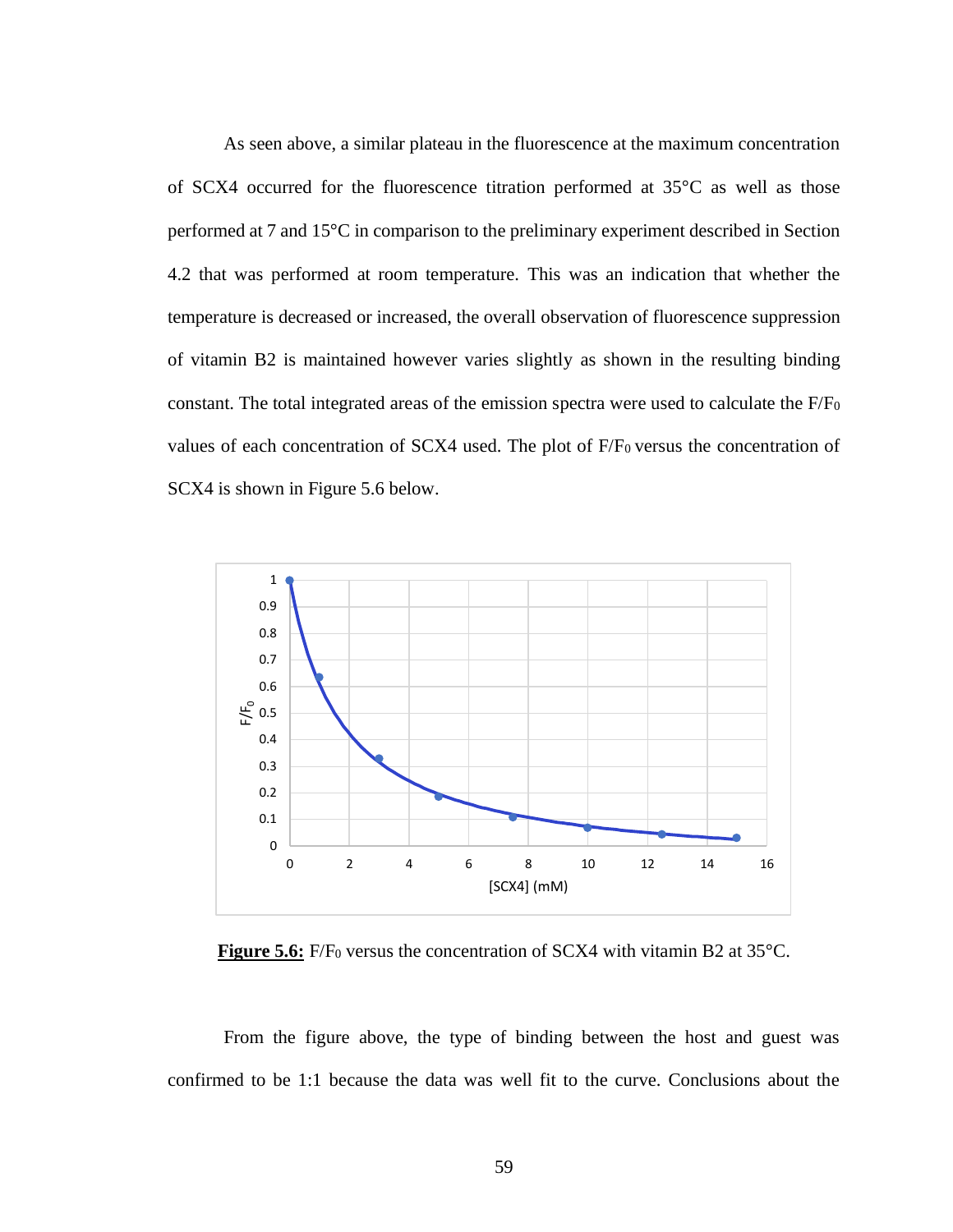As seen above, a similar plateau in the fluorescence at the maximum concentration of SCX4 occurred for the fluorescence titration performed at 35°C as well as those performed at 7 and 15°C in comparison to the preliminary experiment described in Section 4.2 that was performed at room temperature. This was an indication that whether the temperature is decreased or increased, the overall observation of fluorescence suppression of vitamin B2 is maintained however varies slightly as shown in the resulting binding constant. The total integrated areas of the emission spectra were used to calculate the $F/F_0$ values of each concentration of SCX4 used. The plot of $F/F_0$ versus the concentration of SCX4 is shown in Figure 5.6 below.

**Figure 5.6:** $F/F_0$ versus the concentration of SCX4 with vitamin B2 at 35°C.

From the figure above, the type of binding between the host and guest was confirmed to be 1:1 because the data was well fit to the curve. Conclusions about the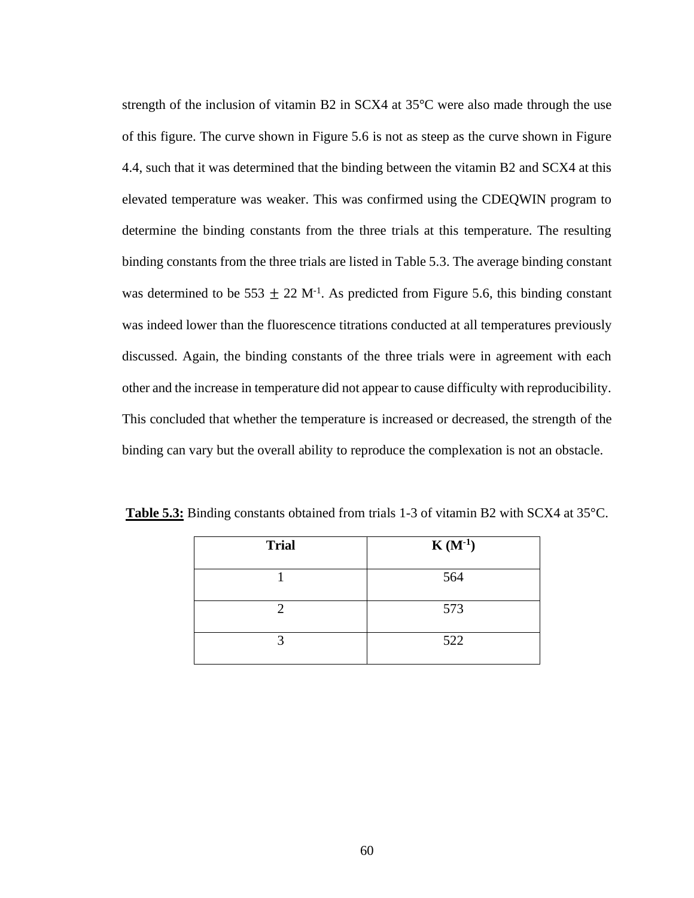strength of the inclusion of vitamin B2 in SCX4 at 35°C were also made through the use of this figure. The curve shown in Figure 5.6 is not as steep as the curve shown in Figure 4.4, such that it was determined that the binding between the vitamin B2 and SCX4 at this elevated temperature was weaker. This was confirmed using the CDEQWIN program to determine the binding constants from the three trials at this temperature. The resulting binding constants from the three trials are listed in Table 5.3. The average binding constant was determined to be 553 $\pm$ 22 $M^{-1}$. As predicted from Figure 5.6, this binding constant was indeed lower than the fluorescence titrations conducted at all temperatures previously discussed. Again, the binding constants of the three trials were in agreement with each other and the increase in temperature did not appear to cause difficulty with reproducibility. This concluded that whether the temperature is increased or decreased, the strength of the binding can vary but the overall ability to reproduce the complexation is not an obstacle.

**Table 5.3:** Binding constants obtained from trials 1-3 of vitamin B2 with SCX4 at 35°C.

| **Trial** | **K ($M^{-1}$)** |
| --- | --- |
| 1 | 564 |
| 2 | 573 |
| 3 | 522 |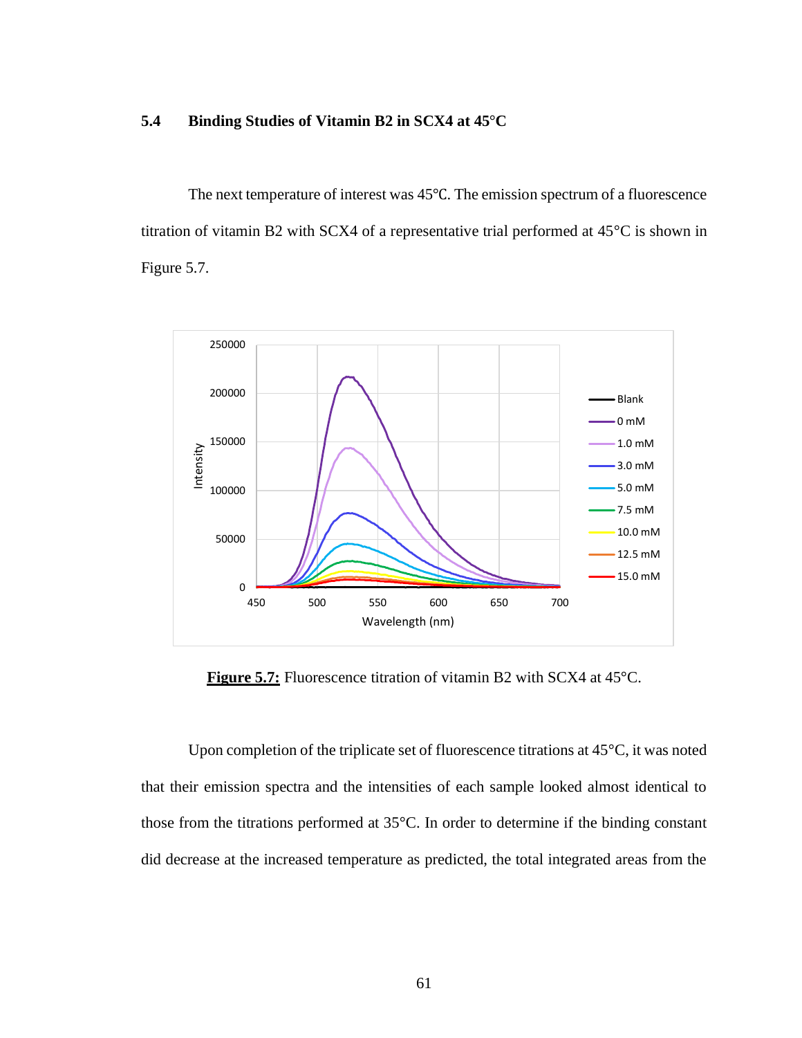### 5.4 Binding Studies of Vitamin B2 in SCX4 at 45°C

The next temperature of interest was 45℃. The emission spectrum of a fluorescence titration of vitamin B2 with SCX4 of a representative trial performed at 45°C is shown in Figure 5.7.

**Figure 5.7:** Fluorescence titration of vitamin B2 with SCX4 at 45°C.

Upon completion of the triplicate set of fluorescence titrations at 45°C, it was noted that their emission spectra and the intensities of each sample looked almost identical to those from the titrations performed at 35°C. In order to determine if the binding constant did decrease at the increased temperature as predicted, the total integrated areas from the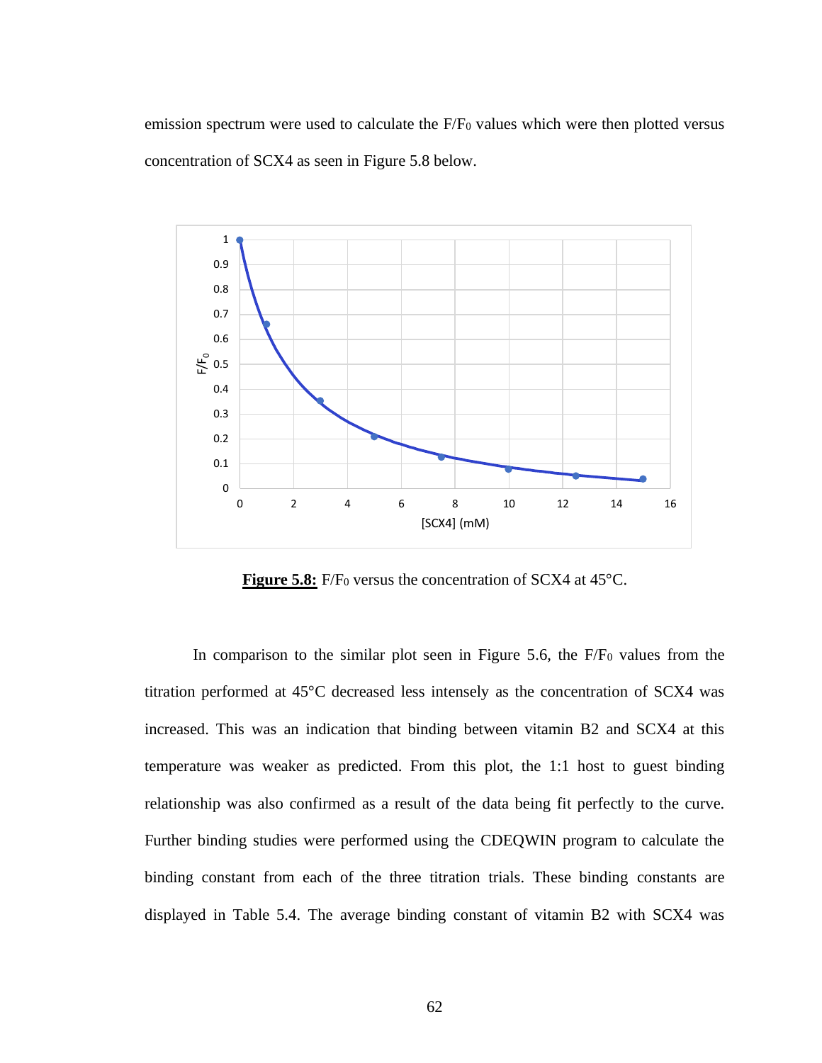emission spectrum were used to calculate the $F/F_0$ values which were then plotted versus concentration of SCX4 as seen in Figure 5.8 below.

**Figure 5.8:** $F/F_0$ versus the concentration of SCX4 at 45°C.

In comparison to the similar plot seen in Figure 5.6, the $F/F_0$ values from the titration performed at 45°C decreased less intensely as the concentration of SCX4 was increased. This was an indication that binding between vitamin B2 and SCX4 at this temperature was weaker as predicted. From this plot, the 1:1 host to guest binding relationship was also confirmed as a result of the data being fit perfectly to the curve. Further binding studies were performed using the CDEQWIN program to calculate the binding constant from each of the three titration trials. These binding constants are displayed in Table 5.4. The average binding constant of vitamin B2 with SCX4 was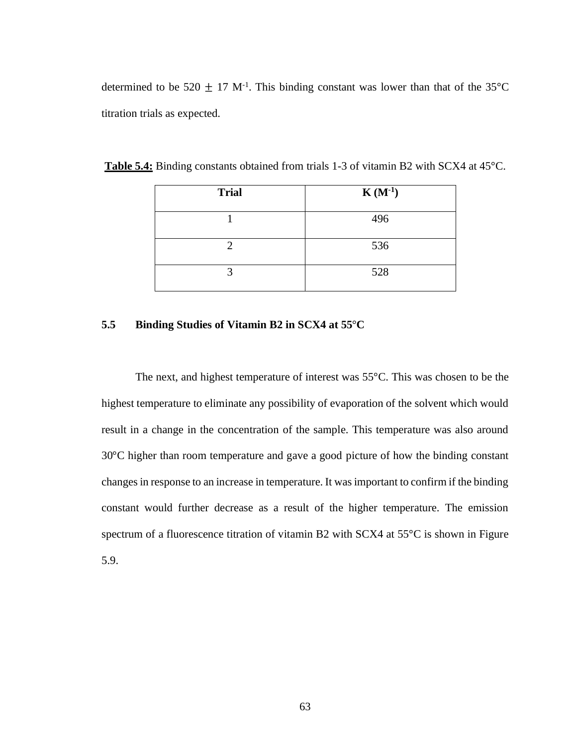determined to be 520 $\pm$ 17 $M^{-1}$. This binding constant was lower than that of the 35°C titration trials as expected.

**Table 5.4:** Binding constants obtained from trials 1-3 of vitamin B2 with SCX4 at 45°C.

| Trial | K ($M^{-1}$) |
|---|---|
| 1 | 496 |
| 2 | 536 |
| 3 | 528 |

### 5.5 Binding Studies of Vitamin B2 in SCX4 at 55°C

The next, and highest temperature of interest was 55°C. This was chosen to be the highest temperature to eliminate any possibility of evaporation of the solvent which would result in a change in the concentration of the sample. This temperature was also around 30°C higher than room temperature and gave a good picture of how the binding constant changes in response to an increase in temperature. It was important to confirm if the binding constant would further decrease as a result of the higher temperature. The emission spectrum of a fluorescence titration of vitamin B2 with SCX4 at 55°C is shown in Figure 5.9.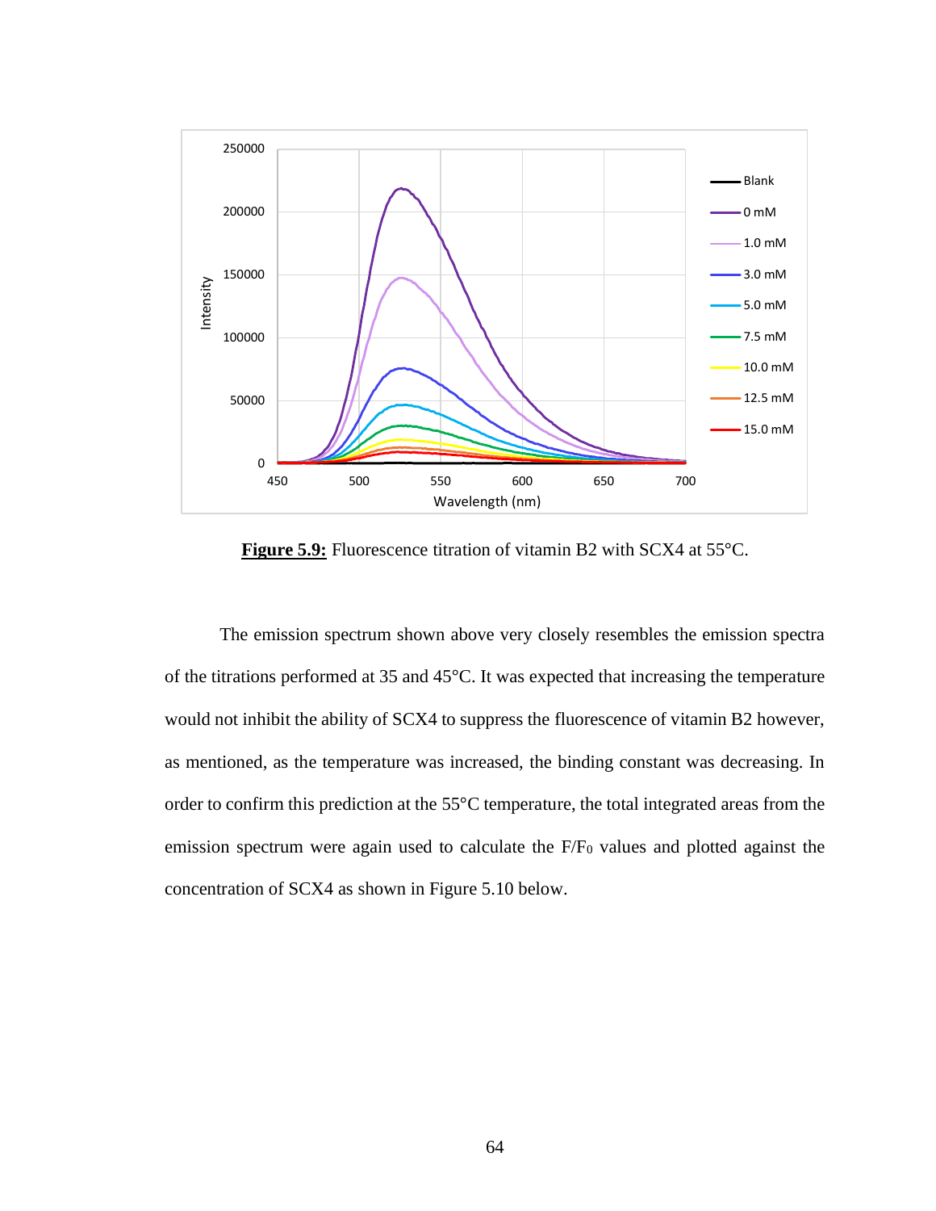**Figure 5.9:** Fluorescence titration of vitamin B2 with SCX4 at 55°C.

The emission spectrum shown above very closely resembles the emission spectra of the titrations performed at 35 and 45°C. It was expected that increasing the temperature would not inhibit the ability of SCX4 to suppress the fluorescence of vitamin B2 however, as mentioned, as the temperature was increased, the binding constant was decreasing. In order to confirm this prediction at the 55°C temperature, the total integrated areas from the emission spectrum were again used to calculate the $F/F_0$ values and plotted against the concentration of SCX4 as shown in Figure 5.10 below.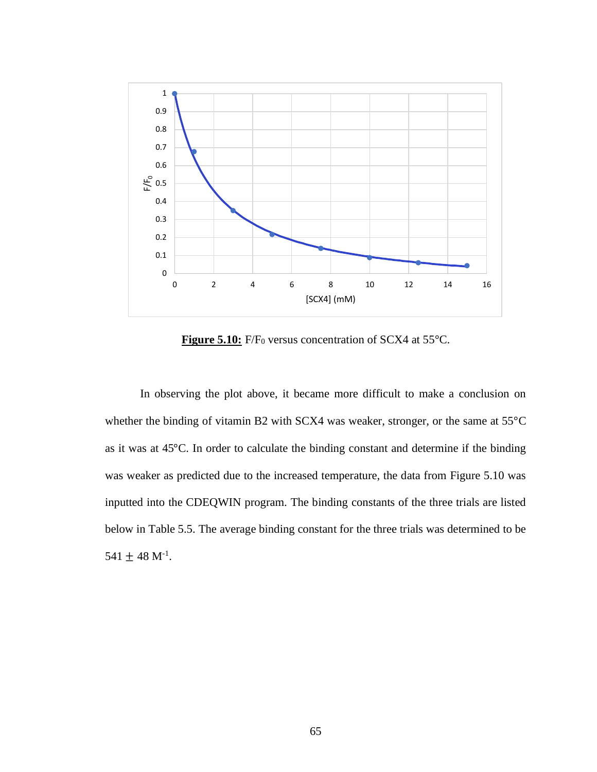**Figure 5.10:** $F/F_0$ versus concentration of SCX4 at 55°C.

In observing the plot above, it became more difficult to make a conclusion on whether the binding of vitamin B2 with SCX4 was weaker, stronger, or the same at 55°C as it was at 45°C. In order to calculate the binding constant and determine if the binding was weaker as predicted due to the increased temperature, the data from Figure 5.10 was inputted into the CDEQWIN program. The binding constants of the three trials are listed below in Table 5.5. The average binding constant for the three trials was determined to be $541 \pm 48\ M^{-1}$.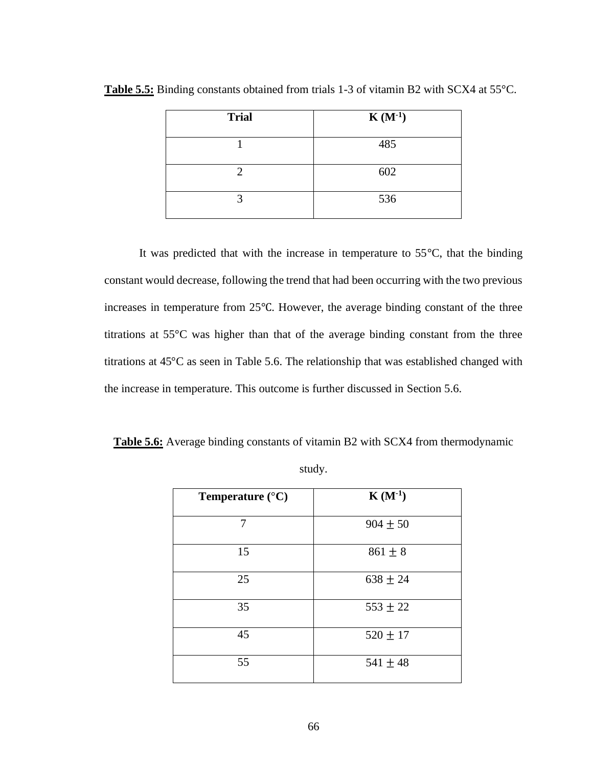**Table 5.5:** Binding constants obtained from trials 1-3 of vitamin B2 with SCX4 at 55°C.

| Trial | K ($M^{-1}$) |
|---|---|
| 1 | 485 |
| 2 | 602 |
| 3 | 536 |

It was predicted that with the increase in temperature to 55°C, that the binding constant would decrease, following the trend that had been occurring with the two previous increases in temperature from 25℃. However, the average binding constant of the three titrations at 55°C was higher than that of the average binding constant from the three titrations at 45°C as seen in Table 5.6. The relationship that was established changed with the increase in temperature. This outcome is further discussed in Section 5.6.

**Table 5.6:** Average binding constants of vitamin B2 with SCX4 from thermodynamic study.

| Temperature (°C) | K ($M^{-1}$) |
|---|---|
| 7 | $904 \pm 50$ |
| 15 | $861 \pm 8$ |
| 25 | $638 \pm 24$ |
| 35 | $553 \pm 22$ |
| 45 | $520 \pm 17$ |
| 55 | $541 \pm 48$ |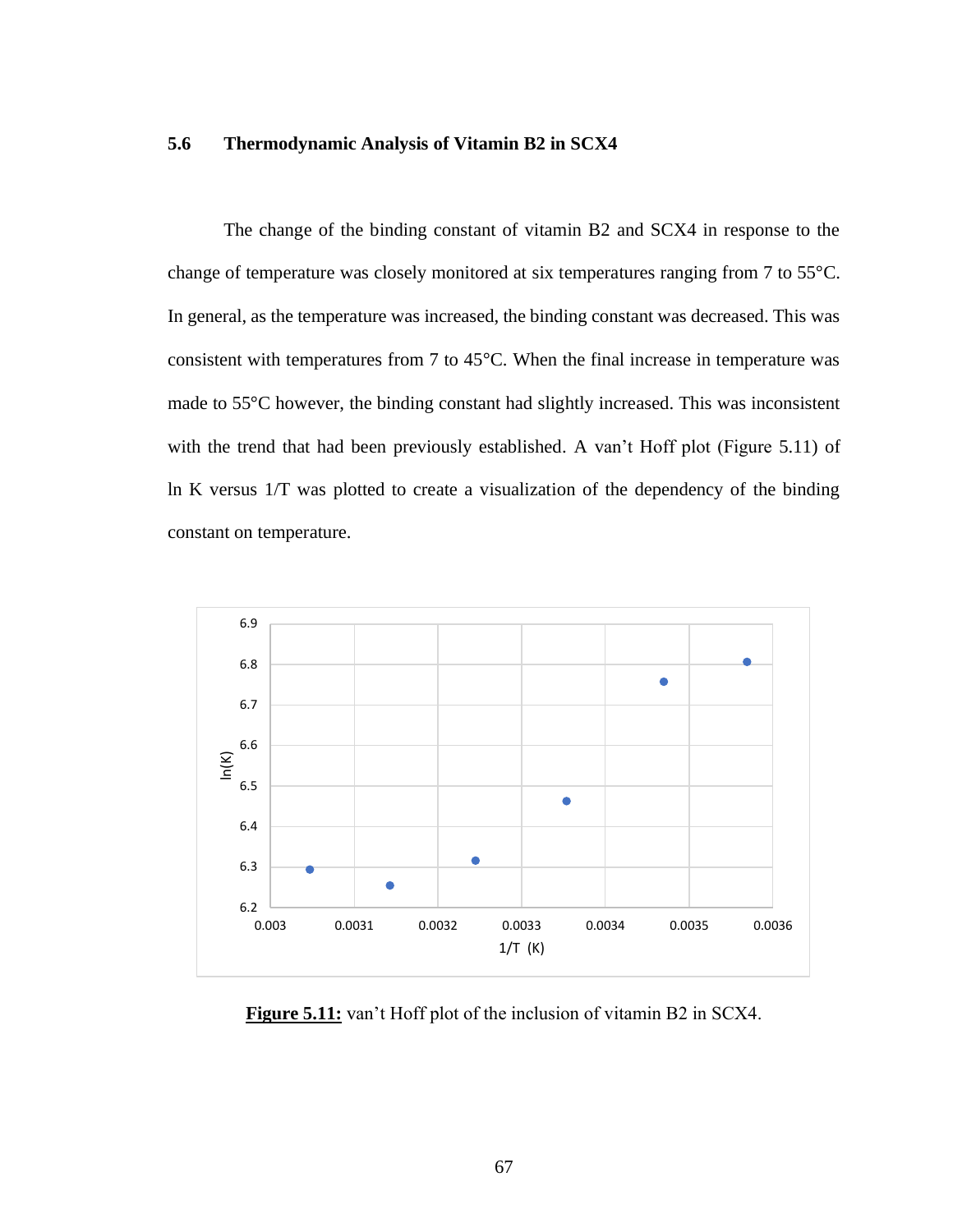## 5.6 Thermodynamic Analysis of Vitamin B2 in SCX4

The change of the binding constant of vitamin B2 and SCX4 in response to the change of temperature was closely monitored at six temperatures ranging from 7 to 55°C. In general, as the temperature was increased, the binding constant was decreased. This was consistent with temperatures from 7 to 45°C. When the final increase in temperature was made to 55°C however, the binding constant had slightly increased. This was inconsistent with the trend that had been previously established. A van't Hoff plot (Figure 5.11) of ln K versus 1/T was plotted to create a visualization of the dependency of the binding constant on temperature.

**Figure 5.11:** van't Hoff plot of the inclusion of vitamin B2 in SCX4.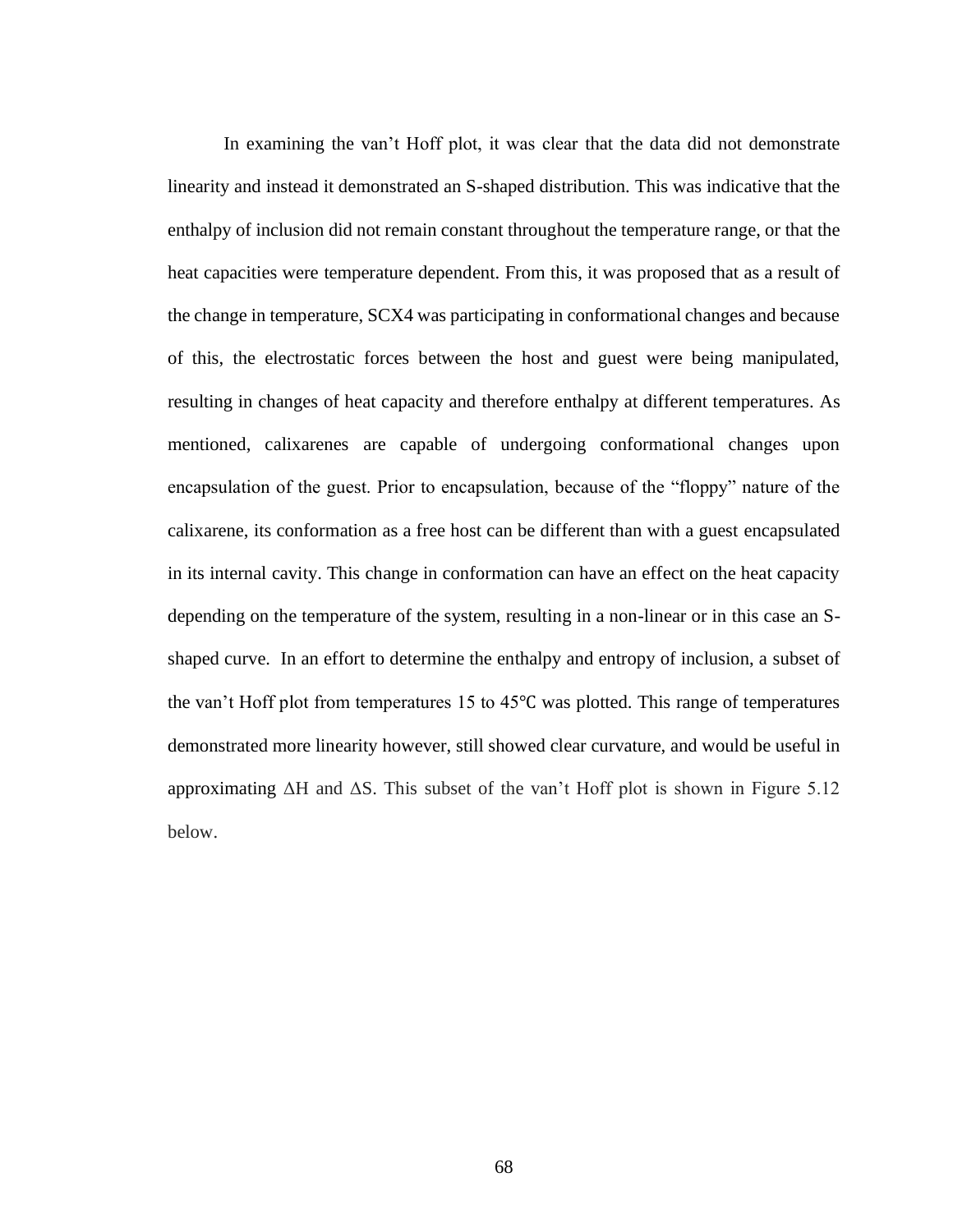In examining the van't Hoff plot, it was clear that the data did not demonstrate linearity and instead it demonstrated an S-shaped distribution. This was indicative that the enthalpy of inclusion did not remain constant throughout the temperature range, or that the heat capacities were temperature dependent. From this, it was proposed that as a result of the change in temperature, SCX4 was participating in conformational changes and because of this, the electrostatic forces between the host and guest were being manipulated, resulting in changes of heat capacity and therefore enthalpy at different temperatures. As mentioned, calixarenes are capable of undergoing conformational changes upon encapsulation of the guest. Prior to encapsulation, because of the "floppy" nature of the calixarene, its conformation as a free host can be different than with a guest encapsulated in its internal cavity. This change in conformation can have an effect on the heat capacity depending on the temperature of the system, resulting in a non-linear or in this case an S-shaped curve. In an effort to determine the enthalpy and entropy of inclusion, a subset of the van't Hoff plot from temperatures 15 to 45℃ was plotted. This range of temperatures demonstrated more linearity however, still showed clear curvature, and would be useful in approximating $\Delta H$ and $\Delta S$. This subset of the van't Hoff plot is shown in Figure 5.12 below.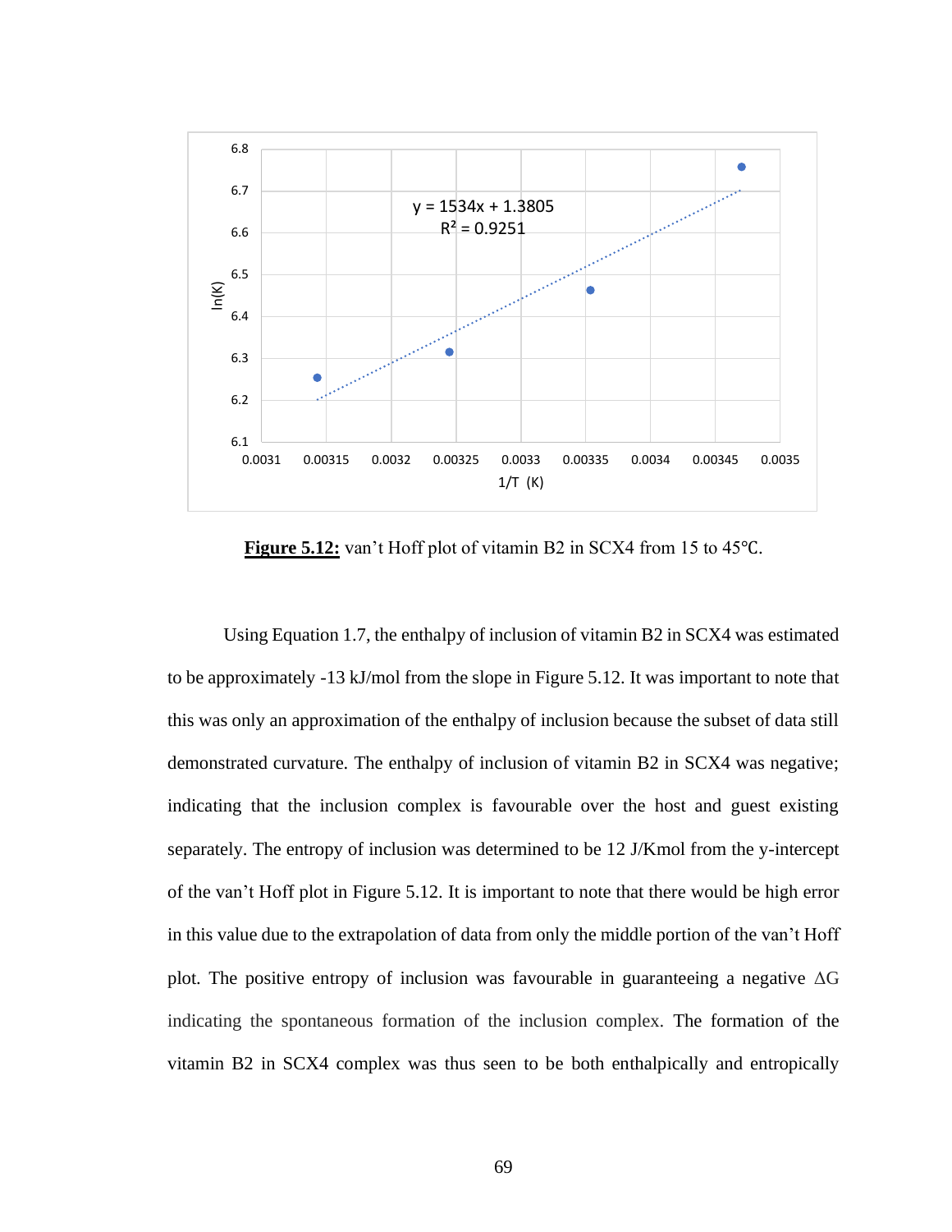**Figure 5.12:** van't Hoff plot of vitamin B2 in SCX4 from 15 to 45℃.

Using Equation 1.7, the enthalpy of inclusion of vitamin B2 in SCX4 was estimated to be approximately -13 kJ/mol from the slope in Figure 5.12. It was important to note that this was only an approximation of the enthalpy of inclusion because the subset of data still demonstrated curvature. The enthalpy of inclusion of vitamin B2 in SCX4 was negative; indicating that the inclusion complex is favourable over the host and guest existing separately. The entropy of inclusion was determined to be 12 J/Kmol from the y-intercept of the van't Hoff plot in Figure 5.12. It is important to note that there would be high error in this value due to the extrapolation of data from only the middle portion of the van't Hoff plot. The positive entropy of inclusion was favourable in guaranteeing a negative $\Delta G$ indicating the spontaneous formation of the inclusion complex. The formation of the vitamin B2 in SCX4 complex was thus seen to be both enthalpically and entropically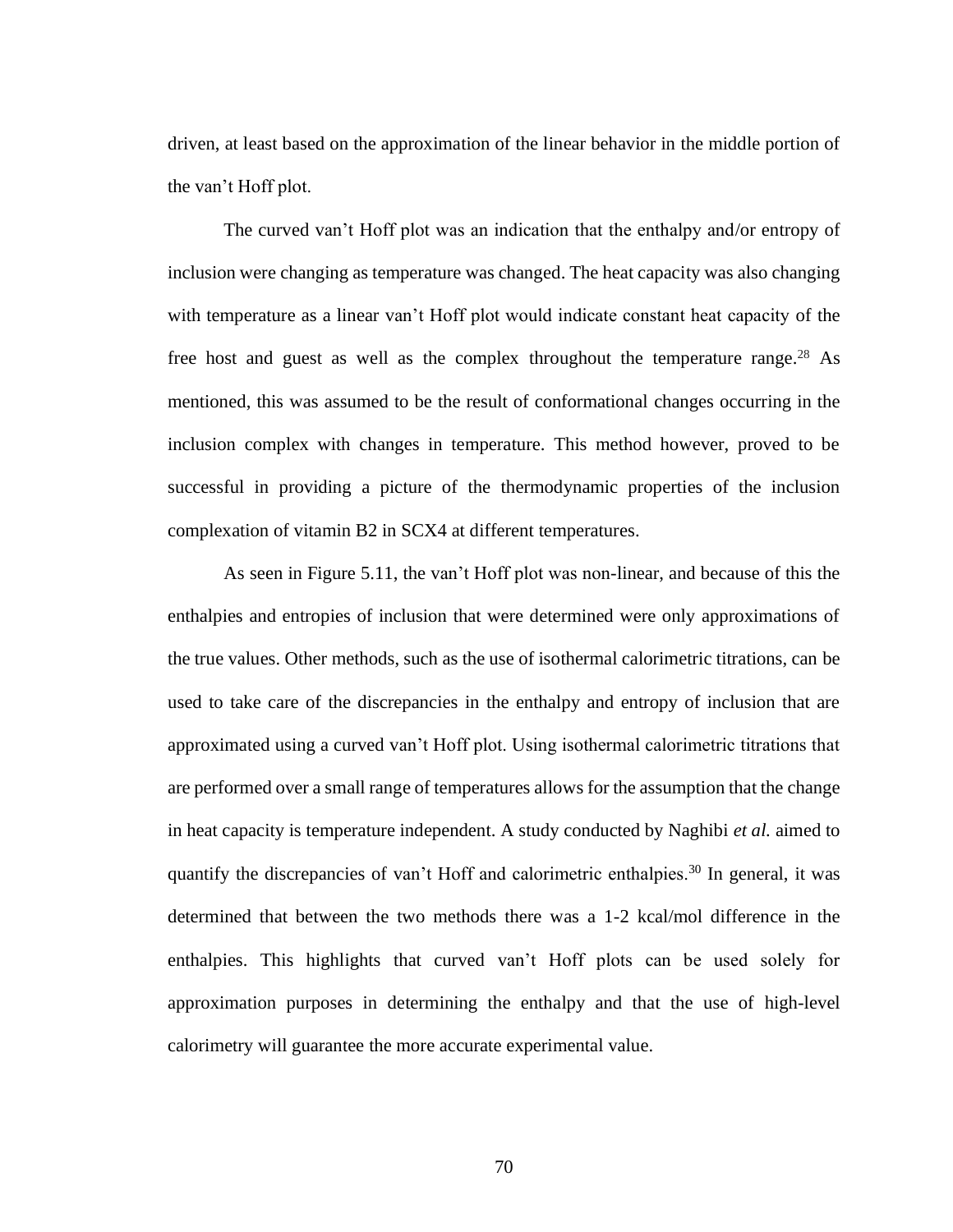driven, at least based on the approximation of the linear behavior in the middle portion of the van't Hoff plot.

The curved van't Hoff plot was an indication that the enthalpy and/or entropy of inclusion were changing as temperature was changed. The heat capacity was also changing with temperature as a linear van't Hoff plot would indicate constant heat capacity of the free host and guest as well as the complex throughout the temperature range.[28] As mentioned, this was assumed to be the result of conformational changes occurring in the inclusion complex with changes in temperature. This method however, proved to be successful in providing a picture of the thermodynamic properties of the inclusion complexation of vitamin B2 in SCX4 at different temperatures.

As seen in Figure 5.11, the van't Hoff plot was non-linear, and because of this the enthalpies and entropies of inclusion that were determined were only approximations of the true values. Other methods, such as the use of isothermal calorimetric titrations, can be used to take care of the discrepancies in the enthalpy and entropy of inclusion that are approximated using a curved van't Hoff plot. Using isothermal calorimetric titrations that are performed over a small range of temperatures allows for the assumption that the change in heat capacity is temperature independent. A study conducted by Naghibi *et al.* aimed to quantify the discrepancies of van't Hoff and calorimetric enthalpies.[30] In general, it was determined that between the two methods there was a 1-2 kcal/mol difference in the enthalpies. This highlights that curved van't Hoff plots can be used solely for approximation purposes in determining the enthalpy and that the use of high-level calorimetry will guarantee the more accurate experimental value.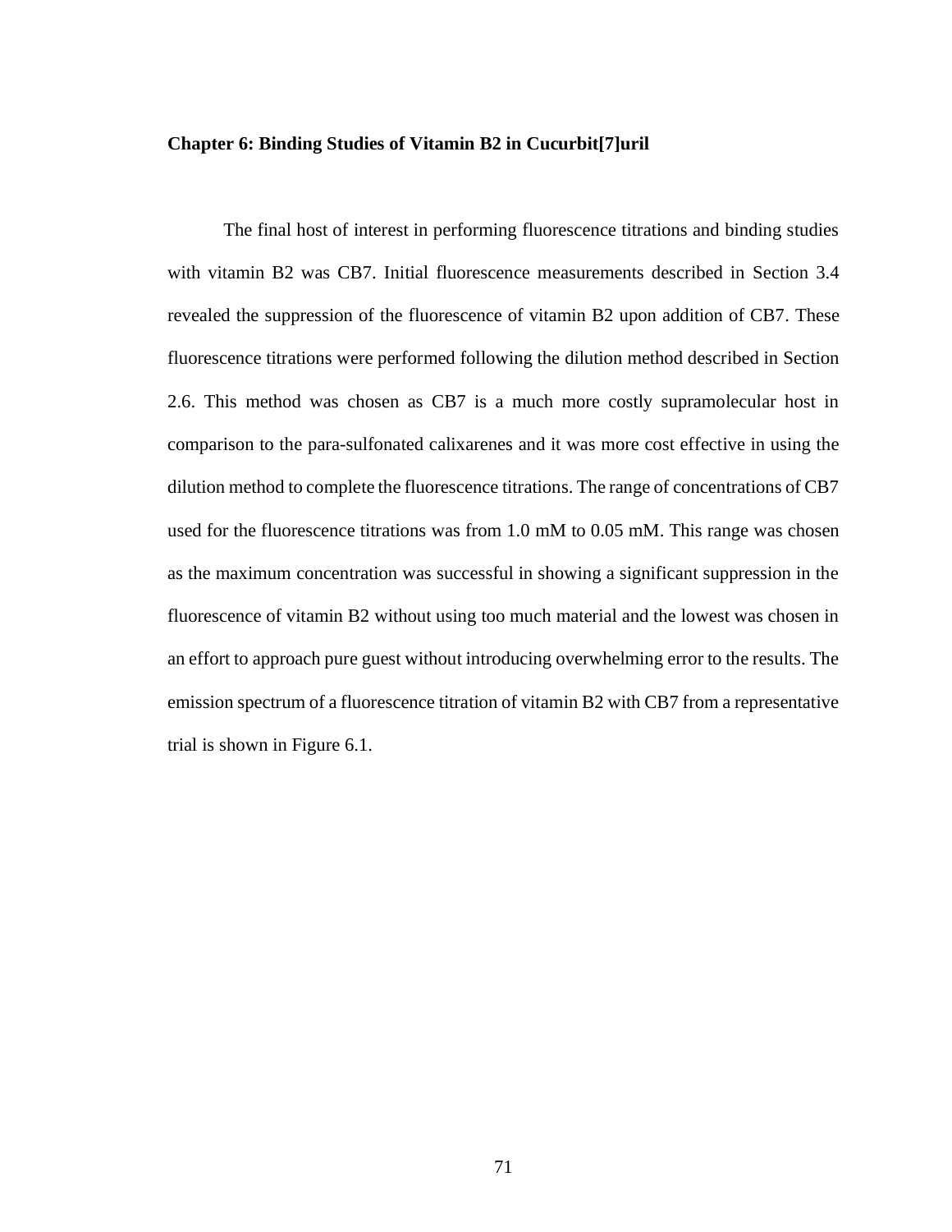# Chapter 6: Binding Studies of Vitamin B2 in Cucurbit[7]uril

The final host of interest in performing fluorescence titrations and binding studies with vitamin B2 was CB7. Initial fluorescence measurements described in Section 3.4 revealed the suppression of the fluorescence of vitamin B2 upon addition of CB7. These fluorescence titrations were performed following the dilution method described in Section 2.6. This method was chosen as CB7 is a much more costly supramolecular host in comparison to the para-sulfonated calixarenes and it was more cost effective in using the dilution method to complete the fluorescence titrations. The range of concentrations of CB7 used for the fluorescence titrations was from 1.0 mM to 0.05 mM. This range was chosen as the maximum concentration was successful in showing a significant suppression in the fluorescence of vitamin B2 without using too much material and the lowest was chosen in an effort to approach pure guest without introducing overwhelming error to the results. The emission spectrum of a fluorescence titration of vitamin B2 with CB7 from a representative trial is shown in Figure 6.1.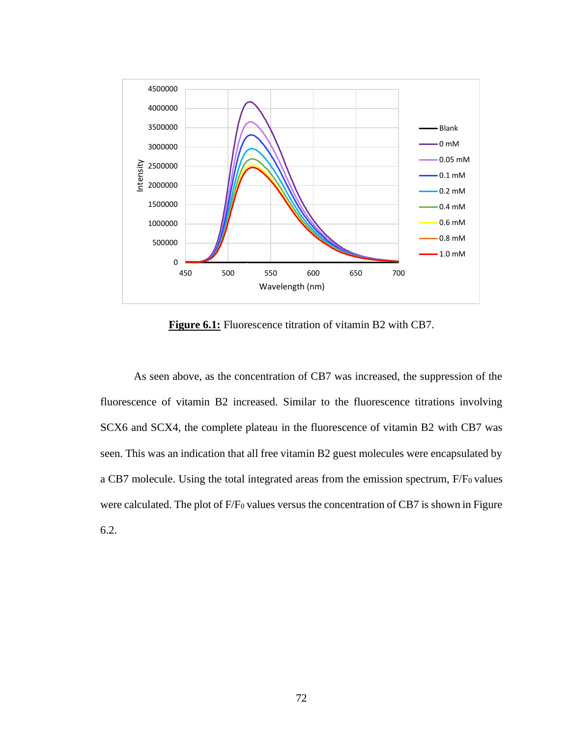**Figure 6.1:** Fluorescence titration of vitamin B2 with CB7.

As seen above, as the concentration of CB7 was increased, the suppression of the fluorescence of vitamin B2 increased. Similar to the fluorescence titrations involving SCX6 and SCX4, the complete plateau in the fluorescence of vitamin B2 with CB7 was seen. This was an indication that all free vitamin B2 guest molecules were encapsulated by a CB7 molecule. Using the total integrated areas from the emission spectrum, $F/F_0$ values were calculated. The plot of $F/F_0$ values versus the concentration of CB7 is shown in Figure 6.2.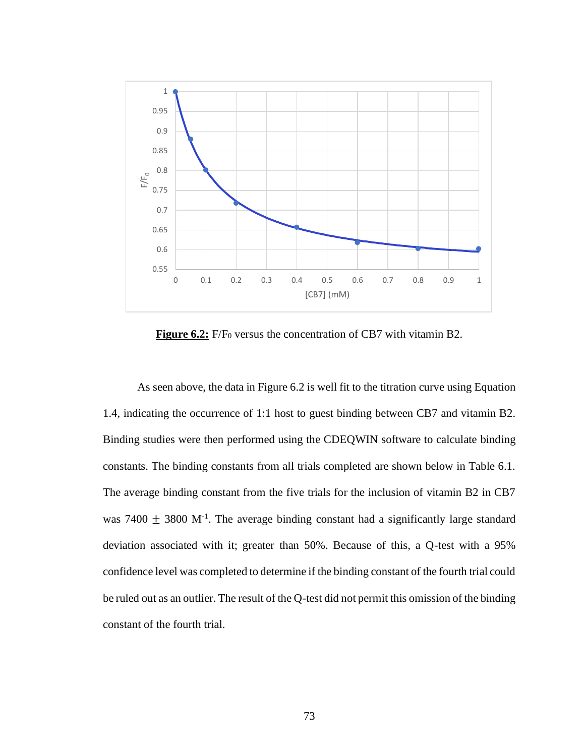**Figure 6.2:** $F/F_0$ versus the concentration of CB7 with vitamin B2.

As seen above, the data in Figure 6.2 is well fit to the titration curve using Equation 1.4, indicating the occurrence of 1:1 host to guest binding between CB7 and vitamin B2. Binding studies were then performed using the CDEQWIN software to calculate binding constants. The binding constants from all trials completed are shown below in Table 6.1. The average binding constant from the five trials for the inclusion of vitamin B2 in CB7 was $7400 \pm 3800$ $M^{-1}$. The average binding constant had a significantly large standard deviation associated with it; greater than 50%. Because of this, a Q-test with a 95% confidence level was completed to determine if the binding constant of the fourth trial could be ruled out as an outlier. The result of the Q-test did not permit this omission of the binding constant of the fourth trial.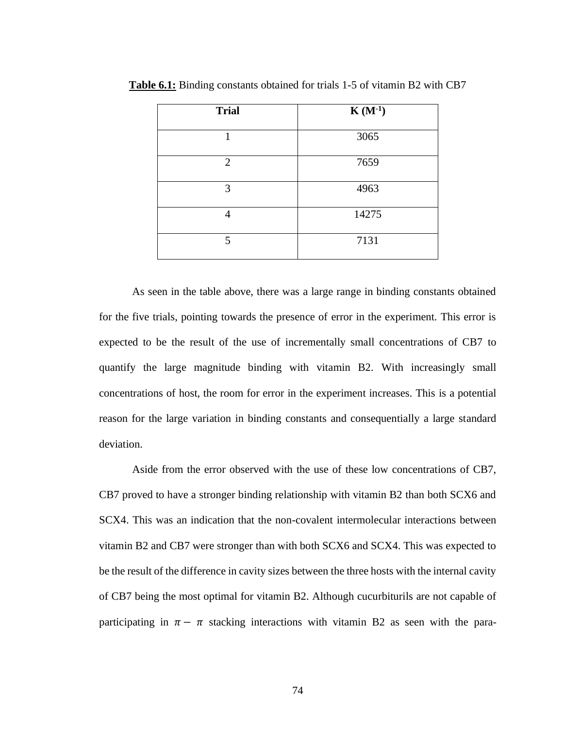**Table 6.1:** Binding constants obtained for trials 1-5 of vitamin B2 with CB7

| Trial | K ($M^{-1}$) |
|---|---|
| 1 | 3065 |
| 2 | 7659 |
| 3 | 4963 |
| 4 | 14275 |
| 5 | 7131 |

As seen in the table above, there was a large range in binding constants obtained for the five trials, pointing towards the presence of error in the experiment. This error is expected to be the result of the use of incrementally small concentrations of CB7 to quantify the large magnitude binding with vitamin B2. With increasingly small concentrations of host, the room for error in the experiment increases. This is a potential reason for the large variation in binding constants and consequentially a large standard deviation.

Aside from the error observed with the use of these low concentrations of CB7, CB7 proved to have a stronger binding relationship with vitamin B2 than both SCX6 and SCX4. This was an indication that the non-covalent intermolecular interactions between vitamin B2 and CB7 were stronger than with both SCX6 and SCX4. This was expected to be the result of the difference in cavity sizes between the three hosts with the internal cavity of CB7 being the most optimal for vitamin B2. Although cucurbiturils are not capable of participating in $\pi - \pi$ stacking interactions with vitamin B2 as seen with the para-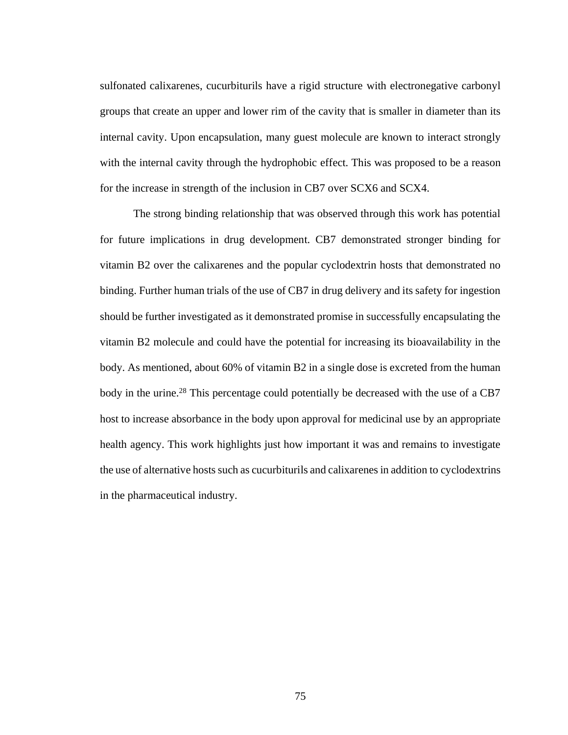sulfonated calixarenes, cucurbiturils have a rigid structure with electronegative carbonyl groups that create an upper and lower rim of the cavity that is smaller in diameter than its internal cavity. Upon encapsulation, many guest molecule are known to interact strongly with the internal cavity through the hydrophobic effect. This was proposed to be a reason for the increase in strength of the inclusion in CB7 over SCX6 and SCX4.

The strong binding relationship that was observed through this work has potential for future implications in drug development. CB7 demonstrated stronger binding for vitamin B2 over the calixarenes and the popular cyclodextrin hosts that demonstrated no binding. Further human trials of the use of CB7 in drug delivery and its safety for ingestion should be further investigated as it demonstrated promise in successfully encapsulating the vitamin B2 molecule and could have the potential for increasing its bioavailability in the body. As mentioned, about 60% of vitamin B2 in a single dose is excreted from the human body in the urine.[28] This percentage could potentially be decreased with the use of a CB7 host to increase absorbance in the body upon approval for medicinal use by an appropriate health agency. This work highlights just how important it was and remains to investigate the use of alternative hosts such as cucurbiturils and calixarenes in addition to cyclodextrins in the pharmaceutical industry.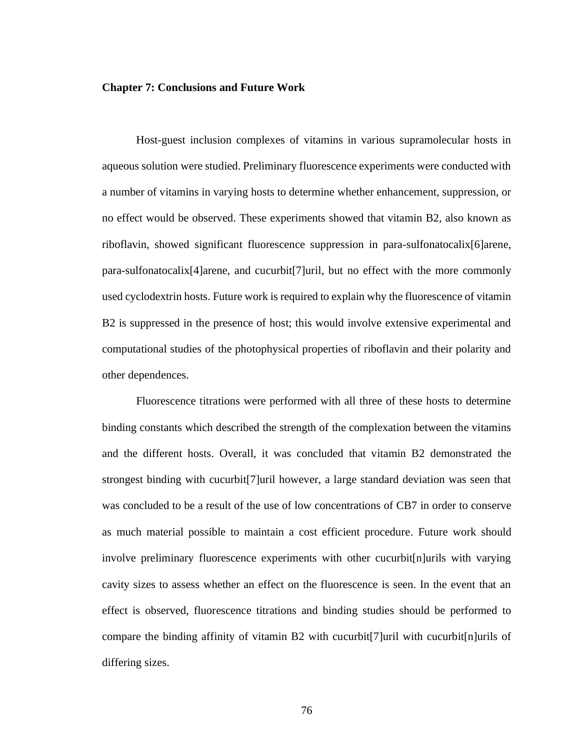## Chapter 7: Conclusions and Future Work

Host-guest inclusion complexes of vitamins in various supramolecular hosts in aqueous solution were studied. Preliminary fluorescence experiments were conducted with a number of vitamins in varying hosts to determine whether enhancement, suppression, or no effect would be observed. These experiments showed that vitamin B2, also known as riboflavin, showed significant fluorescence suppression in para-sulfonatocalix[6]arene, para-sulfonatocalix[4]arene, and cucurbit[7]uril, but no effect with the more commonly used cyclodextrin hosts. Future work is required to explain why the fluorescence of vitamin B2 is suppressed in the presence of host; this would involve extensive experimental and computational studies of the photophysical properties of riboflavin and their polarity and other dependences.

Fluorescence titrations were performed with all three of these hosts to determine binding constants which described the strength of the complexation between the vitamins and the different hosts. Overall, it was concluded that vitamin B2 demonstrated the strongest binding with cucurbit[7]uril however, a large standard deviation was seen that was concluded to be a result of the use of low concentrations of CB7 in order to conserve as much material possible to maintain a cost efficient procedure. Future work should involve preliminary fluorescence experiments with other cucurbit[n]urils with varying cavity sizes to assess whether an effect on the fluorescence is seen. In the event that an effect is observed, fluorescence titrations and binding studies should be performed to compare the binding affinity of vitamin B2 with cucurbit[7]uril with cucurbit[n]urils of differing sizes.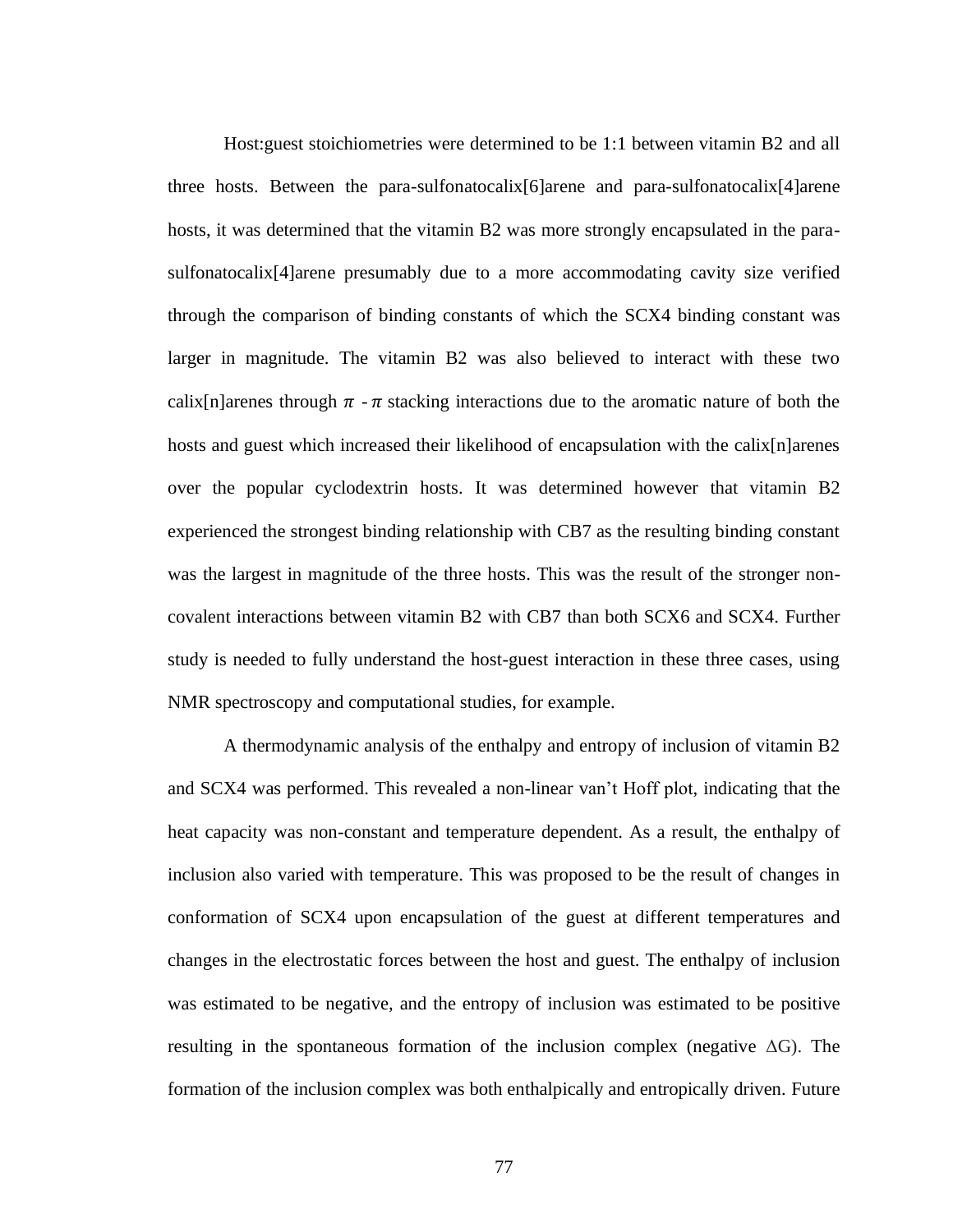Host:guest stoichiometries were determined to be 1:1 between vitamin B2 and all three hosts. Between the para-sulfonatocalix[6]arene and para-sulfonatocalix[4]arene hosts, it was determined that the vitamin B2 was more strongly encapsulated in the para-sulfonatocalix[4]arene presumably due to a more accommodating cavity size verified through the comparison of binding constants of which the SCX4 binding constant was larger in magnitude. The vitamin B2 was also believed to interact with these two calix[n]arenes through $\pi$ - $\pi$ stacking interactions due to the aromatic nature of both the hosts and guest which increased their likelihood of encapsulation with the calix[n]arenes over the popular cyclodextrin hosts. It was determined however that vitamin B2 experienced the strongest binding relationship with CB7 as the resulting binding constant was the largest in magnitude of the three hosts. This was the result of the stronger non-covalent interactions between vitamin B2 with CB7 than both SCX6 and SCX4. Further study is needed to fully understand the host-guest interaction in these three cases, using NMR spectroscopy and computational studies, for example.

A thermodynamic analysis of the enthalpy and entropy of inclusion of vitamin B2 and SCX4 was performed. This revealed a non-linear van't Hoff plot, indicating that the heat capacity was non-constant and temperature dependent. As a result, the enthalpy of inclusion also varied with temperature. This was proposed to be the result of changes in conformation of SCX4 upon encapsulation of the guest at different temperatures and changes in the electrostatic forces between the host and guest. The enthalpy of inclusion was estimated to be negative, and the entropy of inclusion was estimated to be positive resulting in the spontaneous formation of the inclusion complex (negative $\Delta G$). The formation of the inclusion complex was both enthalpically and entropically driven. Future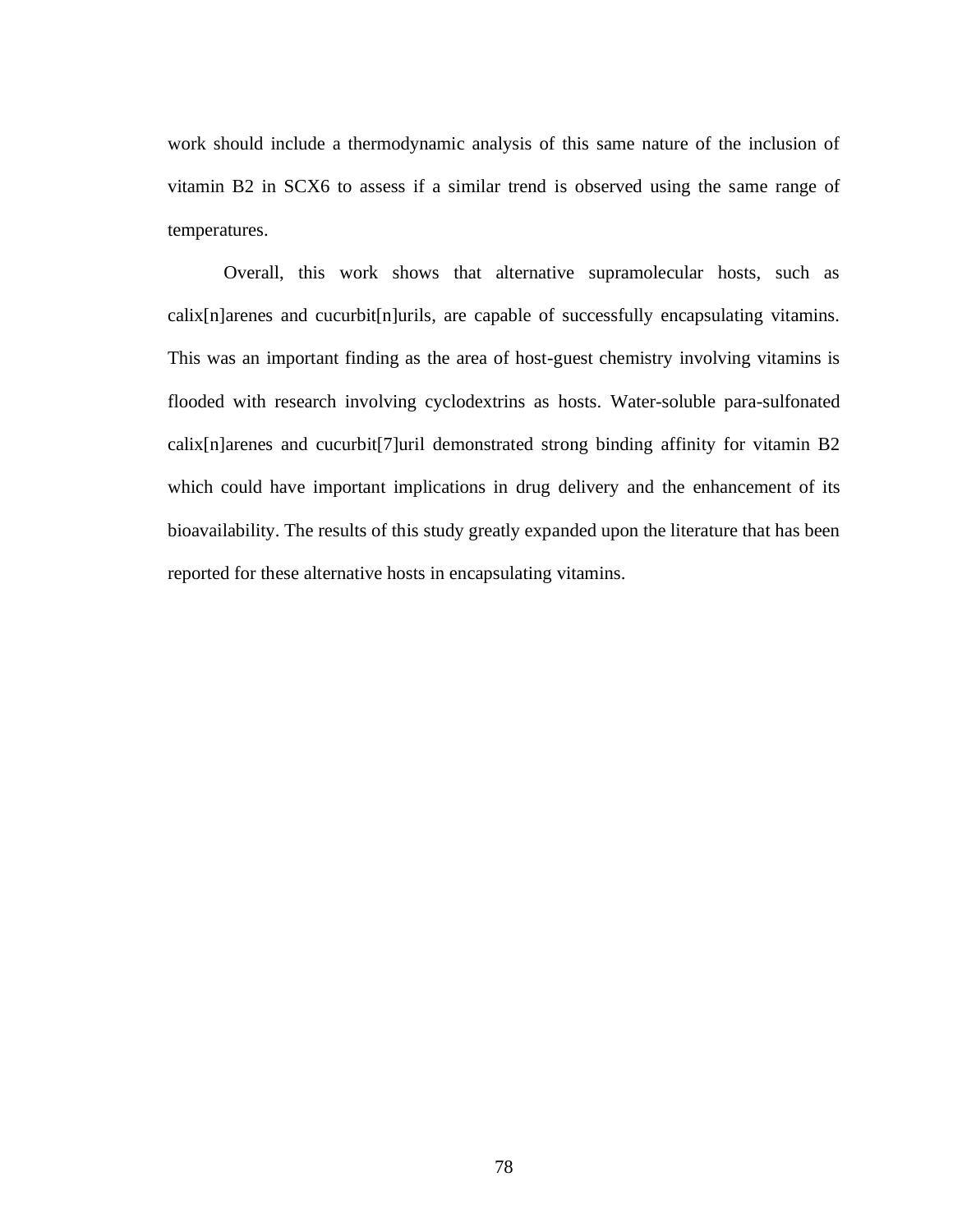work should include a thermodynamic analysis of this same nature of the inclusion of vitamin B2 in SCX6 to assess if a similar trend is observed using the same range of temperatures.

Overall, this work shows that alternative supramolecular hosts, such as calix[n]arenes and cucurbit[n]urils, are capable of successfully encapsulating vitamins. This was an important finding as the area of host-guest chemistry involving vitamins is flooded with research involving cyclodextrins as hosts. Water-soluble para-sulfonated calix[n]arenes and cucurbit[7]uril demonstrated strong binding affinity for vitamin B2 which could have important implications in drug delivery and the enhancement of its bioavailability. The results of this study greatly expanded upon the literature that has been reported for these alternative hosts in encapsulating vitamins.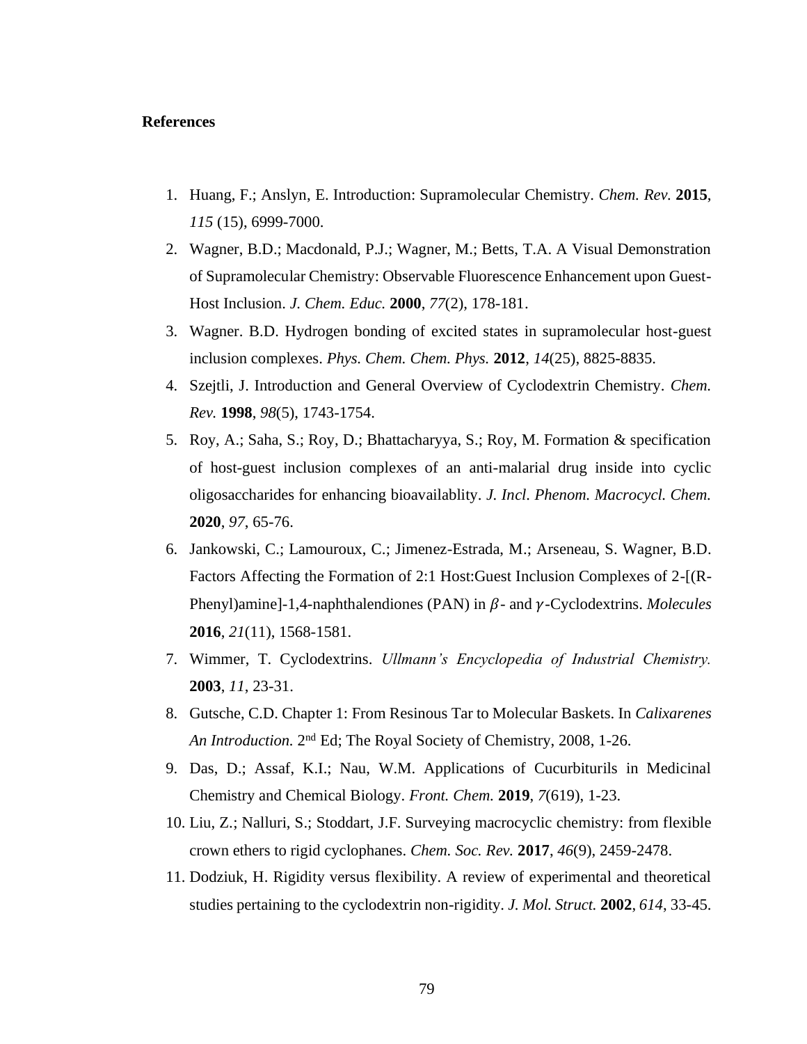**References**

1. Huang, F.; Anslyn, E. Introduction: Supramolecular Chemistry. *Chem. Rev.* **2015**, *115* (15), 6999-7000.
2. Wagner, B.D.; Macdonald, P.J.; Wagner, M.; Betts, T.A. A Visual Demonstration of Supramolecular Chemistry: Observable Fluorescence Enhancement upon Guest-Host Inclusion. *J. Chem. Educ.* **2000**, *77*(2), 178-181.
3. Wagner. B.D. Hydrogen bonding of excited states in supramolecular host-guest inclusion complexes. *Phys. Chem. Chem. Phys.* **2012**, *14*(25), 8825-8835.
4. Szejtli, J. Introduction and General Overview of Cyclodextrin Chemistry. *Chem. Rev.* **1998**, *98*(5), 1743-1754.
5. Roy, A.; Saha, S.; Roy, D.; Bhattacharyya, S.; Roy, M. Formation & specification of host-guest inclusion complexes of an anti-malarial drug inside into cyclic oligosaccharides for enhancing bioavailablity. *J. Incl. Phenom. Macrocycl. Chem.* **2020**, *97*, 65-76.
6. Jankowski, C.; Lamouroux, C.; Jimenez-Estrada, M.; Arseneau, S. Wagner, B.D. Factors Affecting the Formation of 2:1 Host:Guest Inclusion Complexes of 2-[(R-Phenyl)amine]-1,4-naphthalendiones (PAN) in $\beta$- and $\gamma$-Cyclodextrins. *Molecules* **2016**, *21*(11), 1568-1581.
7. Wimmer, T. Cyclodextrins. *Ullmann's Encyclopedia of Industrial Chemistry.* **2003**, *11*, 23-31.
8. Gutsche, C.D. Chapter 1: From Resinous Tar to Molecular Baskets. In *Calixarenes An Introduction.* 2nd Ed; The Royal Society of Chemistry, 2008, 1-26.
9. Das, D.; Assaf, K.I.; Nau, W.M. Applications of Cucurbiturils in Medicinal Chemistry and Chemical Biology. *Front. Chem.* **2019**, *7*(619), 1-23.
10. Liu, Z.; Nalluri, S.; Stoddart, J.F. Surveying macrocyclic chemistry: from flexible crown ethers to rigid cyclophanes. *Chem. Soc. Rev.* **2017**, *46*(9), 2459-2478.
11. Dodziuk, H. Rigidity versus flexibility. A review of experimental and theoretical studies pertaining to the cyclodextrin non-rigidity. *J. Mol. Struct.* **2002**, *614*, 33-45.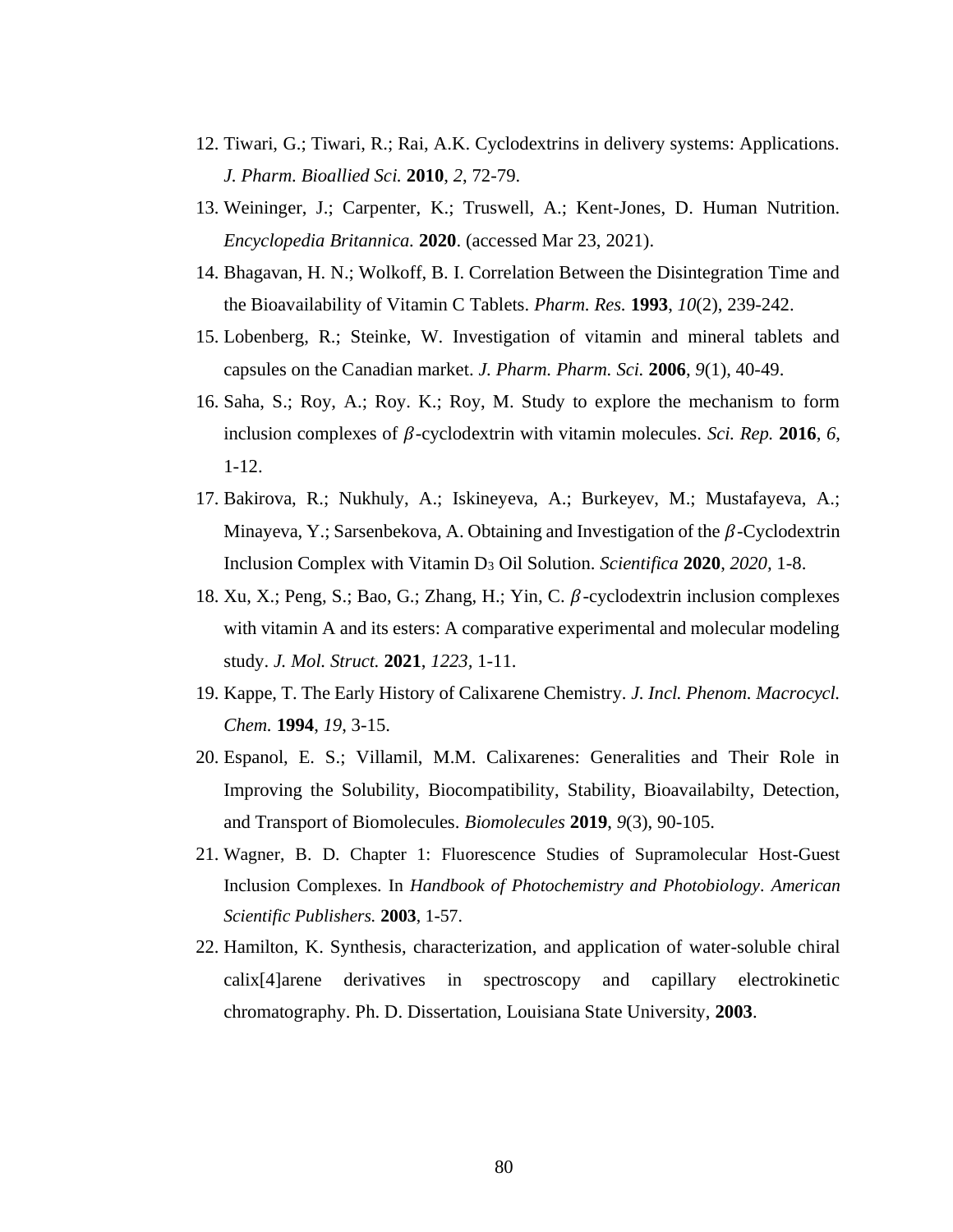12. Tiwari, G.; Tiwari, R.; Rai, A.K. Cyclodextrins in delivery systems: Applications. *J. Pharm. Bioallied Sci.* **2010**, *2*, 72-79.
13. Weininger, J.; Carpenter, K.; Truswell, A.; Kent-Jones, D. Human Nutrition. *Encyclopedia Britannica.* **2020**. (accessed Mar 23, 2021).
14. Bhagavan, H. N.; Wolkoff, B. I. Correlation Between the Disintegration Time and the Bioavailability of Vitamin C Tablets. *Pharm. Res.* **1993**, *10*(2), 239-242.
15. Lobenberg, R.; Steinke, W. Investigation of vitamin and mineral tablets and capsules on the Canadian market. *J. Pharm. Pharm. Sci.* **2006**, *9*(1), 40-49.
16. Saha, S.; Roy, A.; Roy. K.; Roy, M. Study to explore the mechanism to form inclusion complexes of $\beta$-cyclodextrin with vitamin molecules. *Sci. Rep.* **2016**, *6*, 1-12.
17. Bakirova, R.; Nukhuly, A.; Iskineyeva, A.; Burkeyev, M.; Mustafayeva, A.; Minayeva, Y.; Sarsenbekova, A. Obtaining and Investigation of the $\beta$-Cyclodextrin Inclusion Complex with Vitamin $D_3$ Oil Solution. *Scientifica* **2020**, *2020,* 1-8.
18. Xu, X.; Peng, S.; Bao, G.; Zhang, H.; Yin, C. $\beta$-cyclodextrin inclusion complexes with vitamin A and its esters: A comparative experimental and molecular modeling study. *J. Mol. Struct.* **2021**, *1223,* 1-11.
19. Kappe, T. The Early History of Calixarene Chemistry. *J. Incl. Phenom. Macrocycl. Chem.* **1994**, *19*, 3-15.
20. Espanol, E. S.; Villamil, M.M. Calixarenes: Generalities and Their Role in Improving the Solubility, Biocompatibility, Stability, Bioavailabilty, Detection, and Transport of Biomolecules. *Biomolecules* **2019**, *9*(3), 90-105.
21. Wagner, B. D. Chapter 1: Fluorescence Studies of Supramolecular Host-Guest Inclusion Complexes. In *Handbook of Photochemistry and Photobiology*. *American Scientific Publishers.* **2003**, 1-57.
22. Hamilton, K. Synthesis, characterization, and application of water-soluble chiral calix[4]arene derivatives in spectroscopy and capillary electrokinetic chromatography. Ph. D. Dissertation, Louisiana State University, **2003**.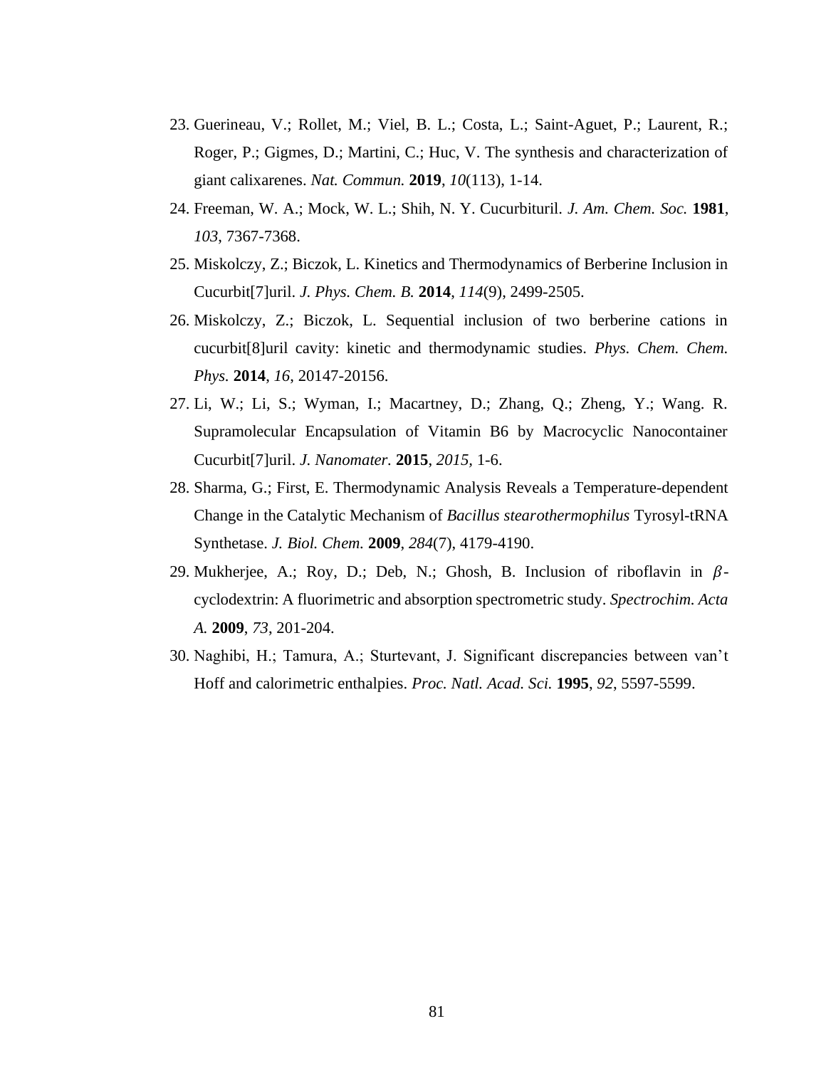23. Guerineau, V.; Rollet, M.; Viel, B. L.; Costa, L.; Saint-Aguet, P.; Laurent, R.; Roger, P.; Gigmes, D.; Martini, C.; Huc, V. The synthesis and characterization of giant calixarenes. *Nat. Commun.* **2019**, *10*(113), 1-14.
24. Freeman, W. A.; Mock, W. L.; Shih, N. Y. Cucurbituril. *J. Am. Chem. Soc.* **1981**, *103*, 7367-7368.
25. Miskolczy, Z.; Biczok, L. Kinetics and Thermodynamics of Berberine Inclusion in Cucurbit[7]uril. *J. Phys. Chem. B.* **2014**, *114*(9), 2499-2505.
26. Miskolczy, Z.; Biczok, L. Sequential inclusion of two berberine cations in cucurbit[8]uril cavity: kinetic and thermodynamic studies. *Phys. Chem. Chem. Phys.* **2014**, *16*, 20147-20156.
27. Li, W.; Li, S.; Wyman, I.; Macartney, D.; Zhang, Q.; Zheng, Y.; Wang. R. Supramolecular Encapsulation of Vitamin B6 by Macrocyclic Nanocontainer Cucurbit[7]uril. *J. Nanomater.* **2015**, *2015*, 1-6.
28. Sharma, G.; First, E. Thermodynamic Analysis Reveals a Temperature-dependent Change in the Catalytic Mechanism of *Bacillus stearothermophilus* Tyrosyl-tRNA Synthetase. *J. Biol. Chem.* **2009**, *284*(7), 4179-4190.
29. Mukherjee, A.; Roy, D.; Deb, N.; Ghosh, B. Inclusion of riboflavin in $\beta$-cyclodextrin: A fluorimetric and absorption spectrometric study. *Spectrochim. Acta A.* **2009**, *73*, 201-204.
30. Naghibi, H.; Tamura, A.; Sturtevant, J. Significant discrepancies between van't Hoff and calorimetric enthalpies. *Proc. Natl. Acad. Sci.* **1995**, *92*, 5597-5599.